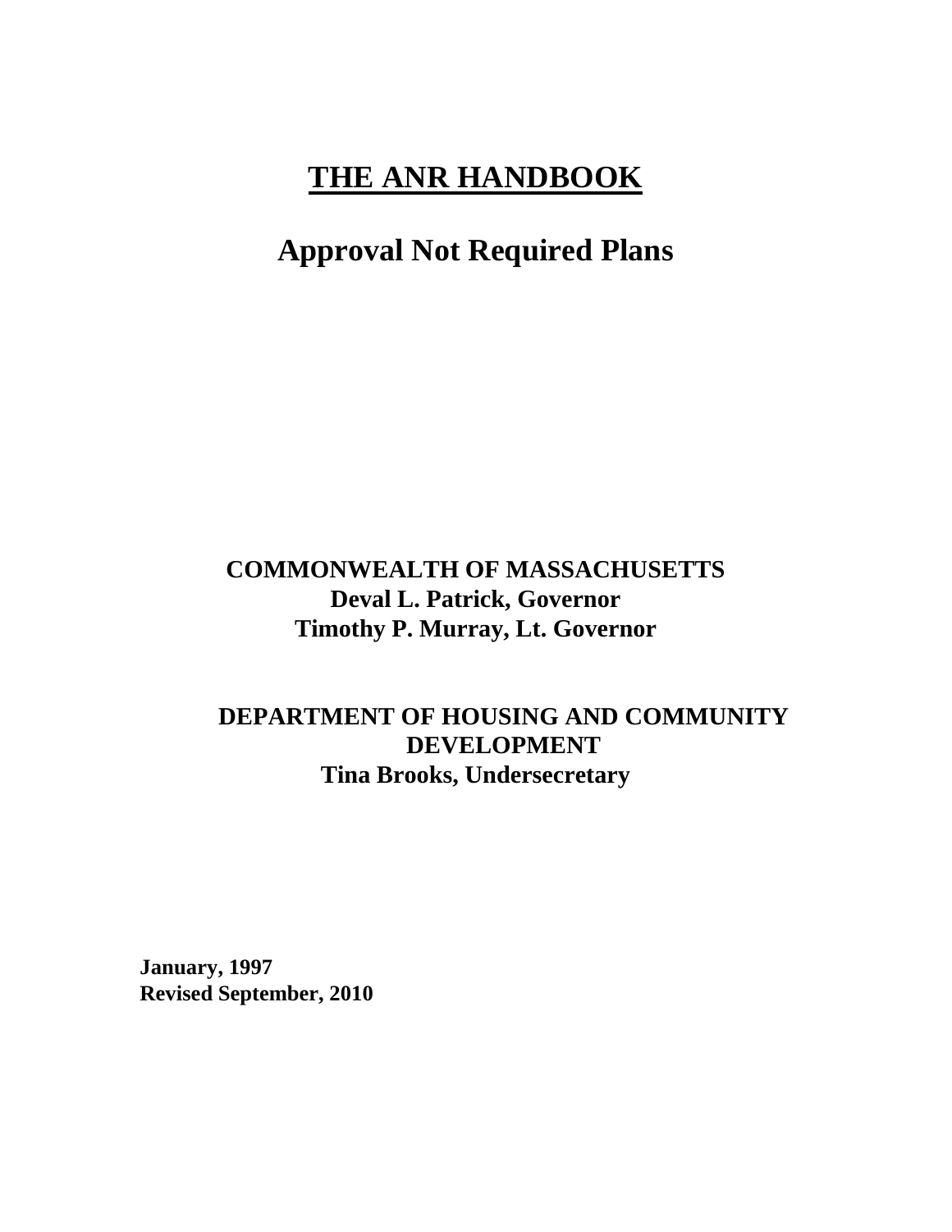# THE ANR HANDBOOK

## Approval Not Required Plans

**COMMONWEALTH OF MASSACHUSETTS**
**Deval L. Patrick, Governor**
**Timothy P. Murray, Lt. Governor**

**DEPARTMENT OF HOUSING AND COMMUNITY DEVELOPMENT**
**Tina Brooks, Undersecretary**

**January, 1997**
**Revised September, 2010**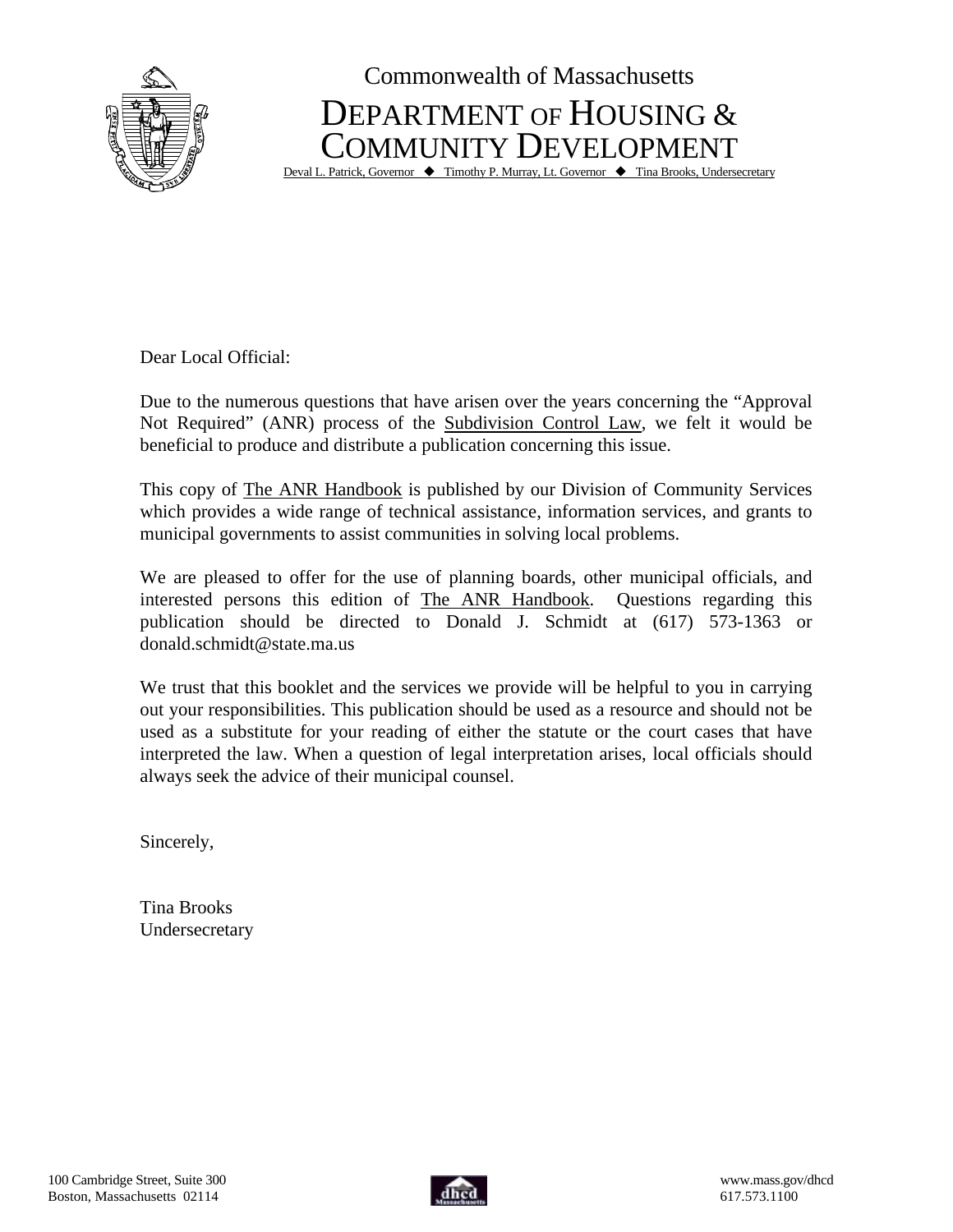Commonwealth of Massachusetts

# DEPARTMENT OF HOUSING & COMMUNITY DEVELOPMENT

Deval L. Patrick, Governor ◆ Timothy P. Murray, Lt. Governor ◆ Tina Brooks, Undersecretary

Dear Local Official:

Due to the numerous questions that have arisen over the years concerning the "Approval Not Required" (ANR) process of the Subdivision Control Law, we felt it would be beneficial to produce and distribute a publication concerning this issue.

This copy of The ANR Handbook is published by our Division of Community Services which provides a wide range of technical assistance, information services, and grants to municipal governments to assist communities in solving local problems.

We are pleased to offer for the use of planning boards, other municipal officials, and interested persons this edition of The ANR Handbook. Questions regarding this publication should be directed to Donald J. Schmidt at (617) 573-1363 or donald.schmidt@state.ma.us

We trust that this booklet and the services we provide will be helpful to you in carrying out your responsibilities. This publication should be used as a resource and should not be used as a substitute for your reading of either the statute or the court cases that have interpreted the law. When a question of legal interpretation arises, local officials should always seek the advice of their municipal counsel.

Sincerely,

Tina Brooks
Undersecretary

100 Cambridge Street, Suite 300
Boston, Massachusetts 02114

www.mass.gov/dhcd
617.573.1100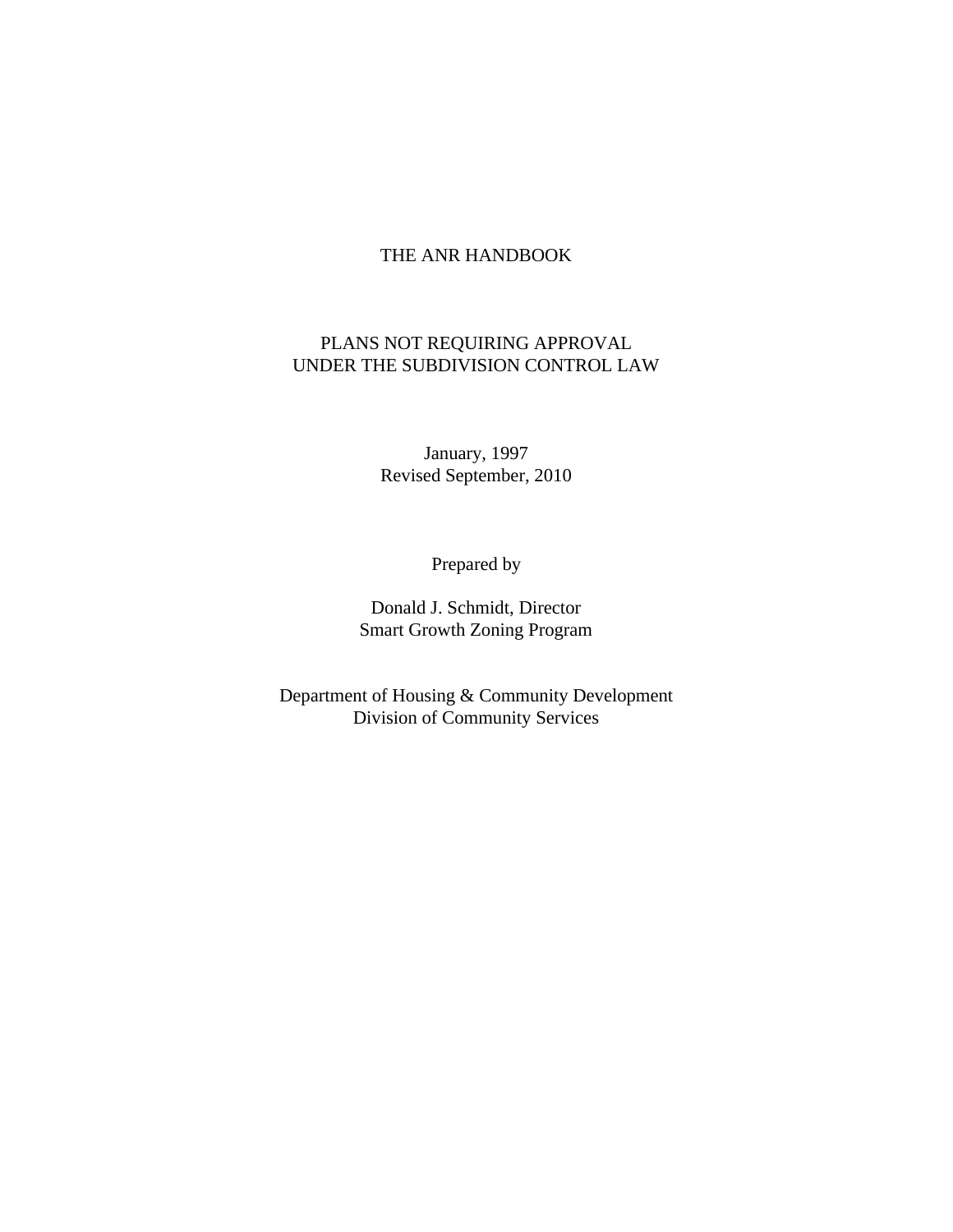# THE ANR HANDBOOK

## PLANS NOT REQUIRING APPROVAL
## UNDER THE SUBDIVISION CONTROL LAW

January, 1997
Revised September, 2010

Prepared by

Donald J. Schmidt, Director
Smart Growth Zoning Program

Department of Housing & Community Development
Division of Community Services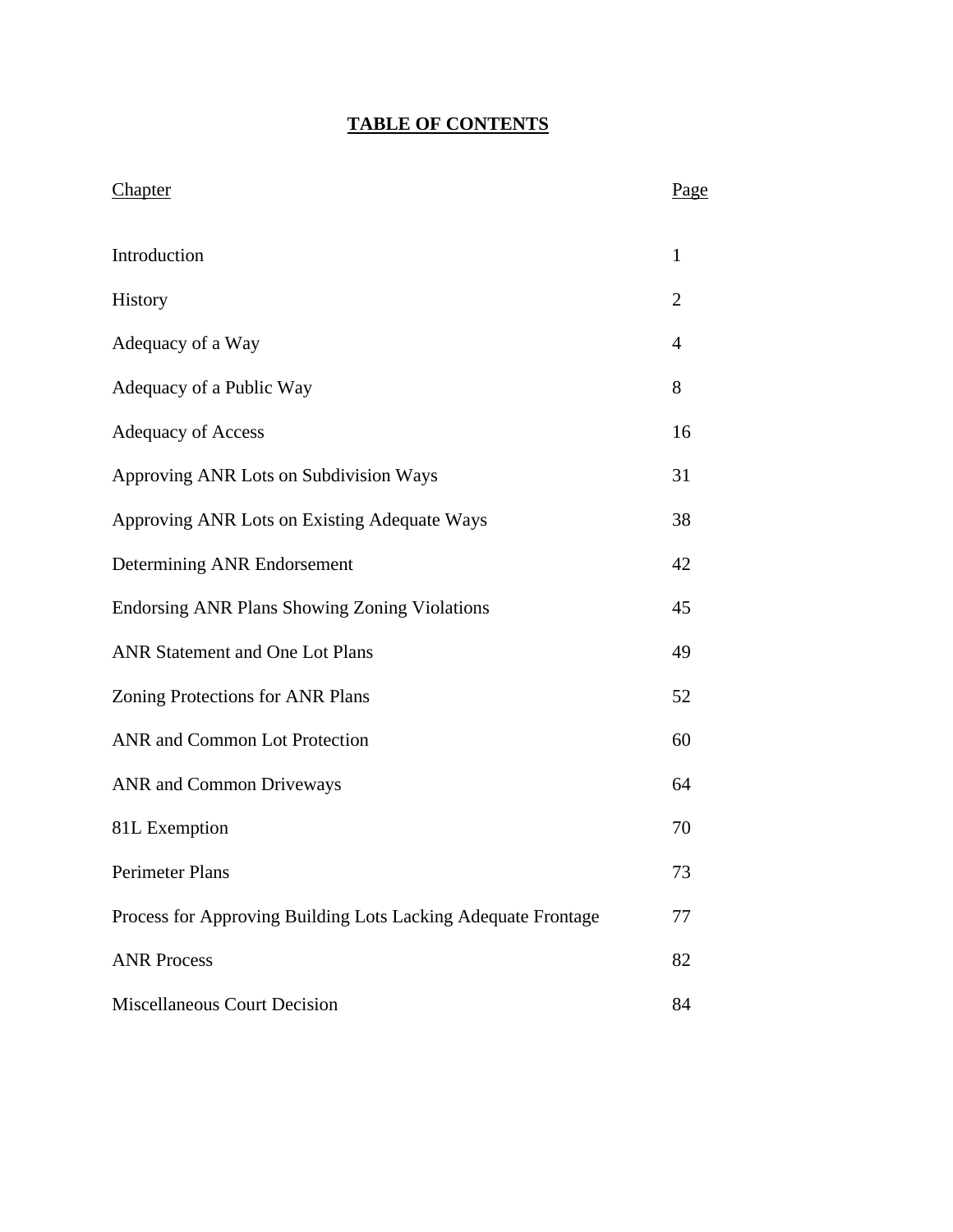# TABLE OF CONTENTS

| Chapter | Page |
|---|---|
| Introduction | 1 |
| History | 2 |
| Adequacy of a Way | 4 |
| Adequacy of a Public Way | 8 |
| Adequacy of Access | 16 |
| Approving ANR Lots on Subdivision Ways | 31 |
| Approving ANR Lots on Existing Adequate Ways | 38 |
| Determining ANR Endorsement | 42 |
| Endorsing ANR Plans Showing Zoning Violations | 45 |
| ANR Statement and One Lot Plans | 49 |
| Zoning Protections for ANR Plans | 52 |
| ANR and Common Lot Protection | 60 |
| ANR and Common Driveways | 64 |
| 81L Exemption | 70 |
| Perimeter Plans | 73 |
| Process for Approving Building Lots Lacking Adequate Frontage | 77 |
| ANR Process | 82 |
| Miscellaneous Court Decision | 84 |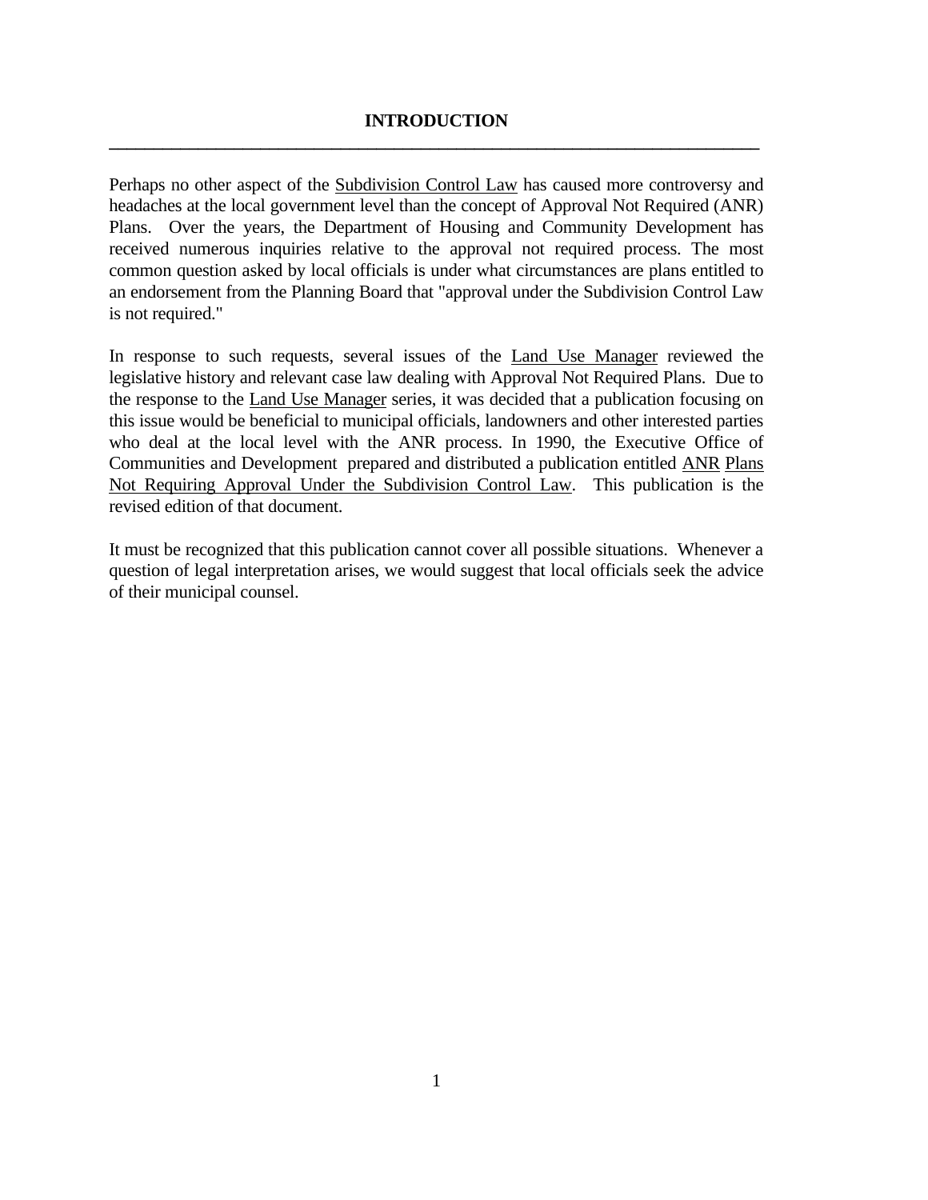# INTRODUCTION

Perhaps no other aspect of the Subdivision Control Law has caused more controversy and headaches at the local government level than the concept of Approval Not Required (ANR) Plans. Over the years, the Department of Housing and Community Development has received numerous inquiries relative to the approval not required process. The most common question asked by local officials is under what circumstances are plans entitled to an endorsement from the Planning Board that "approval under the Subdivision Control Law is not required."

In response to such requests, several issues of the Land Use Manager reviewed the legislative history and relevant case law dealing with Approval Not Required Plans. Due to the response to the Land Use Manager series, it was decided that a publication focusing on this issue would be beneficial to municipal officials, landowners and other interested parties who deal at the local level with the ANR process. In 1990, the Executive Office of Communities and Development prepared and distributed a publication entitled ANR Plans Not Requiring Approval Under the Subdivision Control Law. This publication is the revised edition of that document.

It must be recognized that this publication cannot cover all possible situations. Whenever a question of legal interpretation arises, we would suggest that local officials seek the advice of their municipal counsel.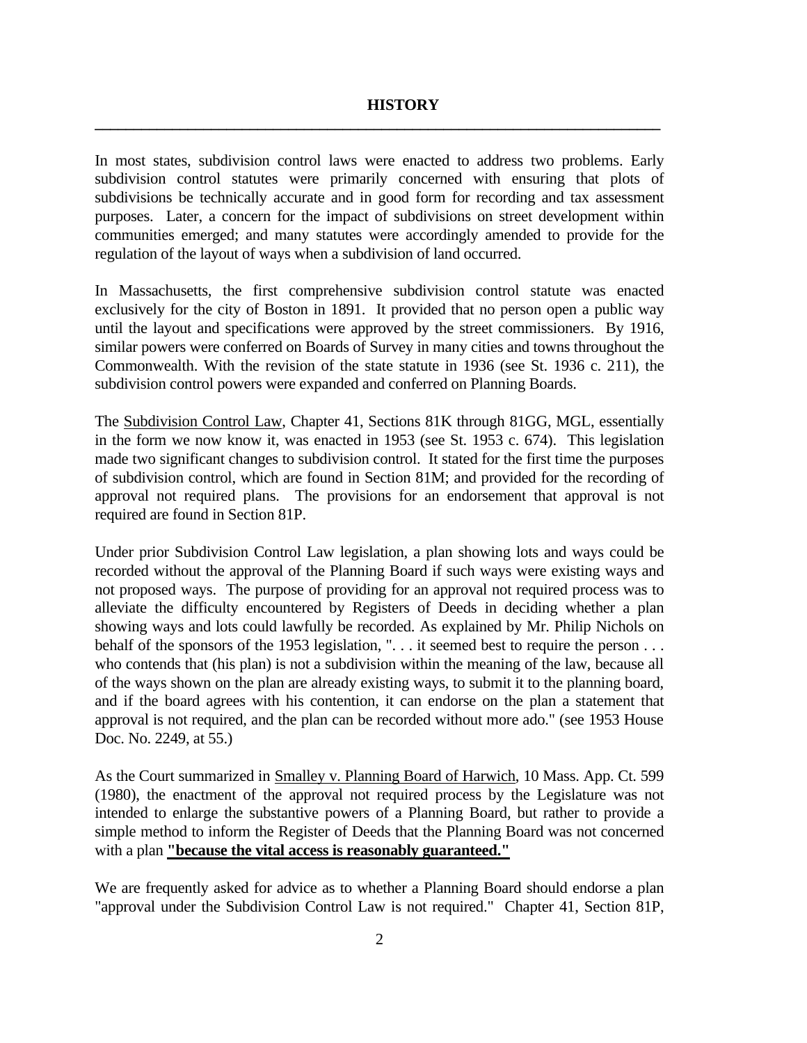## HISTORY

In most states, subdivision control laws were enacted to address two problems. Early subdivision control statutes were primarily concerned with ensuring that plots of subdivisions be technically accurate and in good form for recording and tax assessment purposes. Later, a concern for the impact of subdivisions on street development within communities emerged; and many statutes were accordingly amended to provide for the regulation of the layout of ways when a subdivision of land occurred.

In Massachusetts, the first comprehensive subdivision control statute was enacted exclusively for the city of Boston in 1891. It provided that no person open a public way until the layout and specifications were approved by the street commissioners. By 1916, similar powers were conferred on Boards of Survey in many cities and towns throughout the Commonwealth. With the revision of the state statute in 1936 (see St. 1936 c. 211), the subdivision control powers were expanded and conferred on Planning Boards.

The Subdivision Control Law, Chapter 41, Sections 81K through 81GG, MGL, essentially in the form we now know it, was enacted in 1953 (see St. 1953 c. 674). This legislation made two significant changes to subdivision control. It stated for the first time the purposes of subdivision control, which are found in Section 81M; and provided for the recording of approval not required plans. The provisions for an endorsement that approval is not required are found in Section 81P.

Under prior Subdivision Control Law legislation, a plan showing lots and ways could be recorded without the approval of the Planning Board if such ways were existing ways and not proposed ways. The purpose of providing for an approval not required process was to alleviate the difficulty encountered by Registers of Deeds in deciding whether a plan showing ways and lots could lawfully be recorded. As explained by Mr. Philip Nichols on behalf of the sponsors of the 1953 legislation, ". . . it seemed best to require the person . . . who contends that (his plan) is not a subdivision within the meaning of the law, because all of the ways shown on the plan are already existing ways, to submit it to the planning board, and if the board agrees with his contention, it can endorse on the plan a statement that approval is not required, and the plan can be recorded without more ado." (see 1953 House Doc. No. 2249, at 55.)

As the Court summarized in Smalley v. Planning Board of Harwich, 10 Mass. App. Ct. 599 (1980), the enactment of the approval not required process by the Legislature was not intended to enlarge the substantive powers of a Planning Board, but rather to provide a simple method to inform the Register of Deeds that the Planning Board was not concerned with a plan **"because the vital access is reasonably guaranteed."**

We are frequently asked for advice as to whether a Planning Board should endorse a plan "approval under the Subdivision Control Law is not required." Chapter 41, Section 81P,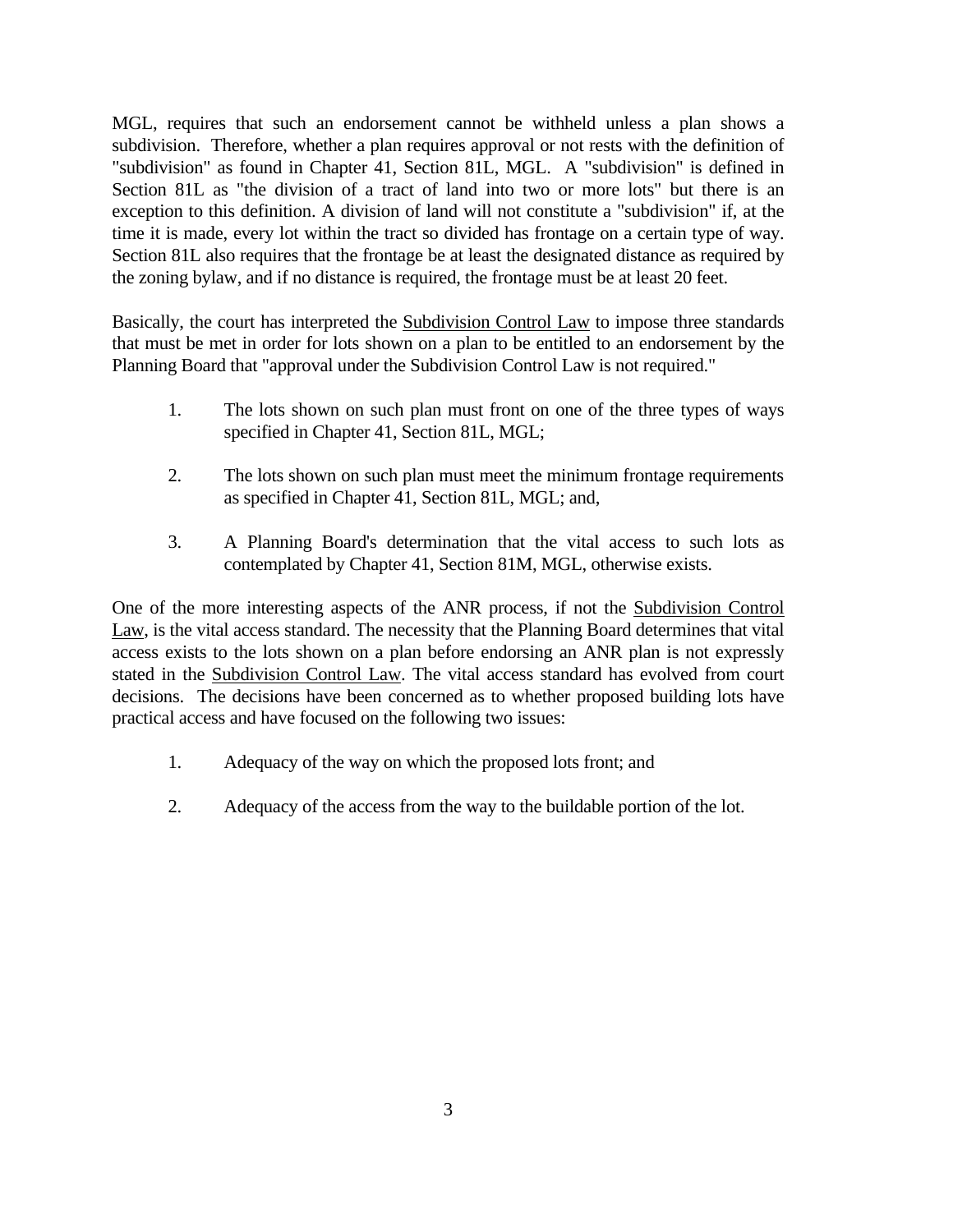MGL, requires that such an endorsement cannot be withheld unless a plan shows a subdivision. Therefore, whether a plan requires approval or not rests with the definition of "subdivision" as found in Chapter 41, Section 81L, MGL. A "subdivision" is defined in Section 81L as "the division of a tract of land into two or more lots" but there is an exception to this definition. A division of land will not constitute a "subdivision" if, at the time it is made, every lot within the tract so divided has frontage on a certain type of way. Section 81L also requires that the frontage be at least the designated distance as required by the zoning bylaw, and if no distance is required, the frontage must be at least 20 feet.

Basically, the court has interpreted the Subdivision Control Law to impose three standards that must be met in order for lots shown on a plan to be entitled to an endorsement by the Planning Board that "approval under the Subdivision Control Law is not required."

1. The lots shown on such plan must front on one of the three types of ways specified in Chapter 41, Section 81L, MGL;

2. The lots shown on such plan must meet the minimum frontage requirements as specified in Chapter 41, Section 81L, MGL; and,

3. A Planning Board's determination that the vital access to such lots as contemplated by Chapter 41, Section 81M, MGL, otherwise exists.

One of the more interesting aspects of the ANR process, if not the Subdivision Control Law, is the vital access standard. The necessity that the Planning Board determines that vital access exists to the lots shown on a plan before endorsing an ANR plan is not expressly stated in the Subdivision Control Law. The vital access standard has evolved from court decisions. The decisions have been concerned as to whether proposed building lots have practical access and have focused on the following two issues:

1. Adequacy of the way on which the proposed lots front; and

2. Adequacy of the access from the way to the buildable portion of the lot.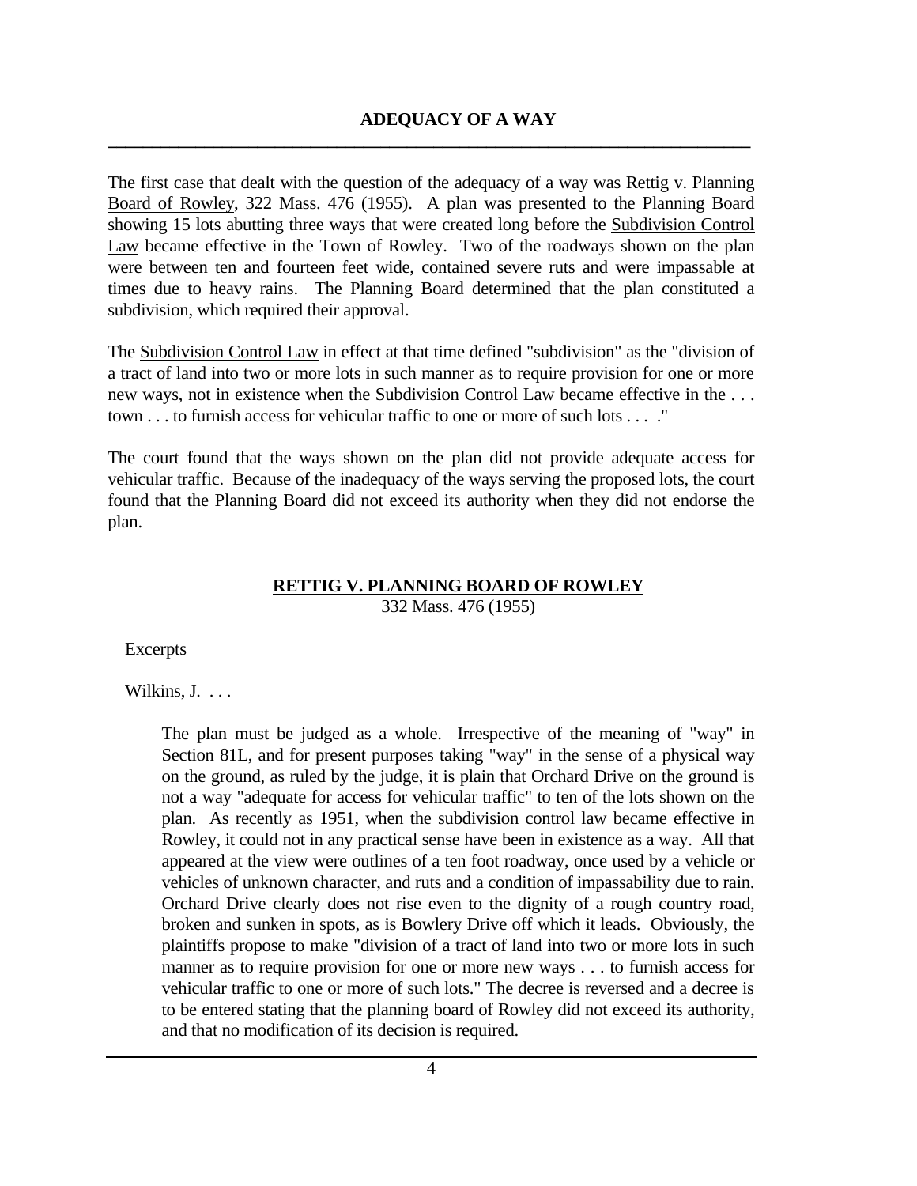## ADEQUACY OF A WAY

The first case that dealt with the question of the adequacy of a way was Rettig v. Planning Board of Rowley, 322 Mass. 476 (1955). A plan was presented to the Planning Board showing 15 lots abutting three ways that were created long before the Subdivision Control Law became effective in the Town of Rowley. Two of the roadways shown on the plan were between ten and fourteen feet wide, contained severe ruts and were impassable at times due to heavy rains. The Planning Board determined that the plan constituted a subdivision, which required their approval.

The Subdivision Control Law in effect at that time defined "subdivision" as the "division of a tract of land into two or more lots in such manner as to require provision for one or more new ways, not in existence when the Subdivision Control Law became effective in the . . . town . . . to furnish access for vehicular traffic to one or more of such lots . . . ."

The court found that the ways shown on the plan did not provide adequate access for vehicular traffic. Because of the inadequacy of the ways serving the proposed lots, the court found that the Planning Board did not exceed its authority when they did not endorse the plan.

### RETTIG V. PLANNING BOARD OF ROWLEY

332 Mass. 476 (1955)

Excerpts

Wilkins, J. . . .

> The plan must be judged as a whole. Irrespective of the meaning of "way" in Section 81L, and for present purposes taking "way" in the sense of a physical way on the ground, as ruled by the judge, it is plain that Orchard Drive on the ground is not a way "adequate for access for vehicular traffic" to ten of the lots shown on the plan. As recently as 1951, when the subdivision control law became effective in Rowley, it could not in any practical sense have been in existence as a way. All that appeared at the view were outlines of a ten foot roadway, once used by a vehicle or vehicles of unknown character, and ruts and a condition of impassability due to rain. Orchard Drive clearly does not rise even to the dignity of a rough country road, broken and sunken in spots, as is Bowlery Drive off which it leads. Obviously, the plaintiffs propose to make "division of a tract of land into two or more lots in such manner as to require provision for one or more new ways . . . to furnish access for vehicular traffic to one or more of such lots." The decree is reversed and a decree is to be entered stating that the planning board of Rowley did not exceed its authority, and that no modification of its decision is required.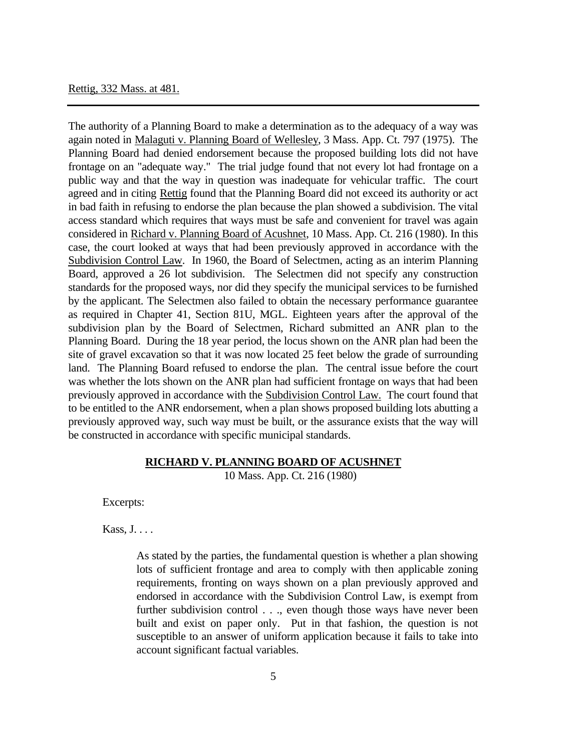Rettig, 332 Mass. at 481.

---

The authority of a Planning Board to make a determination as to the adequacy of a way was again noted in Malaguti v. Planning Board of Wellesley, 3 Mass. App. Ct. 797 (1975). The Planning Board had denied endorsement because the proposed building lots did not have frontage on an "adequate way." The trial judge found that not every lot had frontage on a public way and that the way in question was inadequate for vehicular traffic. The court agreed and in citing Rettig found that the Planning Board did not exceed its authority or act in bad faith in refusing to endorse the plan because the plan showed a subdivision. The vital access standard which requires that ways must be safe and convenient for travel was again considered in Richard v. Planning Board of Acushnet, 10 Mass. App. Ct. 216 (1980). In this case, the court looked at ways that had been previously approved in accordance with the Subdivision Control Law. In 1960, the Board of Selectmen, acting as an interim Planning Board, approved a 26 lot subdivision. The Selectmen did not specify any construction standards for the proposed ways, nor did they specify the municipal services to be furnished by the applicant. The Selectmen also failed to obtain the necessary performance guarantee as required in Chapter 41, Section 81U, MGL. Eighteen years after the approval of the subdivision plan by the Board of Selectmen, Richard submitted an ANR plan to the Planning Board. During the 18 year period, the locus shown on the ANR plan had been the site of gravel excavation so that it was now located 25 feet below the grade of surrounding land. The Planning Board refused to endorse the plan. The central issue before the court was whether the lots shown on the ANR plan had sufficient frontage on ways that had been previously approved in accordance with the Subdivision Control Law. The court found that to be entitled to the ANR endorsement, when a plan shows proposed building lots abutting a previously approved way, such way must be built, or the assurance exists that the way will be constructed in accordance with specific municipal standards.

**RICHARD V. PLANNING BOARD OF ACUSHNET**
10 Mass. App. Ct. 216 (1980)

Excerpts:

Kass, J. . . .

> As stated by the parties, the fundamental question is whether a plan showing lots of sufficient frontage and area to comply with then applicable zoning requirements, fronting on ways shown on a plan previously approved and endorsed in accordance with the Subdivision Control Law, is exempt from further subdivision control . . ., even though those ways have never been built and exist on paper only. Put in that fashion, the question is not susceptible to an answer of uniform application because it fails to take into account significant factual variables.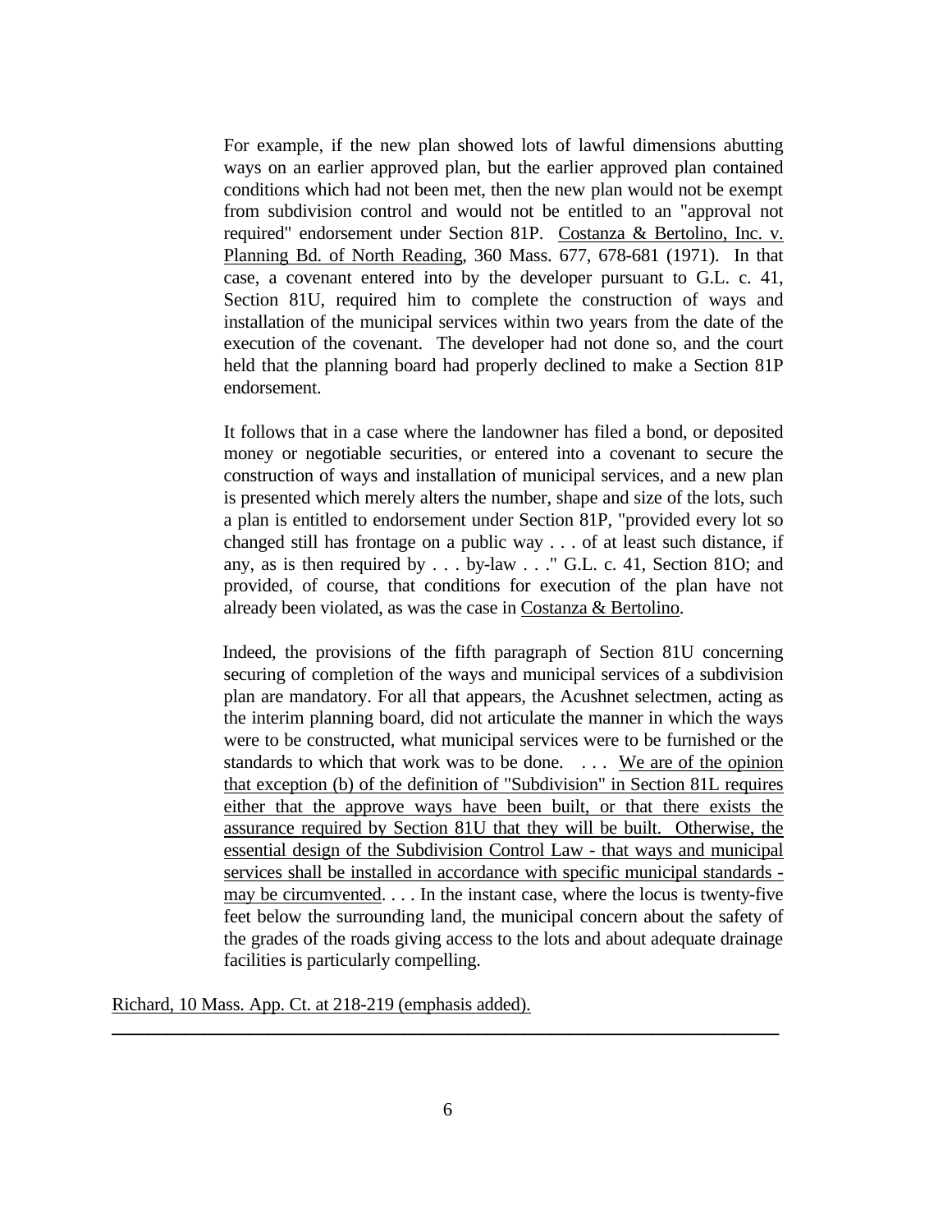> For example, if the new plan showed lots of lawful dimensions abutting ways on an earlier approved plan, but the earlier approved plan contained conditions which had not been met, then the new plan would not be exempt from subdivision control and would not be entitled to an "approval not required" endorsement under Section 81P. Costanza & Bertolino, Inc. v. Planning Bd. of North Reading, 360 Mass. 677, 678-681 (1971). In that case, a covenant entered into by the developer pursuant to G.L. c. 41, Section 81U, required him to complete the construction of ways and installation of the municipal services within two years from the date of the execution of the covenant. The developer had not done so, and the court held that the planning board had properly declined to make a Section 81P endorsement.
>
> It follows that in a case where the landowner has filed a bond, or deposited money or negotiable securities, or entered into a covenant to secure the construction of ways and installation of municipal services, and a new plan is presented which merely alters the number, shape and size of the lots, such a plan is entitled to endorsement under Section 81P, "provided every lot so changed still has frontage on a public way . . . of at least such distance, if any, as is then required by . . . by-law . . ." G.L. c. 41, Section 81O; and provided, of course, that conditions for execution of the plan have not already been violated, as was the case in Costanza & Bertolino.
>
> Indeed, the provisions of the fifth paragraph of Section 81U concerning securing of completion of the ways and municipal services of a subdivision plan are mandatory. For all that appears, the Acushnet selectmen, acting as the interim planning board, did not articulate the manner in which the ways were to be constructed, what municipal services were to be furnished or the standards to which that work was to be done. . . . <u>We are of the opinion that exception (b) of the definition of "Subdivision" in Section 81L requires either that the approve ways have been built, or that there exists the assurance required by Section 81U that they will be built. Otherwise, the essential design of the Subdivision Control Law - that ways and municipal services shall be installed in accordance with specific municipal standards - may be circumvented</u>. . . . In the instant case, where the locus is twenty-five feet below the surrounding land, the municipal concern about the safety of the grades of the roads giving access to the lots and about adequate drainage facilities is particularly compelling.

Richard, 10 Mass. App. Ct. at 218-219 (emphasis added).

---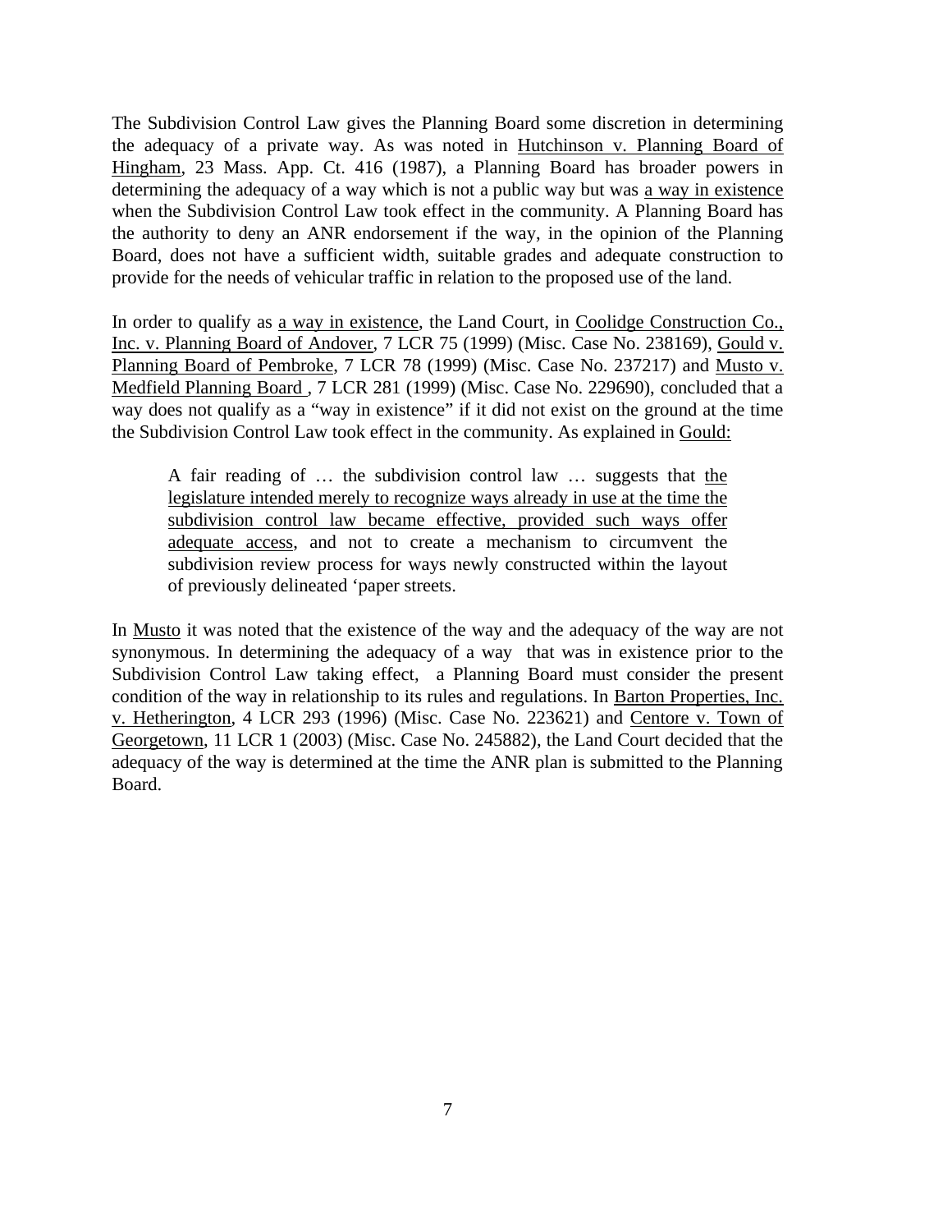The Subdivision Control Law gives the Planning Board some discretion in determining the adequacy of a private way. As was noted in Hutchinson v. Planning Board of Hingham, 23 Mass. App. Ct. 416 (1987), a Planning Board has broader powers in determining the adequacy of a way which is not a public way but was a way in existence when the Subdivision Control Law took effect in the community. A Planning Board has the authority to deny an ANR endorsement if the way, in the opinion of the Planning Board, does not have a sufficient width, suitable grades and adequate construction to provide for the needs of vehicular traffic in relation to the proposed use of the land.

In order to qualify as a way in existence, the Land Court, in Coolidge Construction Co., Inc. v. Planning Board of Andover, 7 LCR 75 (1999) (Misc. Case No. 238169), Gould v. Planning Board of Pembroke, 7 LCR 78 (1999) (Misc. Case No. 237217) and Musto v. Medfield Planning Board , 7 LCR 281 (1999) (Misc. Case No. 229690), concluded that a way does not qualify as a "way in existence" if it did not exist on the ground at the time the Subdivision Control Law took effect in the community. As explained in Gould:

> A fair reading of … the subdivision control law … suggests that the legislature intended merely to recognize ways already in use at the time the subdivision control law became effective, provided such ways offer adequate access, and not to create a mechanism to circumvent the subdivision review process for ways newly constructed within the layout of previously delineated 'paper streets.

In Musto it was noted that the existence of the way and the adequacy of the way are not synonymous. In determining the adequacy of a way that was in existence prior to the Subdivision Control Law taking effect, a Planning Board must consider the present condition of the way in relationship to its rules and regulations. In Barton Properties, Inc. v. Hetherington, 4 LCR 293 (1996) (Misc. Case No. 223621) and Centore v. Town of Georgetown, 11 LCR 1 (2003) (Misc. Case No. 245882), the Land Court decided that the adequacy of the way is determined at the time the ANR plan is submitted to the Planning Board.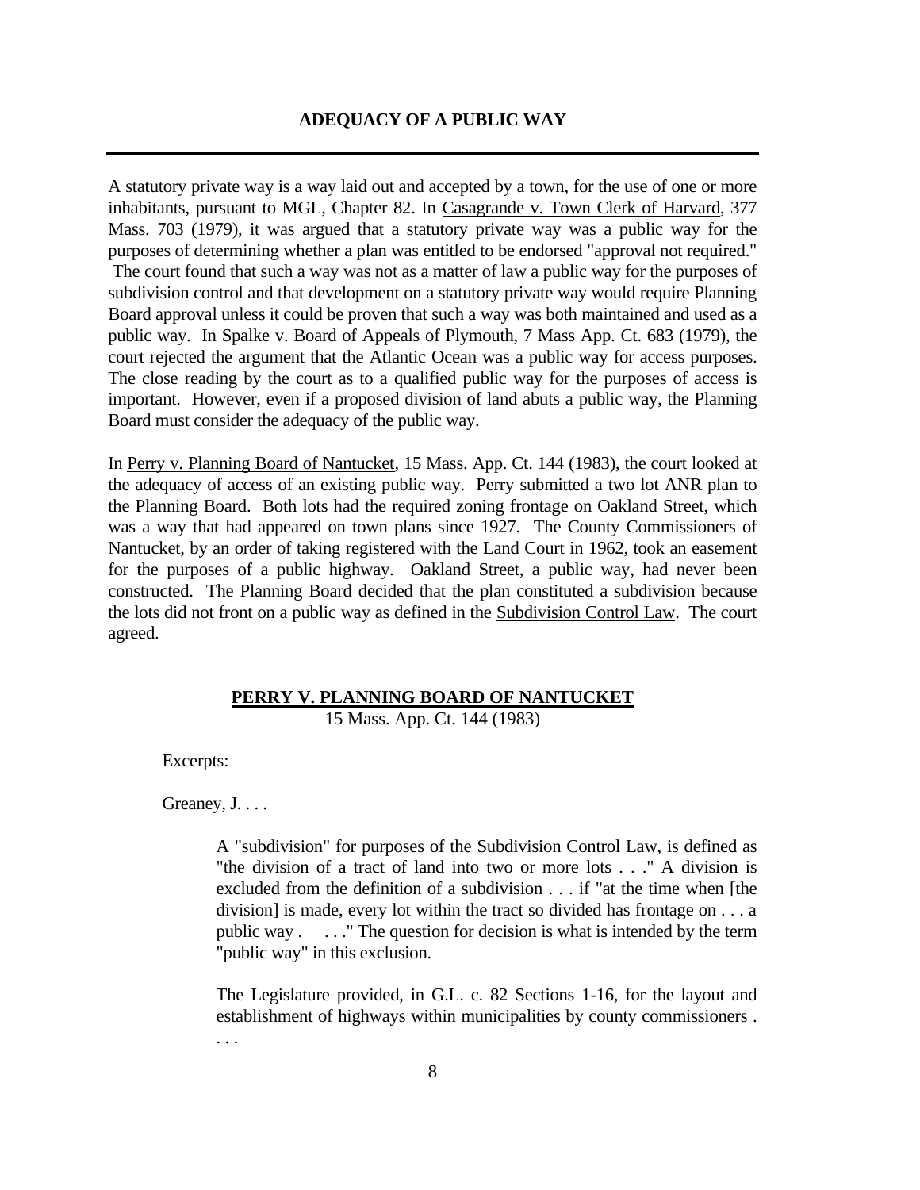## ADEQUACY OF A PUBLIC WAY

---

A statutory private way is a way laid out and accepted by a town, for the use of one or more inhabitants, pursuant to MGL, Chapter 82. In Casagrande v. Town Clerk of Harvard, 377 Mass. 703 (1979), it was argued that a statutory private way was a public way for the purposes of determining whether a plan was entitled to be endorsed "approval not required." The court found that such a way was not as a matter of law a public way for the purposes of subdivision control and that development on a statutory private way would require Planning Board approval unless it could be proven that such a way was both maintained and used as a public way. In Spalke v. Board of Appeals of Plymouth, 7 Mass App. Ct. 683 (1979), the court rejected the argument that the Atlantic Ocean was a public way for access purposes. The close reading by the court as to a qualified public way for the purposes of access is important. However, even if a proposed division of land abuts a public way, the Planning Board must consider the adequacy of the public way.

In Perry v. Planning Board of Nantucket, 15 Mass. App. Ct. 144 (1983), the court looked at the adequacy of access of an existing public way. Perry submitted a two lot ANR plan to the Planning Board. Both lots had the required zoning frontage on Oakland Street, which was a way that had appeared on town plans since 1927. The County Commissioners of Nantucket, by an order of taking registered with the Land Court in 1962, took an easement for the purposes of a public highway. Oakland Street, a public way, had never been constructed. The Planning Board decided that the plan constituted a subdivision because the lots did not front on a public way as defined in the Subdivision Control Law. The court agreed.

### PERRY V. PLANNING BOARD OF NANTUCKET

15 Mass. App. Ct. 144 (1983)

Excerpts:

Greaney, J. . . .

> A "subdivision" for purposes of the Subdivision Control Law, is defined as "the division of a tract of land into two or more lots . . ." A division is excluded from the definition of a subdivision . . . if "at the time when [the division] is made, every lot within the tract so divided has frontage on . . . a public way . . . ." The question for decision is what is intended by the term "public way" in this exclusion.
>
> The Legislature provided, in G.L. c. 82 Sections 1-16, for the layout and establishment of highways within municipalities by county commissioners . . . .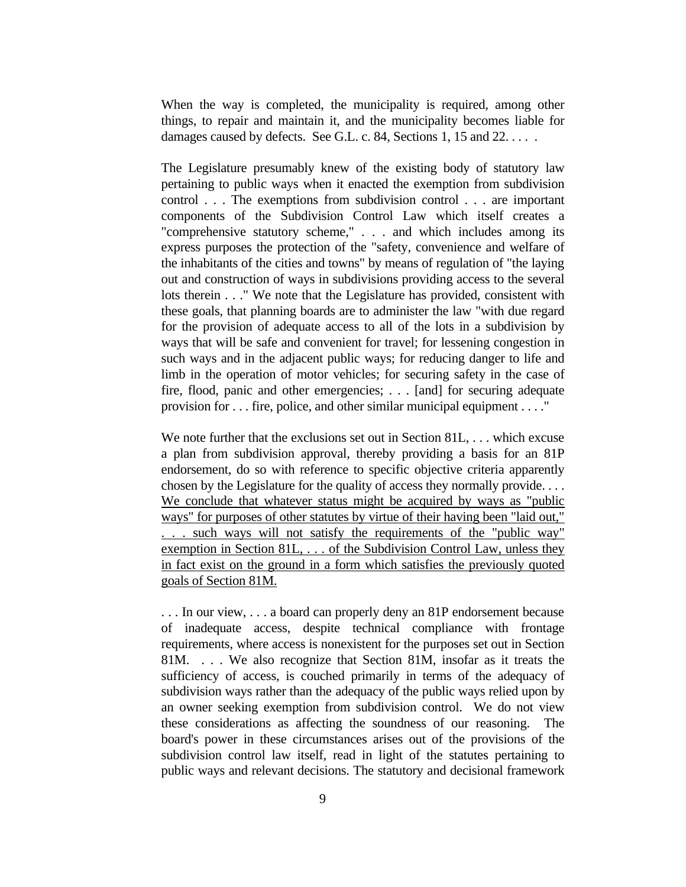When the way is completed, the municipality is required, among other things, to repair and maintain it, and the municipality becomes liable for damages caused by defects. See G.L. c. 84, Sections 1, 15 and 22. . . . .

The Legislature presumably knew of the existing body of statutory law pertaining to public ways when it enacted the exemption from subdivision control . . . The exemptions from subdivision control . . . are important components of the Subdivision Control Law which itself creates a "comprehensive statutory scheme," . . . and which includes among its express purposes the protection of the "safety, convenience and welfare of the inhabitants of the cities and towns" by means of regulation of "the laying out and construction of ways in subdivisions providing access to the several lots therein . . ." We note that the Legislature has provided, consistent with these goals, that planning boards are to administer the law "with due regard for the provision of adequate access to all of the lots in a subdivision by ways that will be safe and convenient for travel; for lessening congestion in such ways and in the adjacent public ways; for reducing danger to life and limb in the operation of motor vehicles; for securing safety in the case of fire, flood, panic and other emergencies; . . . [and] for securing adequate provision for . . . fire, police, and other similar municipal equipment . . . ."

We note further that the exclusions set out in Section 81L, . . . which excuse a plan from subdivision approval, thereby providing a basis for an 81P endorsement, do so with reference to specific objective criteria apparently chosen by the Legislature for the quality of access they normally provide. . . . <u>We conclude that whatever status might be acquired by ways as "public ways" for purposes of other statutes by virtue of their having been "laid out," . . . such ways will not satisfy the requirements of the "public way" exemption in Section 81L, . . . of the Subdivision Control Law, unless they in fact exist on the ground in a form which satisfies the previously quoted goals of Section 81M.</u>

. . . In our view, . . . a board can properly deny an 81P endorsement because of inadequate access, despite technical compliance with frontage requirements, where access is nonexistent for the purposes set out in Section 81M. . . . We also recognize that Section 81M, insofar as it treats the sufficiency of access, is couched primarily in terms of the adequacy of subdivision ways rather than the adequacy of the public ways relied upon by an owner seeking exemption from subdivision control. We do not view these considerations as affecting the soundness of our reasoning. The board's power in these circumstances arises out of the provisions of the subdivision control law itself, read in light of the statutes pertaining to public ways and relevant decisions. The statutory and decisional framework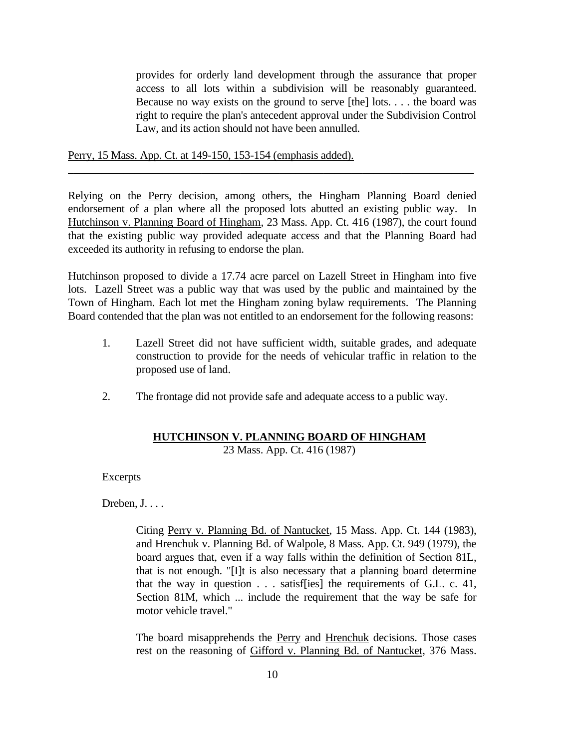> provides for orderly land development through the assurance that proper access to all lots within a subdivision will be reasonably guaranteed. Because no way exists on the ground to serve [the] lots. . . . the board was right to require the plan's antecedent approval under the Subdivision Control Law, and its action should not have been annulled.

Perry, 15 Mass. App. Ct. at 149-150, 153-154 (emphasis added).

---

Relying on the Perry decision, among others, the Hingham Planning Board denied endorsement of a plan where all the proposed lots abutted an existing public way. In Hutchinson v. Planning Board of Hingham, 23 Mass. App. Ct. 416 (1987), the court found that the existing public way provided adequate access and that the Planning Board had exceeded its authority in refusing to endorse the plan.

Hutchinson proposed to divide a 17.74 acre parcel on Lazell Street in Hingham into five lots. Lazell Street was a public way that was used by the public and maintained by the Town of Hingham. Each lot met the Hingham zoning bylaw requirements. The Planning Board contended that the plan was not entitled to an endorsement for the following reasons:

1. Lazell Street did not have sufficient width, suitable grades, and adequate construction to provide for the needs of vehicular traffic in relation to the proposed use of land.

2. The frontage did not provide safe and adequate access to a public way.

**HUTCHINSON V. PLANNING BOARD OF HINGHAM**
23 Mass. App. Ct. 416 (1987)

Excerpts

Dreben, J. . . .

> Citing Perry v. Planning Bd. of Nantucket, 15 Mass. App. Ct. 144 (1983), and Hrenchuk v. Planning Bd. of Walpole, 8 Mass. App. Ct. 949 (1979), the board argues that, even if a way falls within the definition of Section 81L, that is not enough. "[I]t is also necessary that a planning board determine that the way in question . . . satisf[ies] the requirements of G.L. c. 41, Section 81M, which ... include the requirement that the way be safe for motor vehicle travel."
>
> The board misapprehends the Perry and Hrenchuk decisions. Those cases rest on the reasoning of Gifford v. Planning Bd. of Nantucket, 376 Mass.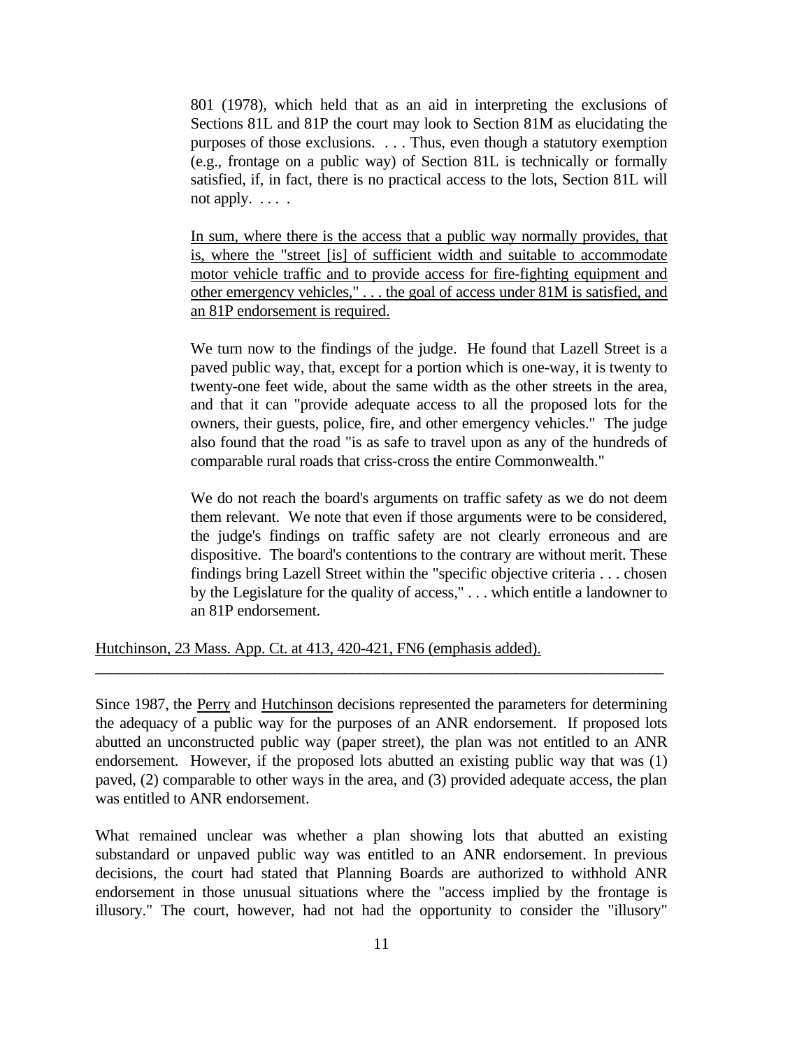> 801 (1978), which held that as an aid in interpreting the exclusions of Sections 81L and 81P the court may look to Section 81M as elucidating the purposes of those exclusions. . . . Thus, even though a statutory exemption (e.g., frontage on a public way) of Section 81L is technically or formally satisfied, if, in fact, there is no practical access to the lots, Section 81L will not apply. . . . .
>
> <u>In sum, where there is the access that a public way normally provides, that is, where the "street [is] of sufficient width and suitable to accommodate motor vehicle traffic and to provide access for fire-fighting equipment and other emergency vehicles," . . . the goal of access under 81M is satisfied, and an 81P endorsement is required.</u>
>
> We turn now to the findings of the judge. He found that Lazell Street is a paved public way, that, except for a portion which is one-way, it is twenty to twenty-one feet wide, about the same width as the other streets in the area, and that it can "provide adequate access to all the proposed lots for the owners, their guests, police, fire, and other emergency vehicles." The judge also found that the road "is as safe to travel upon as any of the hundreds of comparable rural roads that criss-cross the entire Commonwealth."
>
> We do not reach the board's arguments on traffic safety as we do not deem them relevant. We note that even if those arguments were to be considered, the judge's findings on traffic safety are not clearly erroneous and are dispositive. The board's contentions to the contrary are without merit. These findings bring Lazell Street within the "specific objective criteria . . . chosen by the Legislature for the quality of access," . . . which entitle a landowner to an 81P endorsement.

<u>Hutchinson, 23 Mass. App. Ct. at 413, 420-421, FN6 (emphasis added).</u>

---

Since 1987, the <u>Perry</u> and <u>Hutchinson</u> decisions represented the parameters for determining the adequacy of a public way for the purposes of an ANR endorsement. If proposed lots abutted an unconstructed public way (paper street), the plan was not entitled to an ANR endorsement. However, if the proposed lots abutted an existing public way that was (1) paved, (2) comparable to other ways in the area, and (3) provided adequate access, the plan was entitled to ANR endorsement.

What remained unclear was whether a plan showing lots that abutted an existing substandard or unpaved public way was entitled to an ANR endorsement. In previous decisions, the court had stated that Planning Boards are authorized to withhold ANR endorsement in those unusual situations where the "access implied by the frontage is illusory." The court, however, had not had the opportunity to consider the "illusory"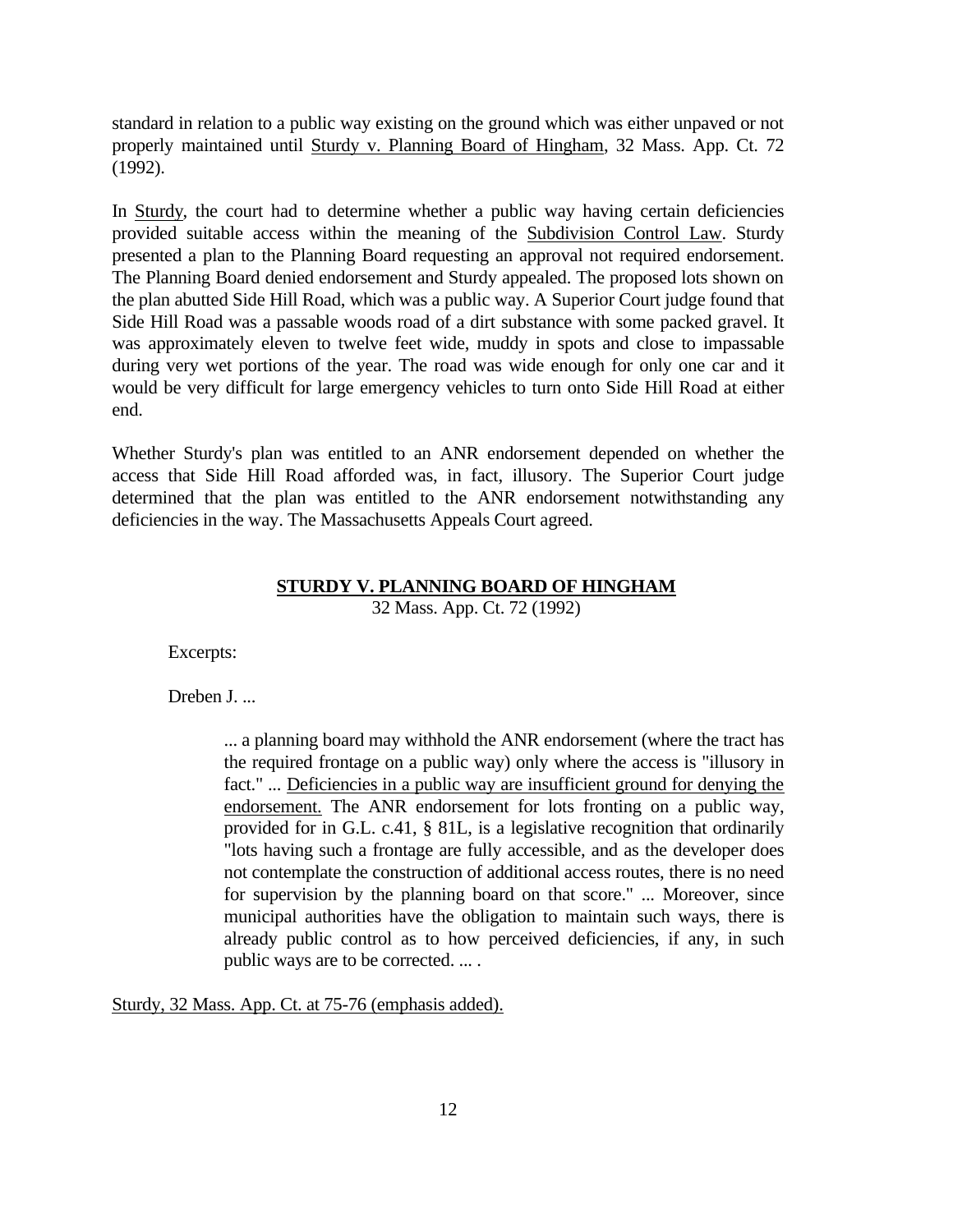standard in relation to a public way existing on the ground which was either unpaved or not properly maintained until Sturdy v. Planning Board of Hingham, 32 Mass. App. Ct. 72 (1992).

In Sturdy, the court had to determine whether a public way having certain deficiencies provided suitable access within the meaning of the Subdivision Control Law. Sturdy presented a plan to the Planning Board requesting an approval not required endorsement. The Planning Board denied endorsement and Sturdy appealed. The proposed lots shown on the plan abutted Side Hill Road, which was a public way. A Superior Court judge found that Side Hill Road was a passable woods road of a dirt substance with some packed gravel. It was approximately eleven to twelve feet wide, muddy in spots and close to impassable during very wet portions of the year. The road was wide enough for only one car and it would be very difficult for large emergency vehicles to turn onto Side Hill Road at either end.

Whether Sturdy's plan was entitled to an ANR endorsement depended on whether the access that Side Hill Road afforded was, in fact, illusory. The Superior Court judge determined that the plan was entitled to the ANR endorsement notwithstanding any deficiencies in the way. The Massachusetts Appeals Court agreed.

**STURDY V. PLANNING BOARD OF HINGHAM**
32 Mass. App. Ct. 72 (1992)

Excerpts:

Dreben J. ...

> ... a planning board may withhold the ANR endorsement (where the tract has the required frontage on a public way) only where the access is "illusory in fact." ... Deficiencies in a public way are insufficient ground for denying the endorsement. The ANR endorsement for lots fronting on a public way, provided for in G.L. c.41, § 81L, is a legislative recognition that ordinarily "lots having such a frontage are fully accessible, and as the developer does not contemplate the construction of additional access routes, there is no need for supervision by the planning board on that score." ... Moreover, since municipal authorities have the obligation to maintain such ways, there is already public control as to how perceived deficiencies, if any, in such public ways are to be corrected. ... .

Sturdy, 32 Mass. App. Ct. at 75-76 (emphasis added).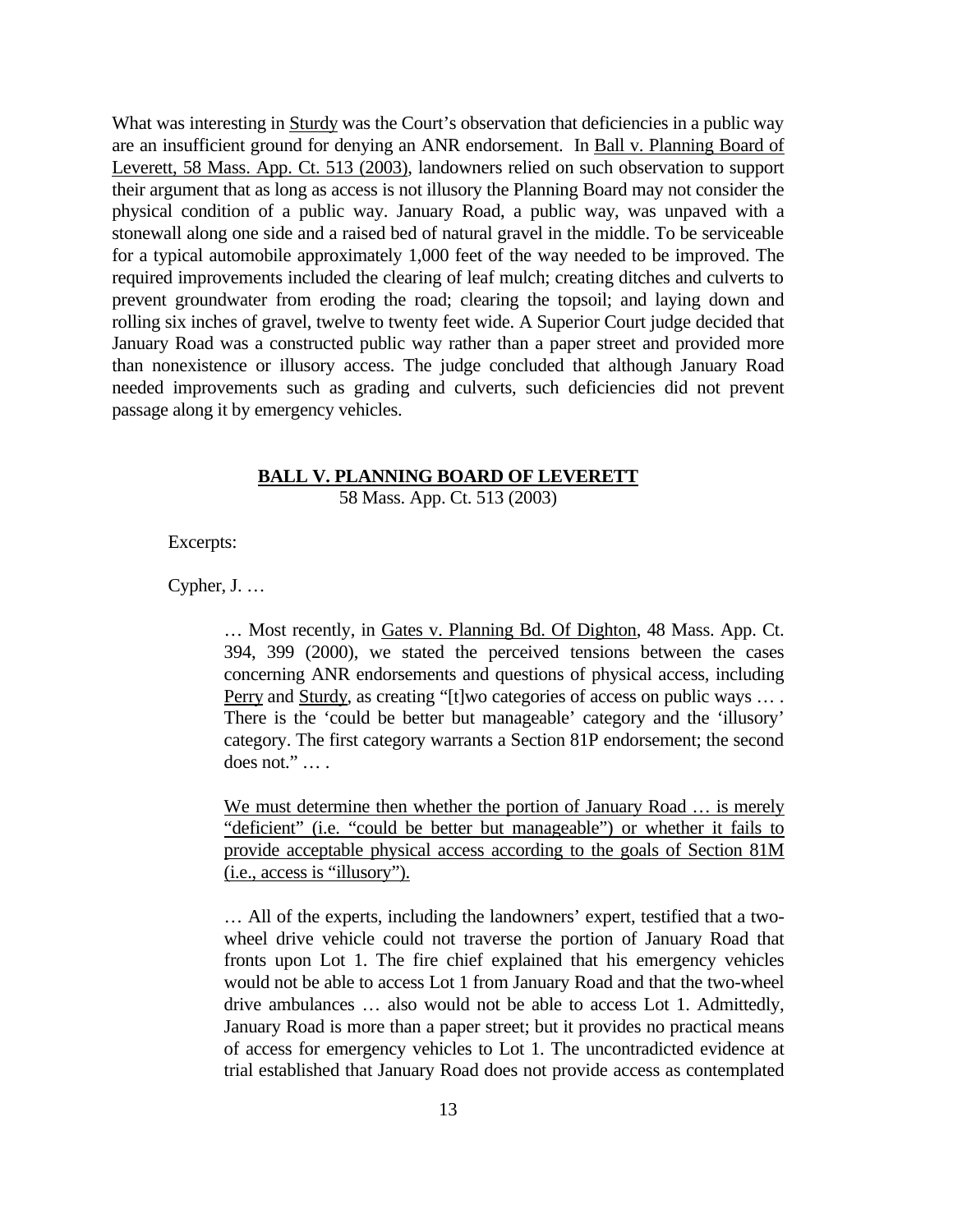What was interesting in Sturdy was the Court's observation that deficiencies in a public way are an insufficient ground for denying an ANR endorsement. In Ball v. Planning Board of Leverett, 58 Mass. App. Ct. 513 (2003), landowners relied on such observation to support their argument that as long as access is not illusory the Planning Board may not consider the physical condition of a public way. January Road, a public way, was unpaved with a stonewall along one side and a raised bed of natural gravel in the middle. To be serviceable for a typical automobile approximately 1,000 feet of the way needed to be improved. The required improvements included the clearing of leaf mulch; creating ditches and culverts to prevent groundwater from eroding the road; clearing the topsoil; and laying down and rolling six inches of gravel, twelve to twenty feet wide. A Superior Court judge decided that January Road was a constructed public way rather than a paper street and provided more than nonexistence or illusory access. The judge concluded that although January Road needed improvements such as grading and culverts, such deficiencies did not prevent passage along it by emergency vehicles.

**BALL V. PLANNING BOARD OF LEVERETT**

58 Mass. App. Ct. 513 (2003)

Excerpts:

Cypher, J. …

> … Most recently, in Gates v. Planning Bd. Of Dighton, 48 Mass. App. Ct. 394, 399 (2000), we stated the perceived tensions between the cases concerning ANR endorsements and questions of physical access, including Perry and Sturdy, as creating "[t]wo categories of access on public ways … . There is the 'could be better but manageable' category and the 'illusory' category. The first category warrants a Section 81P endorsement; the second does not." … .
>
> We must determine then whether the portion of January Road … is merely "deficient" (i.e. "could be better but manageable") or whether it fails to provide acceptable physical access according to the goals of Section 81M (i.e., access is "illusory").
>
> … All of the experts, including the landowners' expert, testified that a two-wheel drive vehicle could not traverse the portion of January Road that fronts upon Lot 1. The fire chief explained that his emergency vehicles would not be able to access Lot 1 from January Road and that the two-wheel drive ambulances … also would not be able to access Lot 1. Admittedly, January Road is more than a paper street; but it provides no practical means of access for emergency vehicles to Lot 1. The uncontradicted evidence at trial established that January Road does not provide access as contemplated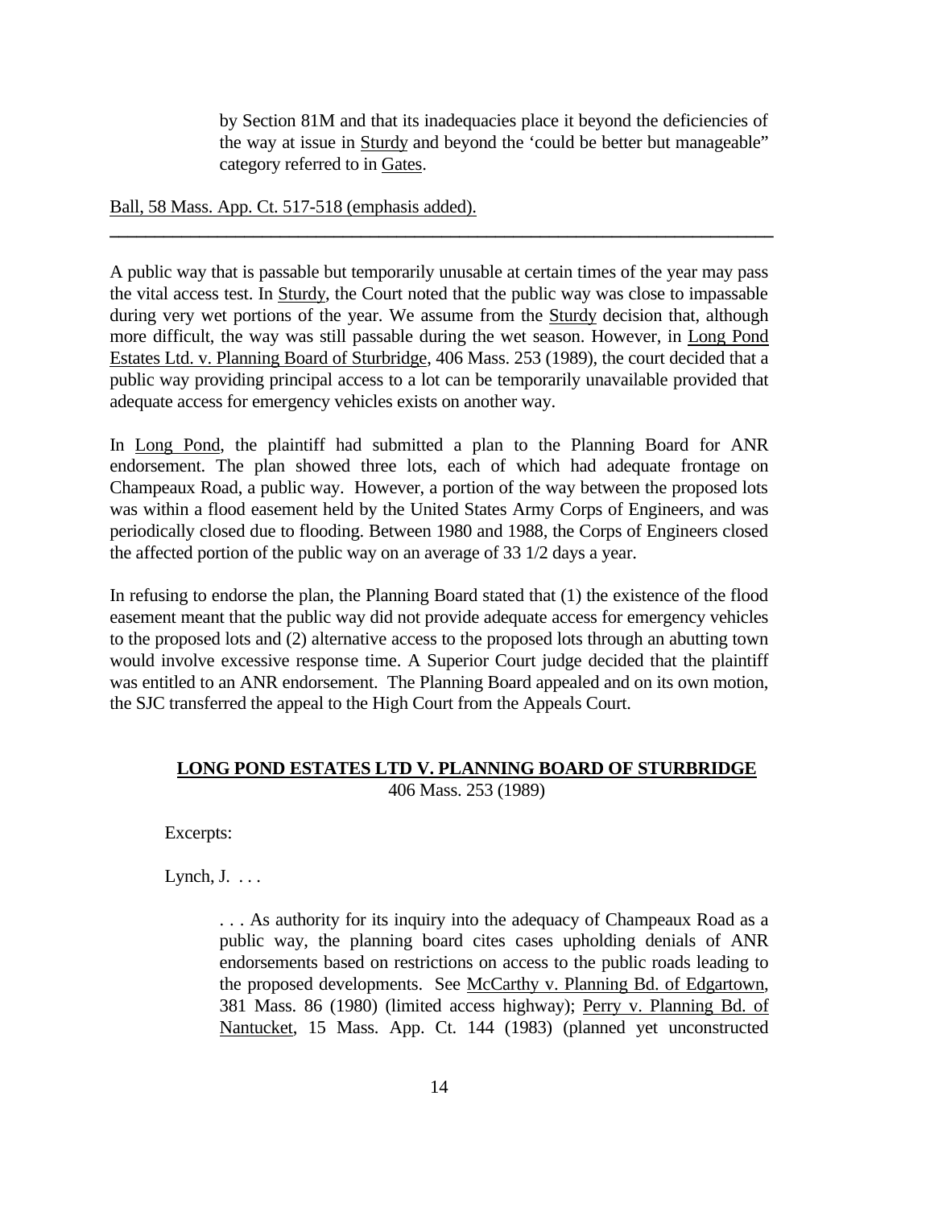> by Section 81M and that its inadequacies place it beyond the deficiencies of the way at issue in Sturdy and beyond the 'could be better but manageable" category referred to in Gates.

Ball, 58 Mass. App. Ct. 517-518 (emphasis added).

---

A public way that is passable but temporarily unusable at certain times of the year may pass the vital access test. In Sturdy, the Court noted that the public way was close to impassable during very wet portions of the year. We assume from the Sturdy decision that, although more difficult, the way was still passable during the wet season. However, in Long Pond Estates Ltd. v. Planning Board of Sturbridge, 406 Mass. 253 (1989), the court decided that a public way providing principal access to a lot can be temporarily unavailable provided that adequate access for emergency vehicles exists on another way.

In Long Pond, the plaintiff had submitted a plan to the Planning Board for ANR endorsement. The plan showed three lots, each of which had adequate frontage on Champeaux Road, a public way. However, a portion of the way between the proposed lots was within a flood easement held by the United States Army Corps of Engineers, and was periodically closed due to flooding. Between 1980 and 1988, the Corps of Engineers closed the affected portion of the public way on an average of 33 1/2 days a year.

In refusing to endorse the plan, the Planning Board stated that (1) the existence of the flood easement meant that the public way did not provide adequate access for emergency vehicles to the proposed lots and (2) alternative access to the proposed lots through an abutting town would involve excessive response time. A Superior Court judge decided that the plaintiff was entitled to an ANR endorsement. The Planning Board appealed and on its own motion, the SJC transferred the appeal to the High Court from the Appeals Court.

**LONG POND ESTATES LTD V. PLANNING BOARD OF STURBRIDGE**
406 Mass. 253 (1989)

Excerpts:

Lynch, J. . . .

> . . . As authority for its inquiry into the adequacy of Champeaux Road as a public way, the planning board cites cases upholding denials of ANR endorsements based on restrictions on access to the public roads leading to the proposed developments. See McCarthy v. Planning Bd. of Edgartown, 381 Mass. 86 (1980) (limited access highway); Perry v. Planning Bd. of Nantucket, 15 Mass. App. Ct. 144 (1983) (planned yet unconstructed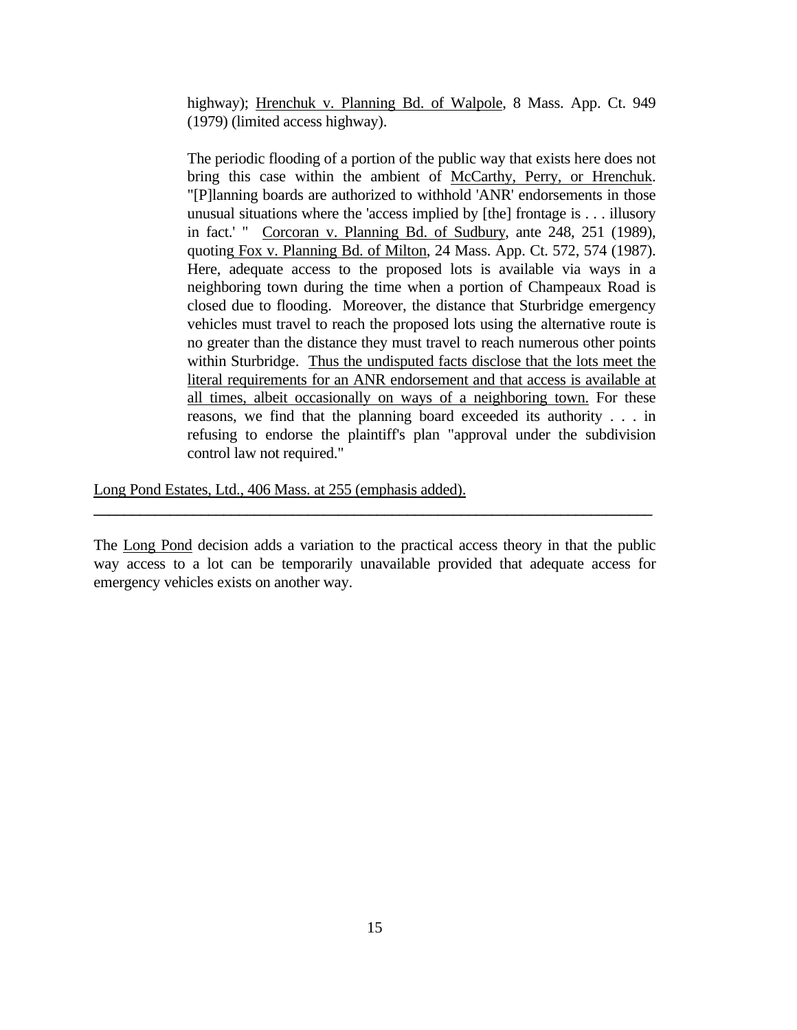> highway); Hrenchuk v. Planning Bd. of Walpole, 8 Mass. App. Ct. 949 (1979) (limited access highway).
>
> The periodic flooding of a portion of the public way that exists here does not bring this case within the ambient of McCarthy, Perry, or Hrenchuk. "[P]lanning boards are authorized to withhold 'ANR' endorsements in those unusual situations where the 'access implied by [the] frontage is . . . illusory in fact.' " Corcoran v. Planning Bd. of Sudbury, ante 248, 251 (1989), quoting Fox v. Planning Bd. of Milton, 24 Mass. App. Ct. 572, 574 (1987). Here, adequate access to the proposed lots is available via ways in a neighboring town during the time when a portion of Champeaux Road is closed due to flooding. Moreover, the distance that Sturbridge emergency vehicles must travel to reach the proposed lots using the alternative route is no greater than the distance they must travel to reach numerous other points within Sturbridge. Thus the undisputed facts disclose that the lots meet the literal requirements for an ANR endorsement and that access is available at all times, albeit occasionally on ways of a neighboring town. For these reasons, we find that the planning board exceeded its authority . . . in refusing to endorse the plaintiff's plan "approval under the subdivision control law not required."

Long Pond Estates, Ltd., 406 Mass. at 255 (emphasis added).

---

The Long Pond decision adds a variation to the practical access theory in that the public way access to a lot can be temporarily unavailable provided that adequate access for emergency vehicles exists on another way.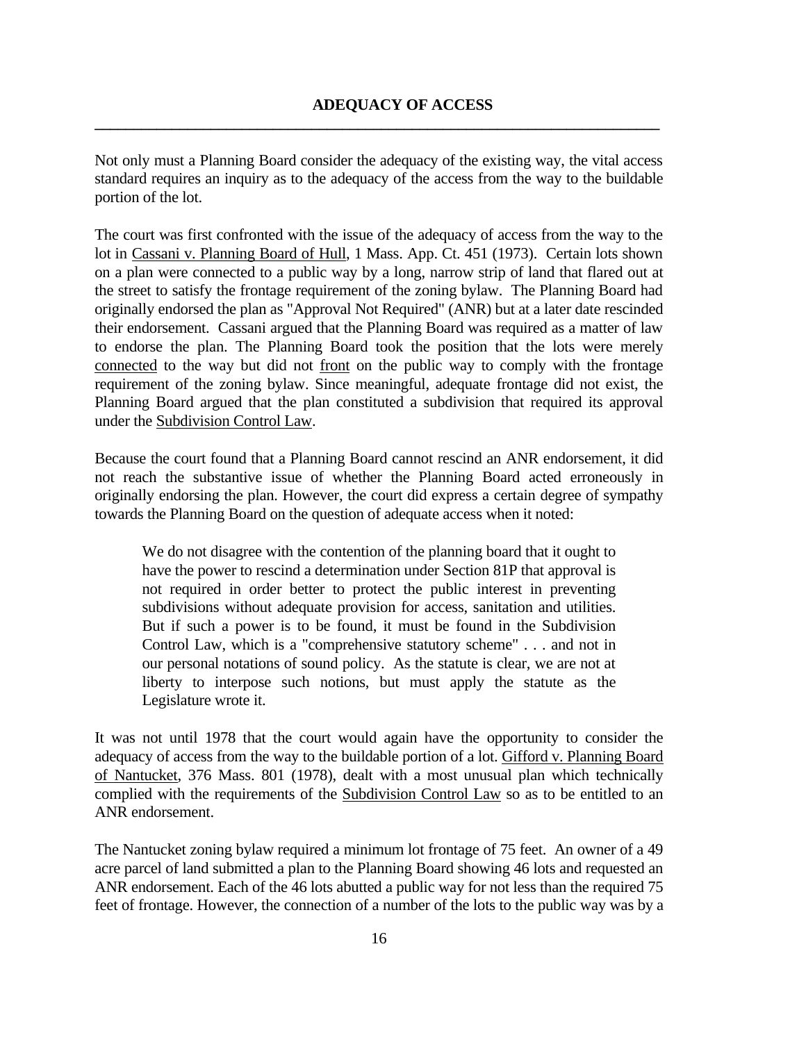## ADEQUACY OF ACCESS

Not only must a Planning Board consider the adequacy of the existing way, the vital access standard requires an inquiry as to the adequacy of the access from the way to the buildable portion of the lot.

The court was first confronted with the issue of the adequacy of access from the way to the lot in Cassani v. Planning Board of Hull, 1 Mass. App. Ct. 451 (1973). Certain lots shown on a plan were connected to a public way by a long, narrow strip of land that flared out at the street to satisfy the frontage requirement of the zoning bylaw. The Planning Board had originally endorsed the plan as "Approval Not Required" (ANR) but at a later date rescinded their endorsement. Cassani argued that the Planning Board was required as a matter of law to endorse the plan. The Planning Board took the position that the lots were merely connected to the way but did not front on the public way to comply with the frontage requirement of the zoning bylaw. Since meaningful, adequate frontage did not exist, the Planning Board argued that the plan constituted a subdivision that required its approval under the Subdivision Control Law.

Because the court found that a Planning Board cannot rescind an ANR endorsement, it did not reach the substantive issue of whether the Planning Board acted erroneously in originally endorsing the plan. However, the court did express a certain degree of sympathy towards the Planning Board on the question of adequate access when it noted:

> We do not disagree with the contention of the planning board that it ought to have the power to rescind a determination under Section 81P that approval is not required in order better to protect the public interest in preventing subdivisions without adequate provision for access, sanitation and utilities. But if such a power is to be found, it must be found in the Subdivision Control Law, which is a "comprehensive statutory scheme" . . . and not in our personal notations of sound policy. As the statute is clear, we are not at liberty to interpose such notions, but must apply the statute as the Legislature wrote it.

It was not until 1978 that the court would again have the opportunity to consider the adequacy of access from the way to the buildable portion of a lot. Gifford v. Planning Board of Nantucket, 376 Mass. 801 (1978), dealt with a most unusual plan which technically complied with the requirements of the Subdivision Control Law so as to be entitled to an ANR endorsement.

The Nantucket zoning bylaw required a minimum lot frontage of 75 feet. An owner of a 49 acre parcel of land submitted a plan to the Planning Board showing 46 lots and requested an ANR endorsement. Each of the 46 lots abutted a public way for not less than the required 75 feet of frontage. However, the connection of a number of the lots to the public way was by a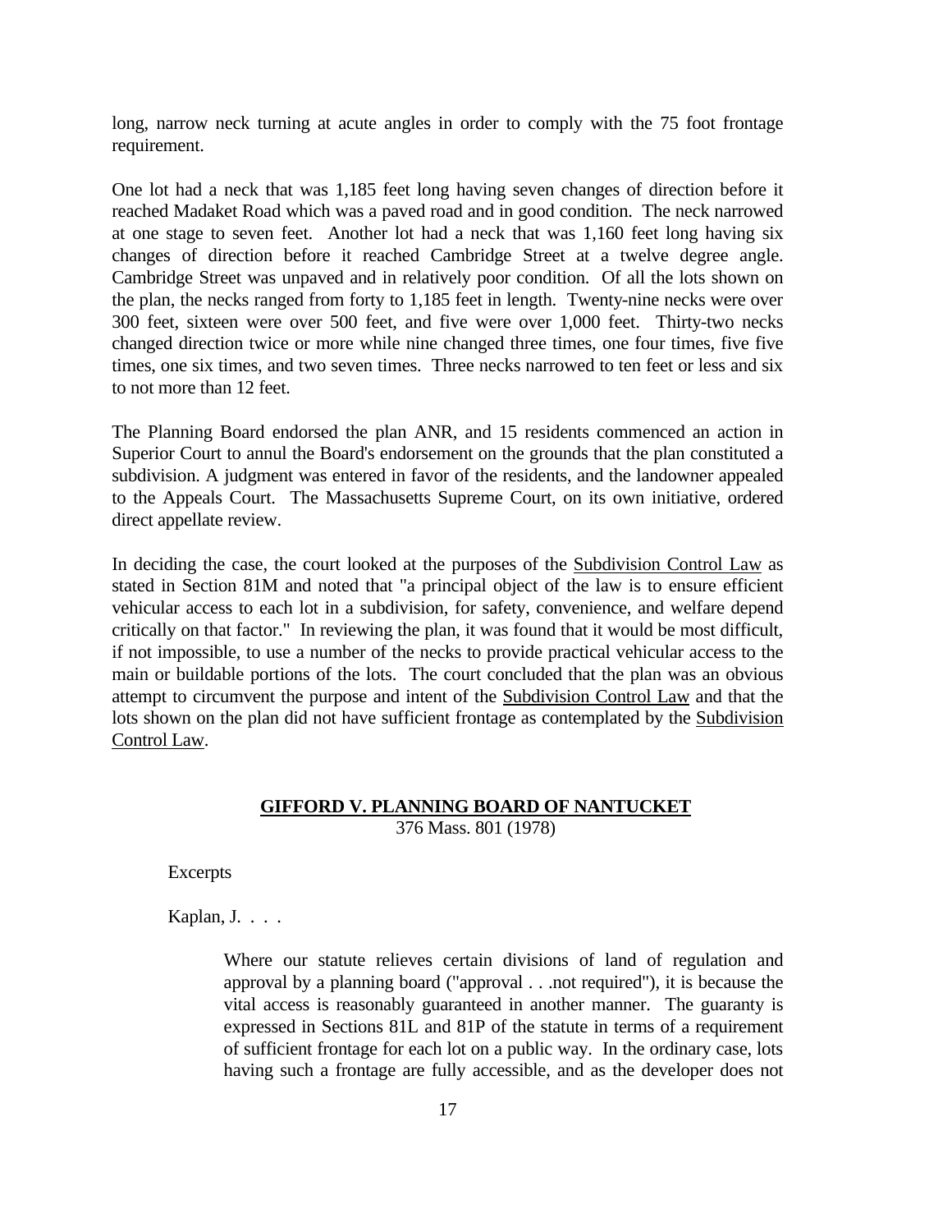long, narrow neck turning at acute angles in order to comply with the 75 foot frontage requirement.

One lot had a neck that was 1,185 feet long having seven changes of direction before it reached Madaket Road which was a paved road and in good condition. The neck narrowed at one stage to seven feet. Another lot had a neck that was 1,160 feet long having six changes of direction before it reached Cambridge Street at a twelve degree angle. Cambridge Street was unpaved and in relatively poor condition. Of all the lots shown on the plan, the necks ranged from forty to 1,185 feet in length. Twenty-nine necks were over 300 feet, sixteen were over 500 feet, and five were over 1,000 feet. Thirty-two necks changed direction twice or more while nine changed three times, one four times, five five times, one six times, and two seven times. Three necks narrowed to ten feet or less and six to not more than 12 feet.

The Planning Board endorsed the plan ANR, and 15 residents commenced an action in Superior Court to annul the Board's endorsement on the grounds that the plan constituted a subdivision. A judgment was entered in favor of the residents, and the landowner appealed to the Appeals Court. The Massachusetts Supreme Court, on its own initiative, ordered direct appellate review.

In deciding the case, the court looked at the purposes of the Subdivision Control Law as stated in Section 81M and noted that "a principal object of the law is to ensure efficient vehicular access to each lot in a subdivision, for safety, convenience, and welfare depend critically on that factor." In reviewing the plan, it was found that it would be most difficult, if not impossible, to use a number of the necks to provide practical vehicular access to the main or buildable portions of the lots. The court concluded that the plan was an obvious attempt to circumvent the purpose and intent of the Subdivision Control Law and that the lots shown on the plan did not have sufficient frontage as contemplated by the Subdivision Control Law.

## GIFFORD V. PLANNING BOARD OF NANTUCKET

376 Mass. 801 (1978)

Excerpts

Kaplan, J. . . .

> Where our statute relieves certain divisions of land of regulation and approval by a planning board ("approval . . .not required"), it is because the vital access is reasonably guaranteed in another manner. The guaranty is expressed in Sections 81L and 81P of the statute in terms of a requirement of sufficient frontage for each lot on a public way. In the ordinary case, lots having such a frontage are fully accessible, and as the developer does not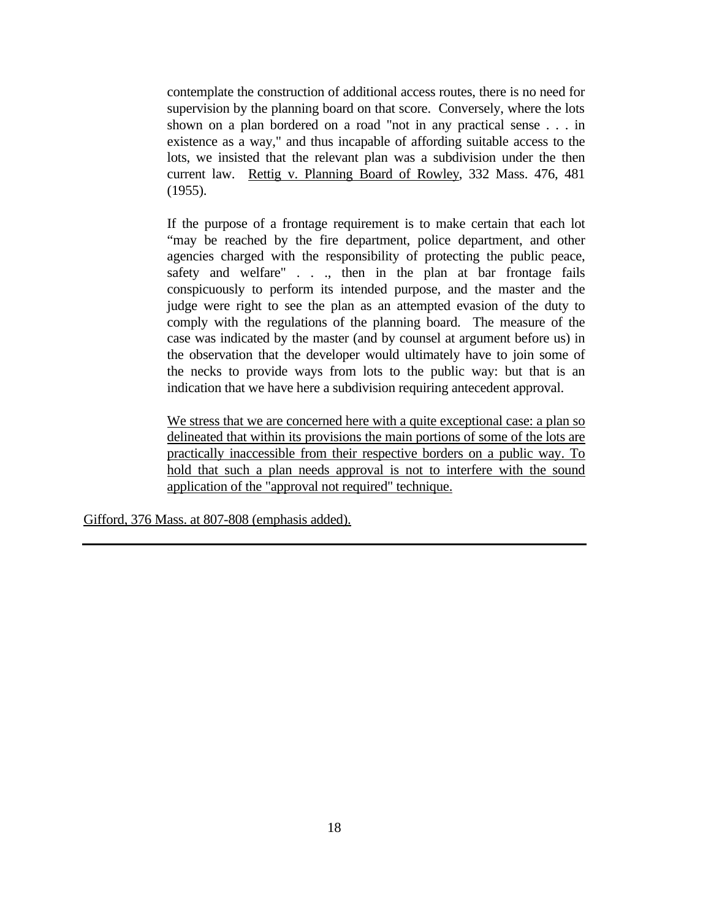> contemplate the construction of additional access routes, there is no need for supervision by the planning board on that score. Conversely, where the lots shown on a plan bordered on a road "not in any practical sense . . . in existence as a way," and thus incapable of affording suitable access to the lots, we insisted that the relevant plan was a subdivision under the then current law. Rettig v. Planning Board of Rowley, 332 Mass. 476, 481 (1955).
>
> If the purpose of a frontage requirement is to make certain that each lot "may be reached by the fire department, police department, and other agencies charged with the responsibility of protecting the public peace, safety and welfare" . . ., then in the plan at bar frontage fails conspicuously to perform its intended purpose, and the master and the judge were right to see the plan as an attempted evasion of the duty to comply with the regulations of the planning board. The measure of the case was indicated by the master (and by counsel at argument before us) in the observation that the developer would ultimately have to join some of the necks to provide ways from lots to the public way: but that is an indication that we have here a subdivision requiring antecedent approval.
>
> We stress that we are concerned here with a quite exceptional case: a plan so delineated that within its provisions the main portions of some of the lots are practically inaccessible from their respective borders on a public way. To hold that such a plan needs approval is not to interfere with the sound application of the "approval not required" technique.

Gifford, 376 Mass. at 807-808 (emphasis added).

---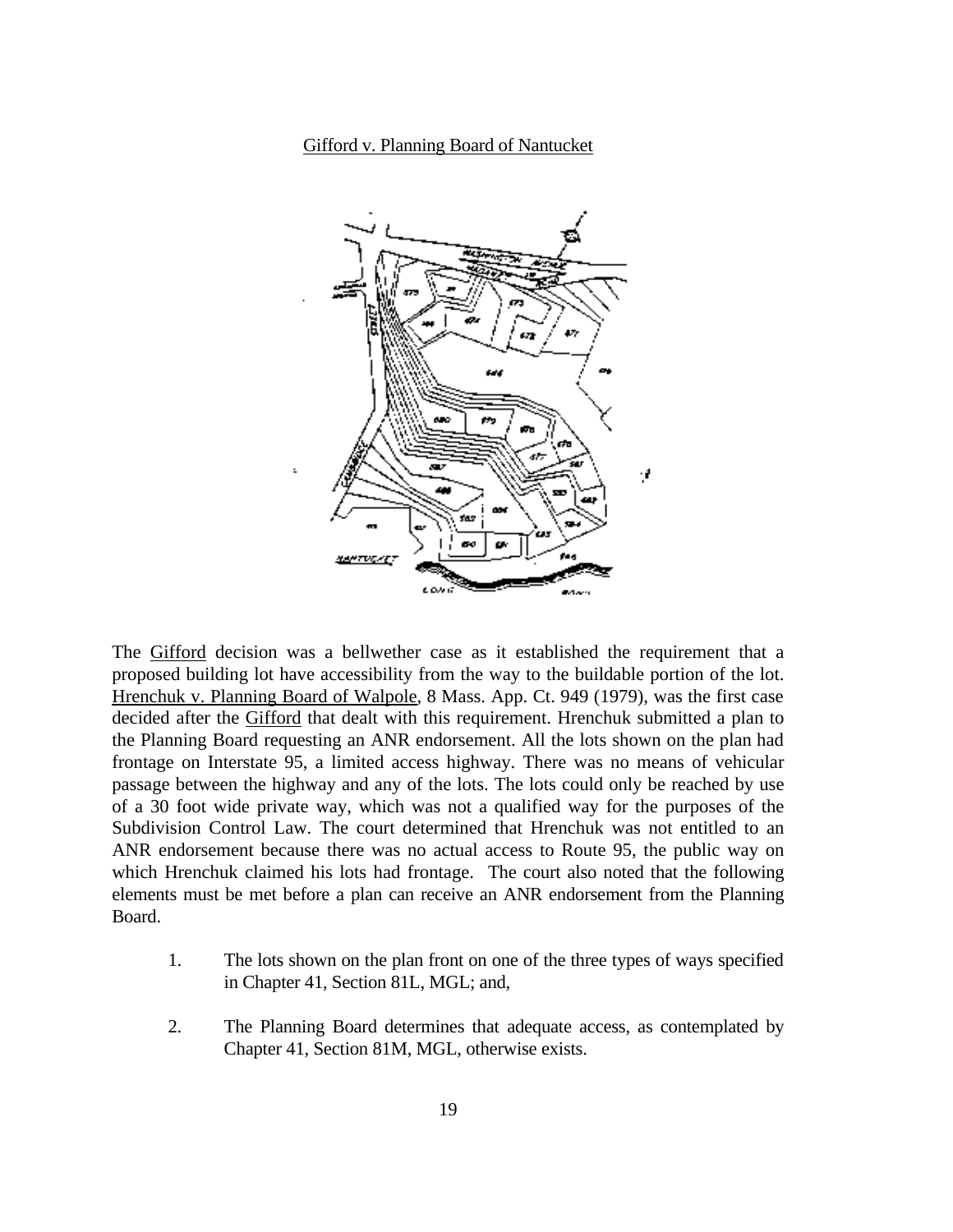Gifford v. Planning Board of Nantucket

The Gifford decision was a bellwether case as it established the requirement that a proposed building lot have accessibility from the way to the buildable portion of the lot. Hrenchuk v. Planning Board of Walpole, 8 Mass. App. Ct. 949 (1979), was the first case decided after the Gifford that dealt with this requirement. Hrenchuk submitted a plan to the Planning Board requesting an ANR endorsement. All the lots shown on the plan had frontage on Interstate 95, a limited access highway. There was no means of vehicular passage between the highway and any of the lots. The lots could only be reached by use of a 30 foot wide private way, which was not a qualified way for the purposes of the Subdivision Control Law. The court determined that Hrenchuk was not entitled to an ANR endorsement because there was no actual access to Route 95, the public way on which Hrenchuk claimed his lots had frontage. The court also noted that the following elements must be met before a plan can receive an ANR endorsement from the Planning Board.

1. The lots shown on the plan front on one of the three types of ways specified in Chapter 41, Section 81L, MGL; and,

2. The Planning Board determines that adequate access, as contemplated by Chapter 41, Section 81M, MGL, otherwise exists.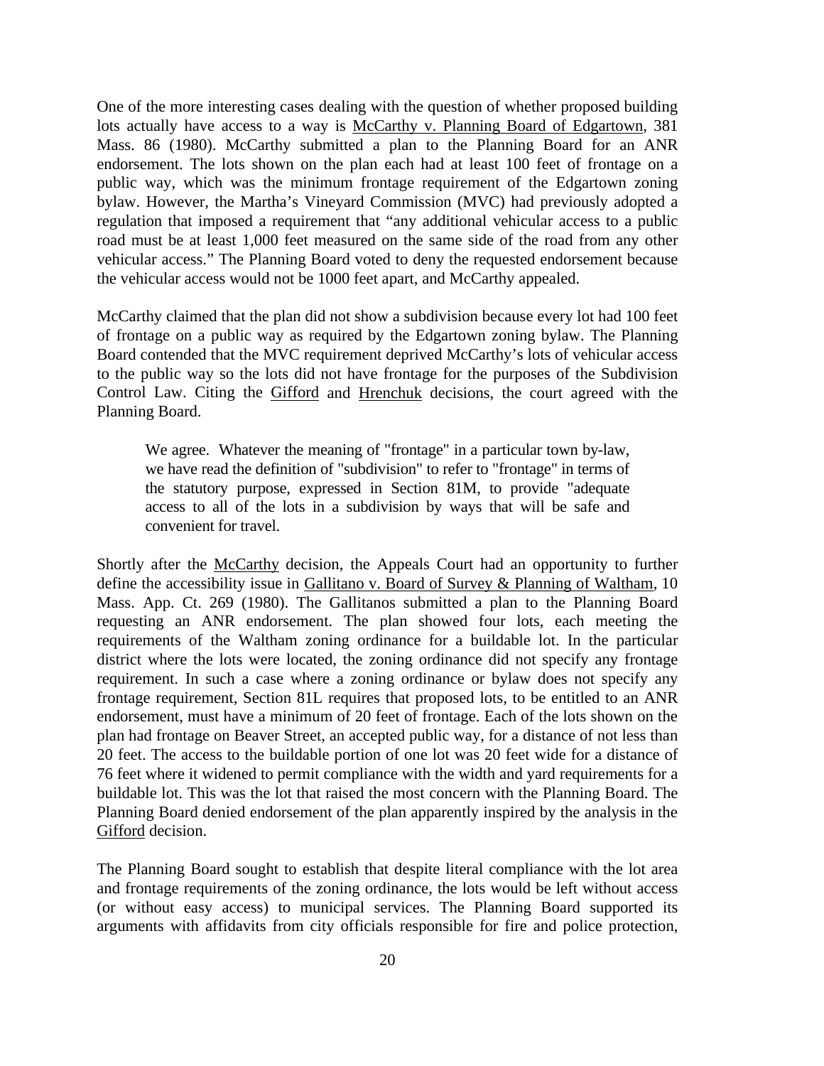One of the more interesting cases dealing with the question of whether proposed building lots actually have access to a way is McCarthy v. Planning Board of Edgartown, 381 Mass. 86 (1980). McCarthy submitted a plan to the Planning Board for an ANR endorsement. The lots shown on the plan each had at least 100 feet of frontage on a public way, which was the minimum frontage requirement of the Edgartown zoning bylaw. However, the Martha's Vineyard Commission (MVC) had previously adopted a regulation that imposed a requirement that "any additional vehicular access to a public road must be at least 1,000 feet measured on the same side of the road from any other vehicular access." The Planning Board voted to deny the requested endorsement because the vehicular access would not be 1000 feet apart, and McCarthy appealed.

McCarthy claimed that the plan did not show a subdivision because every lot had 100 feet of frontage on a public way as required by the Edgartown zoning bylaw. The Planning Board contended that the MVC requirement deprived McCarthy's lots of vehicular access to the public way so the lots did not have frontage for the purposes of the Subdivision Control Law. Citing the Gifford and Hrenchuk decisions, the court agreed with the Planning Board.

> We agree. Whatever the meaning of "frontage" in a particular town by-law, we have read the definition of "subdivision" to refer to "frontage" in terms of the statutory purpose, expressed in Section 81M, to provide "adequate access to all of the lots in a subdivision by ways that will be safe and convenient for travel.

Shortly after the McCarthy decision, the Appeals Court had an opportunity to further define the accessibility issue in Gallitano v. Board of Survey & Planning of Waltham, 10 Mass. App. Ct. 269 (1980). The Gallitanos submitted a plan to the Planning Board requesting an ANR endorsement. The plan showed four lots, each meeting the requirements of the Waltham zoning ordinance for a buildable lot. In the particular district where the lots were located, the zoning ordinance did not specify any frontage requirement. In such a case where a zoning ordinance or bylaw does not specify any frontage requirement, Section 81L requires that proposed lots, to be entitled to an ANR endorsement, must have a minimum of 20 feet of frontage. Each of the lots shown on the plan had frontage on Beaver Street, an accepted public way, for a distance of not less than 20 feet. The access to the buildable portion of one lot was 20 feet wide for a distance of 76 feet where it widened to permit compliance with the width and yard requirements for a buildable lot. This was the lot that raised the most concern with the Planning Board. The Planning Board denied endorsement of the plan apparently inspired by the analysis in the Gifford decision.

The Planning Board sought to establish that despite literal compliance with the lot area and frontage requirements of the zoning ordinance, the lots would be left without access (or without easy access) to municipal services. The Planning Board supported its arguments with affidavits from city officials responsible for fire and police protection,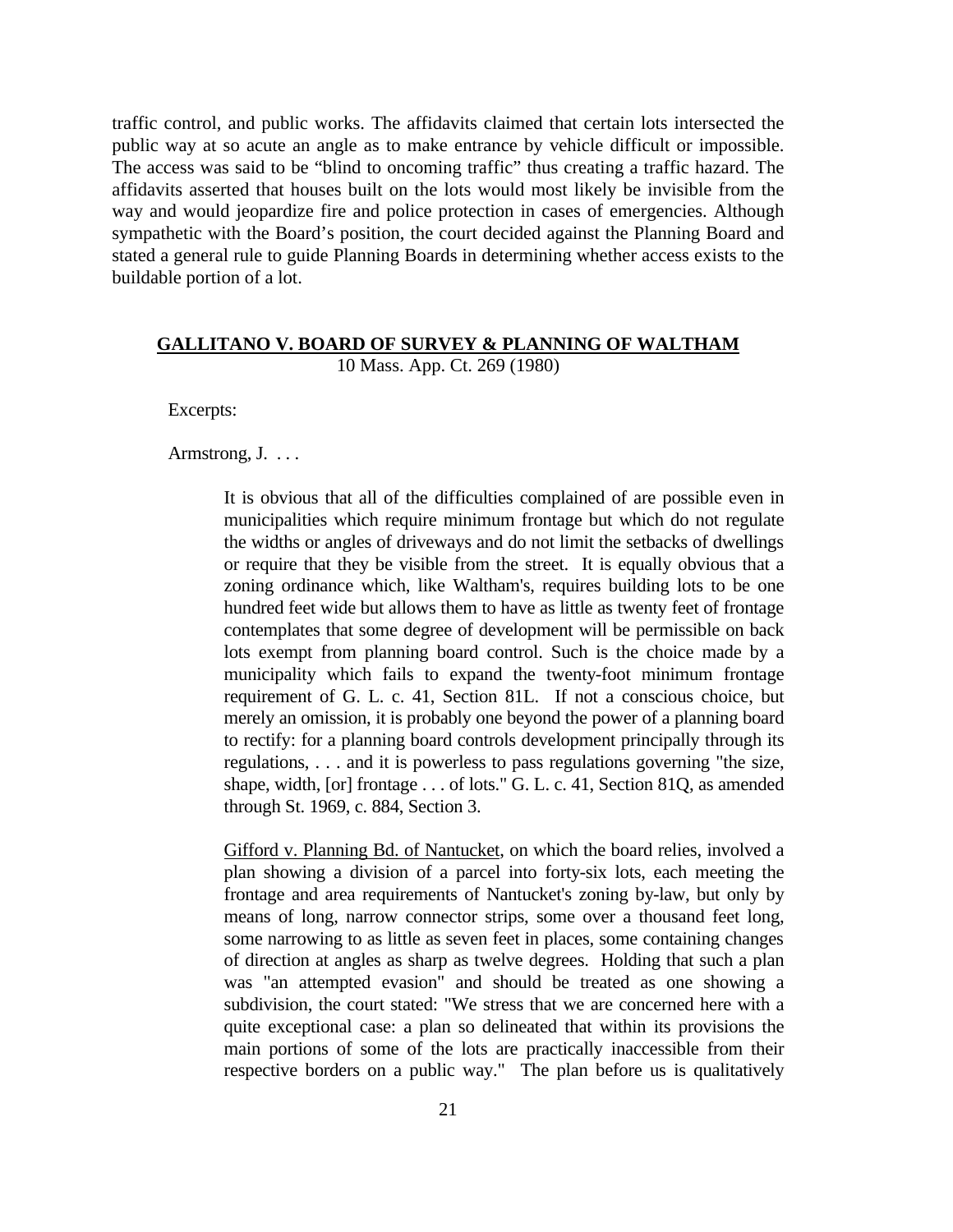traffic control, and public works. The affidavits claimed that certain lots intersected the public way at so acute an angle as to make entrance by vehicle difficult or impossible. The access was said to be "blind to oncoming traffic" thus creating a traffic hazard. The affidavits asserted that houses built on the lots would most likely be invisible from the way and would jeopardize fire and police protection in cases of emergencies. Although sympathetic with the Board's position, the court decided against the Planning Board and stated a general rule to guide Planning Boards in determining whether access exists to the buildable portion of a lot.

## GALLITANO V. BOARD OF SURVEY & PLANNING OF WALTHAM

10 Mass. App. Ct. 269 (1980)

Excerpts:

Armstrong, J. . . .

> It is obvious that all of the difficulties complained of are possible even in municipalities which require minimum frontage but which do not regulate the widths or angles of driveways and do not limit the setbacks of dwellings or require that they be visible from the street. It is equally obvious that a zoning ordinance which, like Waltham's, requires building lots to be one hundred feet wide but allows them to have as little as twenty feet of frontage contemplates that some degree of development will be permissible on back lots exempt from planning board control. Such is the choice made by a municipality which fails to expand the twenty-foot minimum frontage requirement of G. L. c. 41, Section 81L. If not a conscious choice, but merely an omission, it is probably one beyond the power of a planning board to rectify: for a planning board controls development principally through its regulations, . . . and it is powerless to pass regulations governing "the size, shape, width, [or] frontage . . . of lots." G. L. c. 41, Section 81Q, as amended through St. 1969, c. 884, Section 3.
>
> Gifford v. Planning Bd. of Nantucket, on which the board relies, involved a plan showing a division of a parcel into forty-six lots, each meeting the frontage and area requirements of Nantucket's zoning by-law, but only by means of long, narrow connector strips, some over a thousand feet long, some narrowing to as little as seven feet in places, some containing changes of direction at angles as sharp as twelve degrees. Holding that such a plan was "an attempted evasion" and should be treated as one showing a subdivision, the court stated: "We stress that we are concerned here with a quite exceptional case: a plan so delineated that within its provisions the main portions of some of the lots are practically inaccessible from their respective borders on a public way." The plan before us is qualitatively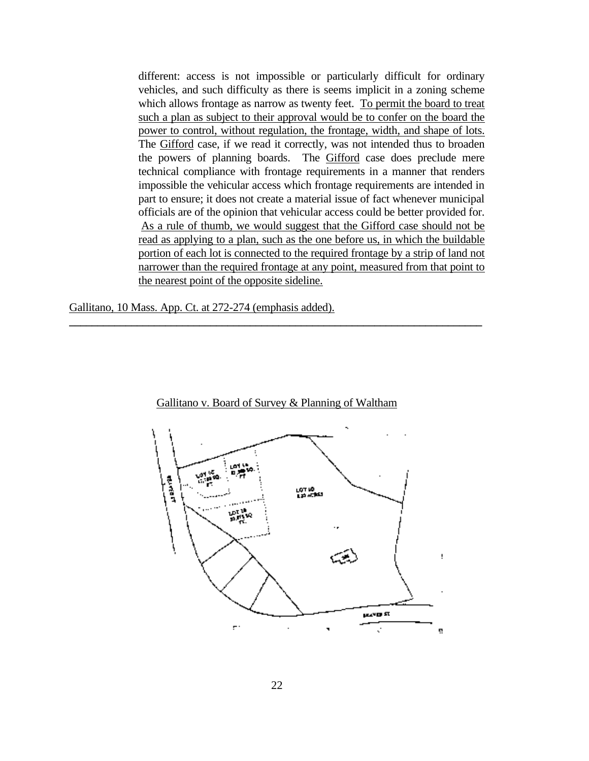different: access is not impossible or particularly difficult for ordinary vehicles, and such difficulty as there is seems implicit in a zoning scheme which allows frontage as narrow as twenty feet. To permit the board to treat such a plan as subject to their approval would be to confer on the board the power to control, without regulation, the frontage, width, and shape of lots. The Gifford case, if we read it correctly, was not intended thus to broaden the powers of planning boards. The Gifford case does preclude mere technical compliance with frontage requirements in a manner that renders impossible the vehicular access which frontage requirements are intended in part to ensure; it does not create a material issue of fact whenever municipal officials are of the opinion that vehicular access could be better provided for. As a rule of thumb, we would suggest that the Gifford case should not be read as applying to a plan, such as the one before us, in which the buildable portion of each lot is connected to the required frontage by a strip of land not narrower than the required frontage at any point, measured from that point to the nearest point of the opposite sideline.

Gallitano, 10 Mass. App. Ct. at 272-274 (emphasis added).

---

Gallitano v. Board of Survey & Planning of Waltham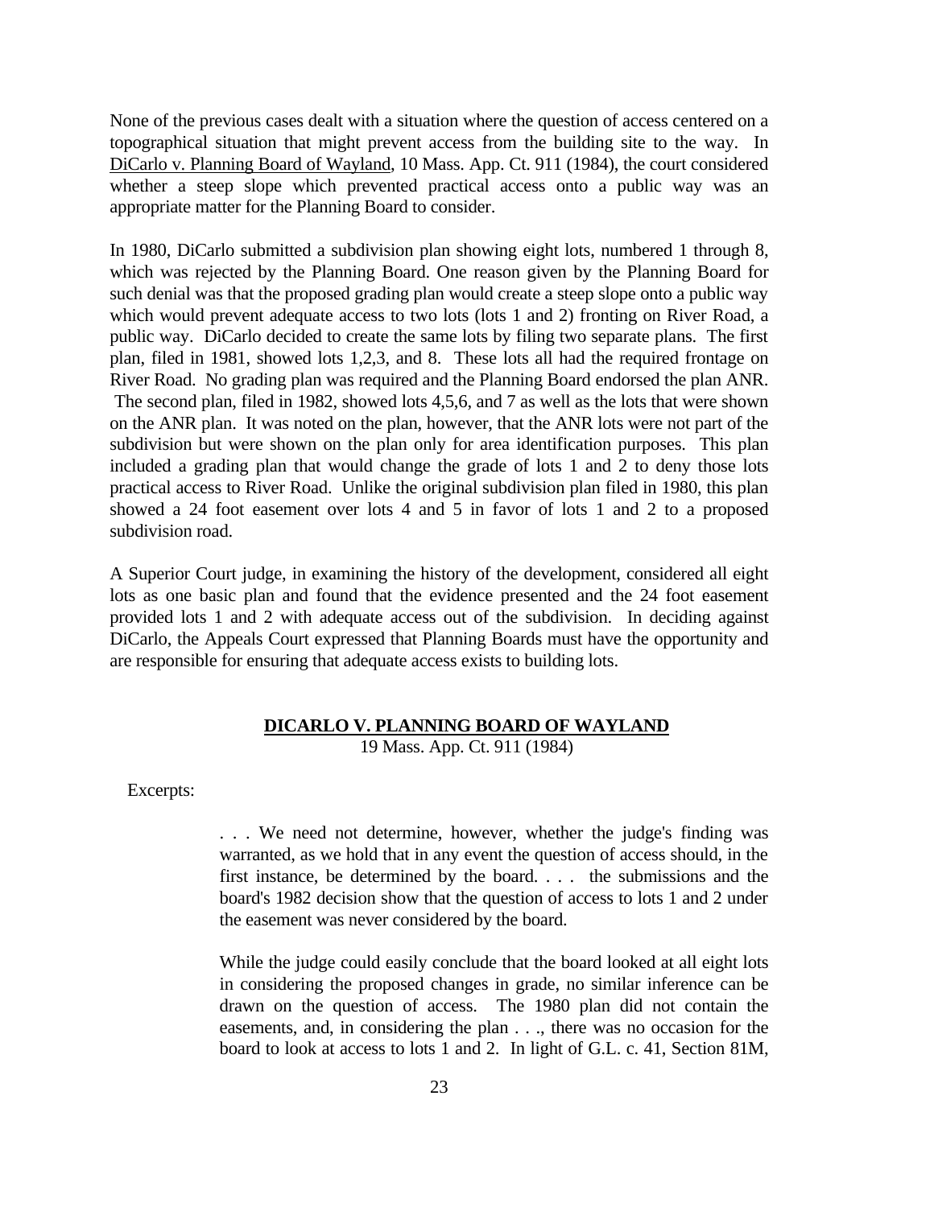None of the previous cases dealt with a situation where the question of access centered on a topographical situation that might prevent access from the building site to the way. In DiCarlo v. Planning Board of Wayland, 10 Mass. App. Ct. 911 (1984), the court considered whether a steep slope which prevented practical access onto a public way was an appropriate matter for the Planning Board to consider.

In 1980, DiCarlo submitted a subdivision plan showing eight lots, numbered 1 through 8, which was rejected by the Planning Board. One reason given by the Planning Board for such denial was that the proposed grading plan would create a steep slope onto a public way which would prevent adequate access to two lots (lots 1 and 2) fronting on River Road, a public way. DiCarlo decided to create the same lots by filing two separate plans. The first plan, filed in 1981, showed lots 1,2,3, and 8. These lots all had the required frontage on River Road. No grading plan was required and the Planning Board endorsed the plan ANR. The second plan, filed in 1982, showed lots 4,5,6, and 7 as well as the lots that were shown on the ANR plan. It was noted on the plan, however, that the ANR lots were not part of the subdivision but were shown on the plan only for area identification purposes. This plan included a grading plan that would change the grade of lots 1 and 2 to deny those lots practical access to River Road. Unlike the original subdivision plan filed in 1980, this plan showed a 24 foot easement over lots 4 and 5 in favor of lots 1 and 2 to a proposed subdivision road.

A Superior Court judge, in examining the history of the development, considered all eight lots as one basic plan and found that the evidence presented and the 24 foot easement provided lots 1 and 2 with adequate access out of the subdivision. In deciding against DiCarlo, the Appeals Court expressed that Planning Boards must have the opportunity and are responsible for ensuring that adequate access exists to building lots.

**DICARLO V. PLANNING BOARD OF WAYLAND**
19 Mass. App. Ct. 911 (1984)

Excerpts:

> . . . We need not determine, however, whether the judge's finding was warranted, as we hold that in any event the question of access should, in the first instance, be determined by the board. . . . the submissions and the board's 1982 decision show that the question of access to lots 1 and 2 under the easement was never considered by the board.
>
> While the judge could easily conclude that the board looked at all eight lots in considering the proposed changes in grade, no similar inference can be drawn on the question of access. The 1980 plan did not contain the easements, and, in considering the plan . . ., there was no occasion for the board to look at access to lots 1 and 2. In light of G.L. c. 41, Section 81M,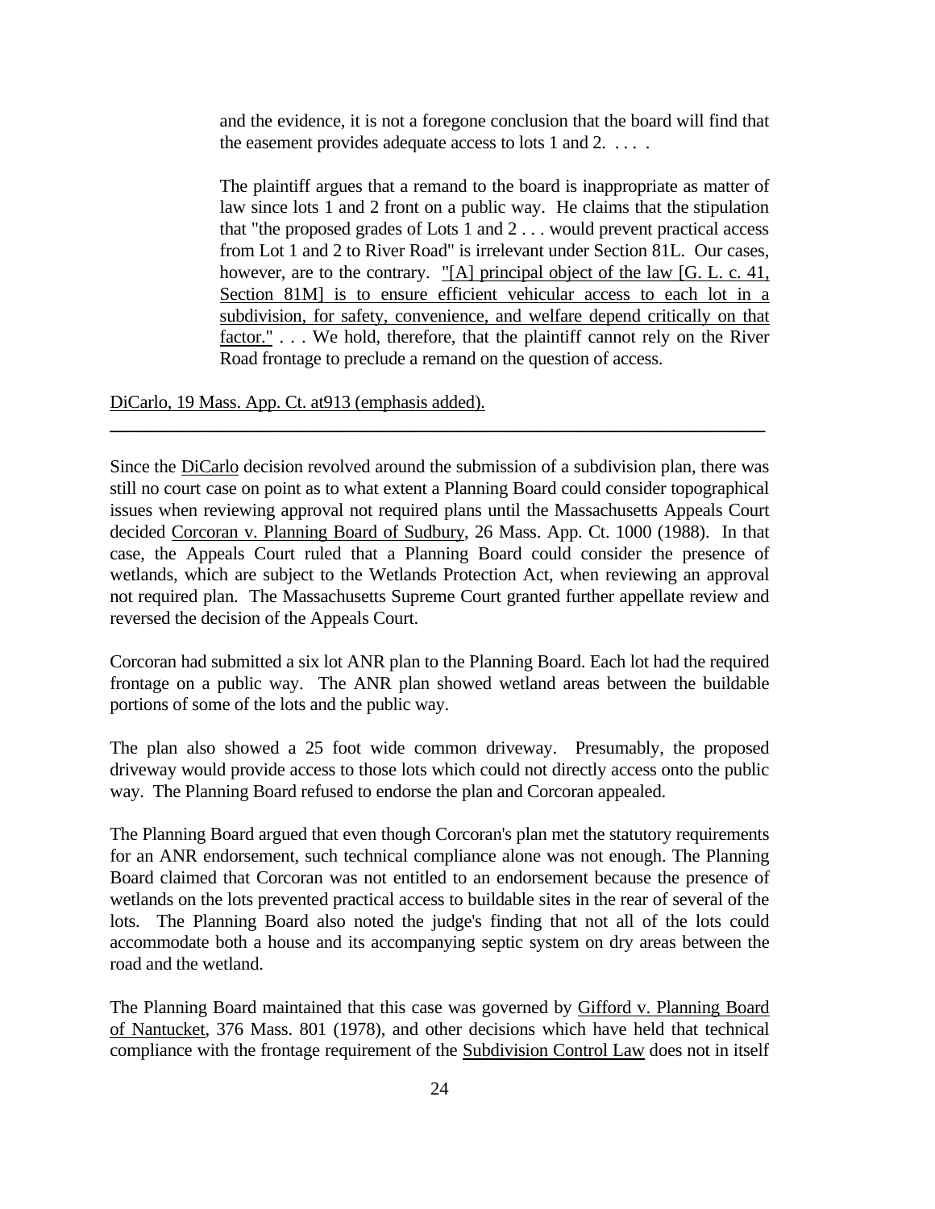> and the evidence, it is not a foregone conclusion that the board will find that the easement provides adequate access to lots 1 and 2. . . . .
>
> The plaintiff argues that a remand to the board is inappropriate as matter of law since lots 1 and 2 front on a public way. He claims that the stipulation that "the proposed grades of Lots 1 and 2 . . . would prevent practical access from Lot 1 and 2 to River Road" is irrelevant under Section 81L. Our cases, however, are to the contrary. "[A] principal object of the law [G. L. c. 41, Section 81M] is to ensure efficient vehicular access to each lot in a subdivision, for safety, convenience, and welfare depend critically on that factor." . . . We hold, therefore, that the plaintiff cannot rely on the River Road frontage to preclude a remand on the question of access.

DiCarlo, 19 Mass. App. Ct. at913 (emphasis added).

---

Since the DiCarlo decision revolved around the submission of a subdivision plan, there was still no court case on point as to what extent a Planning Board could consider topographical issues when reviewing approval not required plans until the Massachusetts Appeals Court decided Corcoran v. Planning Board of Sudbury, 26 Mass. App. Ct. 1000 (1988). In that case, the Appeals Court ruled that a Planning Board could consider the presence of wetlands, which are subject to the Wetlands Protection Act, when reviewing an approval not required plan. The Massachusetts Supreme Court granted further appellate review and reversed the decision of the Appeals Court.

Corcoran had submitted a six lot ANR plan to the Planning Board. Each lot had the required frontage on a public way. The ANR plan showed wetland areas between the buildable portions of some of the lots and the public way.

The plan also showed a 25 foot wide common driveway. Presumably, the proposed driveway would provide access to those lots which could not directly access onto the public way. The Planning Board refused to endorse the plan and Corcoran appealed.

The Planning Board argued that even though Corcoran's plan met the statutory requirements for an ANR endorsement, such technical compliance alone was not enough. The Planning Board claimed that Corcoran was not entitled to an endorsement because the presence of wetlands on the lots prevented practical access to buildable sites in the rear of several of the lots. The Planning Board also noted the judge's finding that not all of the lots could accommodate both a house and its accompanying septic system on dry areas between the road and the wetland.

The Planning Board maintained that this case was governed by Gifford v. Planning Board of Nantucket, 376 Mass. 801 (1978), and other decisions which have held that technical compliance with the frontage requirement of the Subdivision Control Law does not in itself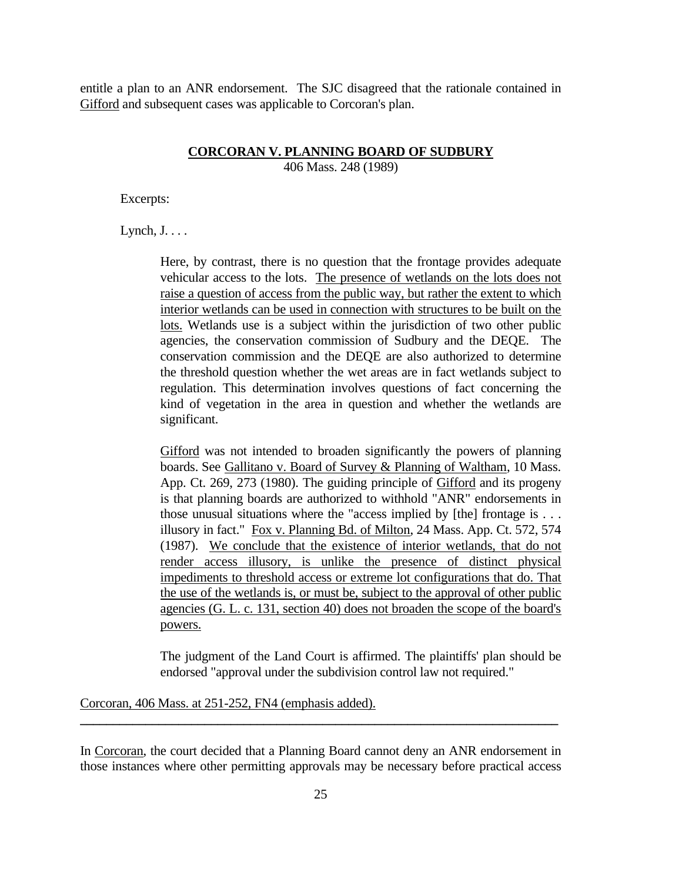entitle a plan to an ANR endorsement. The SJC disagreed that the rationale contained in Gifford and subsequent cases was applicable to Corcoran's plan.

**CORCORAN V. PLANNING BOARD OF SUDBURY**
406 Mass. 248 (1989)

Excerpts:

Lynch, J. . . .

> Here, by contrast, there is no question that the frontage provides adequate vehicular access to the lots. The presence of wetlands on the lots does not raise a question of access from the public way, but rather the extent to which interior wetlands can be used in connection with structures to be built on the lots. Wetlands use is a subject within the jurisdiction of two other public agencies, the conservation commission of Sudbury and the DEQE. The conservation commission and the DEQE are also authorized to determine the threshold question whether the wet areas are in fact wetlands subject to regulation. This determination involves questions of fact concerning the kind of vegetation in the area in question and whether the wetlands are significant.
>
> Gifford was not intended to broaden significantly the powers of planning boards. See Gallitano v. Board of Survey & Planning of Waltham, 10 Mass. App. Ct. 269, 273 (1980). The guiding principle of Gifford and its progeny is that planning boards are authorized to withhold "ANR" endorsements in those unusual situations where the "access implied by [the] frontage is . . . illusory in fact." Fox v. Planning Bd. of Milton, 24 Mass. App. Ct. 572, 574 (1987). We conclude that the existence of interior wetlands, that do not render access illusory, is unlike the presence of distinct physical impediments to threshold access or extreme lot configurations that do. That the use of the wetlands is, or must be, subject to the approval of other public agencies (G. L. c. 131, section 40) does not broaden the scope of the board's powers.
>
> The judgment of the Land Court is affirmed. The plaintiffs' plan should be endorsed "approval under the subdivision control law not required."

Corcoran, 406 Mass. at 251-252, FN4 (emphasis added).

---

In Corcoran, the court decided that a Planning Board cannot deny an ANR endorsement in those instances where other permitting approvals may be necessary before practical access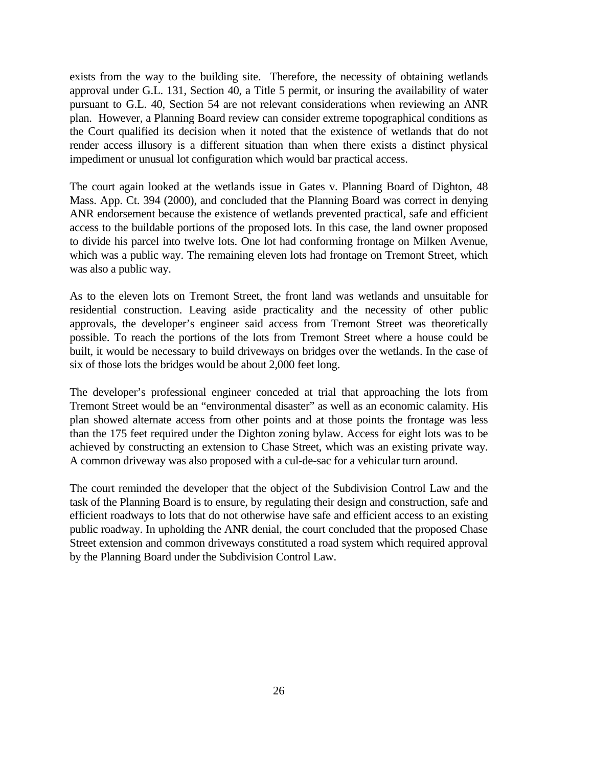exists from the way to the building site. Therefore, the necessity of obtaining wetlands approval under G.L. 131, Section 40, a Title 5 permit, or insuring the availability of water pursuant to G.L. 40, Section 54 are not relevant considerations when reviewing an ANR plan. However, a Planning Board review can consider extreme topographical conditions as the Court qualified its decision when it noted that the existence of wetlands that do not render access illusory is a different situation than when there exists a distinct physical impediment or unusual lot configuration which would bar practical access.

The court again looked at the wetlands issue in Gates v. Planning Board of Dighton, 48 Mass. App. Ct. 394 (2000), and concluded that the Planning Board was correct in denying ANR endorsement because the existence of wetlands prevented practical, safe and efficient access to the buildable portions of the proposed lots. In this case, the land owner proposed to divide his parcel into twelve lots. One lot had conforming frontage on Milken Avenue, which was a public way. The remaining eleven lots had frontage on Tremont Street, which was also a public way.

As to the eleven lots on Tremont Street, the front land was wetlands and unsuitable for residential construction. Leaving aside practicality and the necessity of other public approvals, the developer's engineer said access from Tremont Street was theoretically possible. To reach the portions of the lots from Tremont Street where a house could be built, it would be necessary to build driveways on bridges over the wetlands. In the case of six of those lots the bridges would be about 2,000 feet long.

The developer's professional engineer conceded at trial that approaching the lots from Tremont Street would be an "environmental disaster" as well as an economic calamity. His plan showed alternate access from other points and at those points the frontage was less than the 175 feet required under the Dighton zoning bylaw. Access for eight lots was to be achieved by constructing an extension to Chase Street, which was an existing private way. A common driveway was also proposed with a cul-de-sac for a vehicular turn around.

The court reminded the developer that the object of the Subdivision Control Law and the task of the Planning Board is to ensure, by regulating their design and construction, safe and efficient roadways to lots that do not otherwise have safe and efficient access to an existing public roadway. In upholding the ANR denial, the court concluded that the proposed Chase Street extension and common driveways constituted a road system which required approval by the Planning Board under the Subdivision Control Law.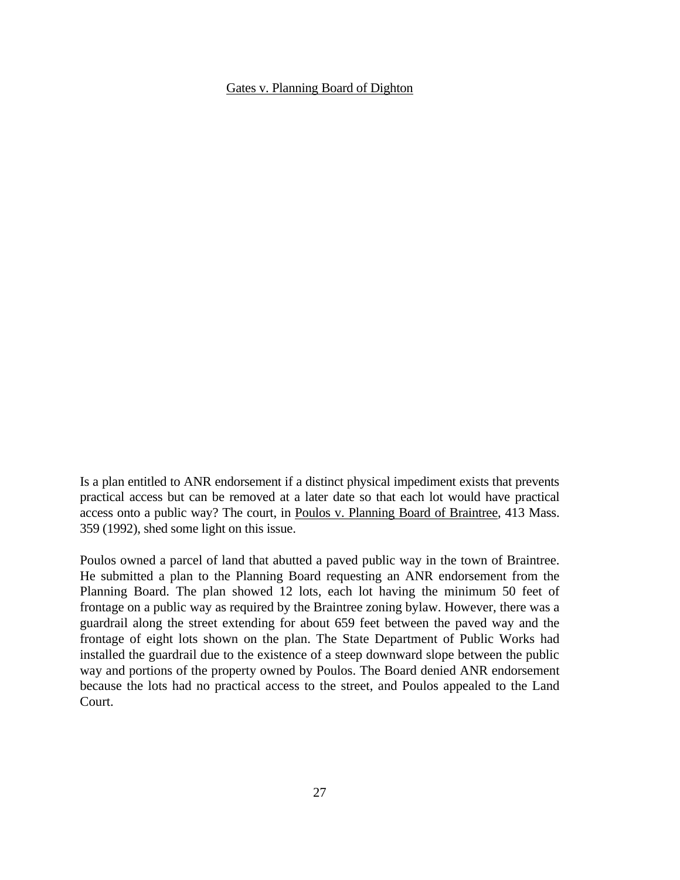<u>Gates v. Planning Board of Dighton</u>

Is a plan entitled to ANR endorsement if a distinct physical impediment exists that prevents practical access but can be removed at a later date so that each lot would have practical access onto a public way? The court, in <u>Poulos v. Planning Board of Braintree</u>, 413 Mass. 359 (1992), shed some light on this issue.

Poulos owned a parcel of land that abutted a paved public way in the town of Braintree. He submitted a plan to the Planning Board requesting an ANR endorsement from the Planning Board. The plan showed 12 lots, each lot having the minimum 50 feet of frontage on a public way as required by the Braintree zoning bylaw. However, there was a guardrail along the street extending for about 659 feet between the paved way and the frontage of eight lots shown on the plan. The State Department of Public Works had installed the guardrail due to the existence of a steep downward slope between the public way and portions of the property owned by Poulos. The Board denied ANR endorsement because the lots had no practical access to the street, and Poulos appealed to the Land Court.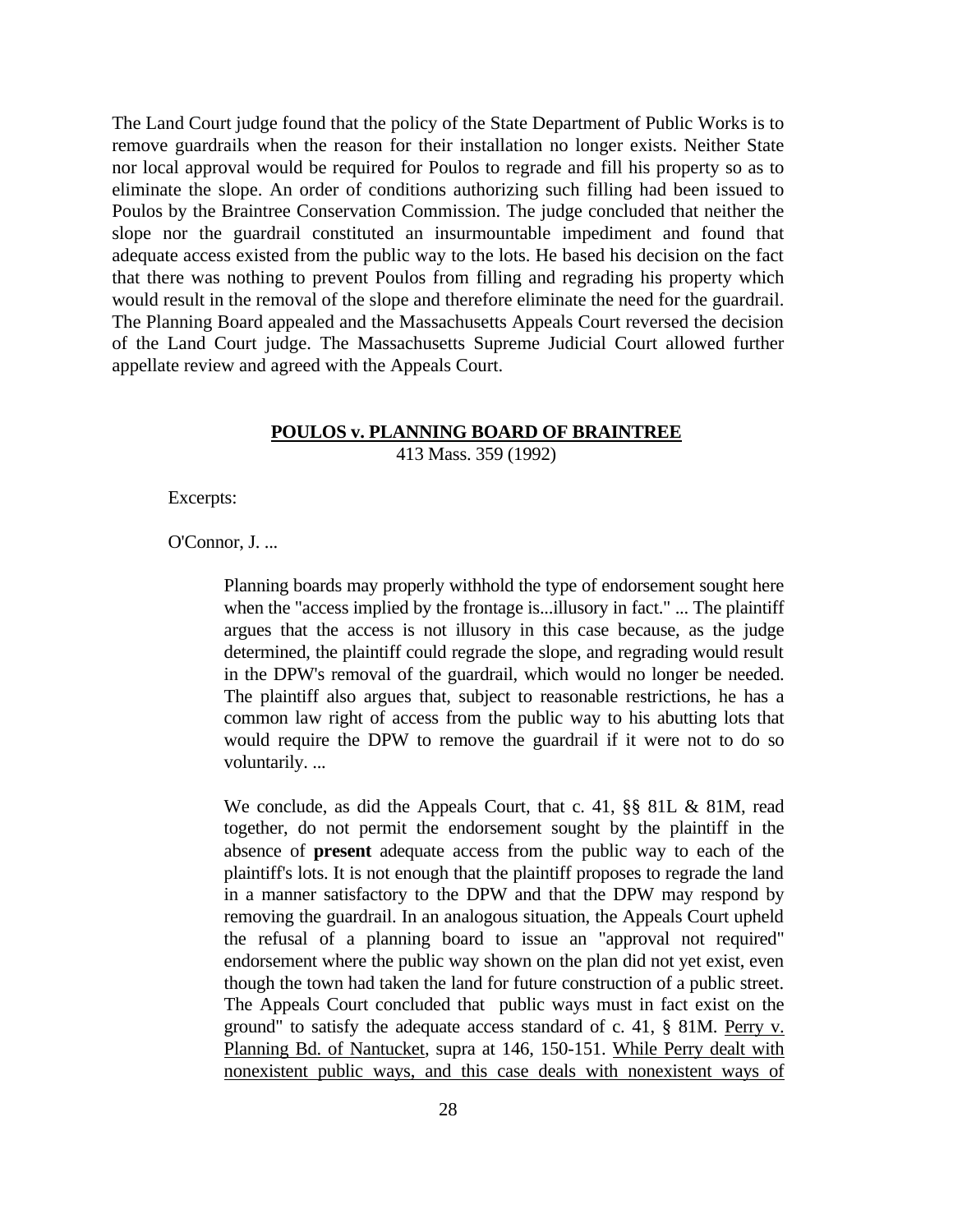The Land Court judge found that the policy of the State Department of Public Works is to remove guardrails when the reason for their installation no longer exists. Neither State nor local approval would be required for Poulos to regrade and fill his property so as to eliminate the slope. An order of conditions authorizing such filling had been issued to Poulos by the Braintree Conservation Commission. The judge concluded that neither the slope nor the guardrail constituted an insurmountable impediment and found that adequate access existed from the public way to the lots. He based his decision on the fact that there was nothing to prevent Poulos from filling and regrading his property which would result in the removal of the slope and therefore eliminate the need for the guardrail. The Planning Board appealed and the Massachusetts Appeals Court reversed the decision of the Land Court judge. The Massachusetts Supreme Judicial Court allowed further appellate review and agreed with the Appeals Court.

**POULOS v. PLANNING BOARD OF BRAINTREE**
413 Mass. 359 (1992)

Excerpts:

O'Connor, J. ...

> Planning boards may properly withhold the type of endorsement sought here when the "access implied by the frontage is...illusory in fact." ... The plaintiff argues that the access is not illusory in this case because, as the judge determined, the plaintiff could regrade the slope, and regrading would result in the DPW's removal of the guardrail, which would no longer be needed. The plaintiff also argues that, subject to reasonable restrictions, he has a common law right of access from the public way to his abutting lots that would require the DPW to remove the guardrail if it were not to do so voluntarily. ...
>
> We conclude, as did the Appeals Court, that c. 41, §§ 81L & 81M, read together, do not permit the endorsement sought by the plaintiff in the absence of **present** adequate access from the public way to each of the plaintiff's lots. It is not enough that the plaintiff proposes to regrade the land in a manner satisfactory to the DPW and that the DPW may respond by removing the guardrail. In an analogous situation, the Appeals Court upheld the refusal of a planning board to issue an "approval not required" endorsement where the public way shown on the plan did not yet exist, even though the town had taken the land for future construction of a public street. The Appeals Court concluded that public ways must in fact exist on the ground" to satisfy the adequate access standard of c. 41, § 81M. Perry v. Planning Bd. of Nantucket, supra at 146, 150-151. While Perry dealt with nonexistent public ways, and this case deals with nonexistent ways of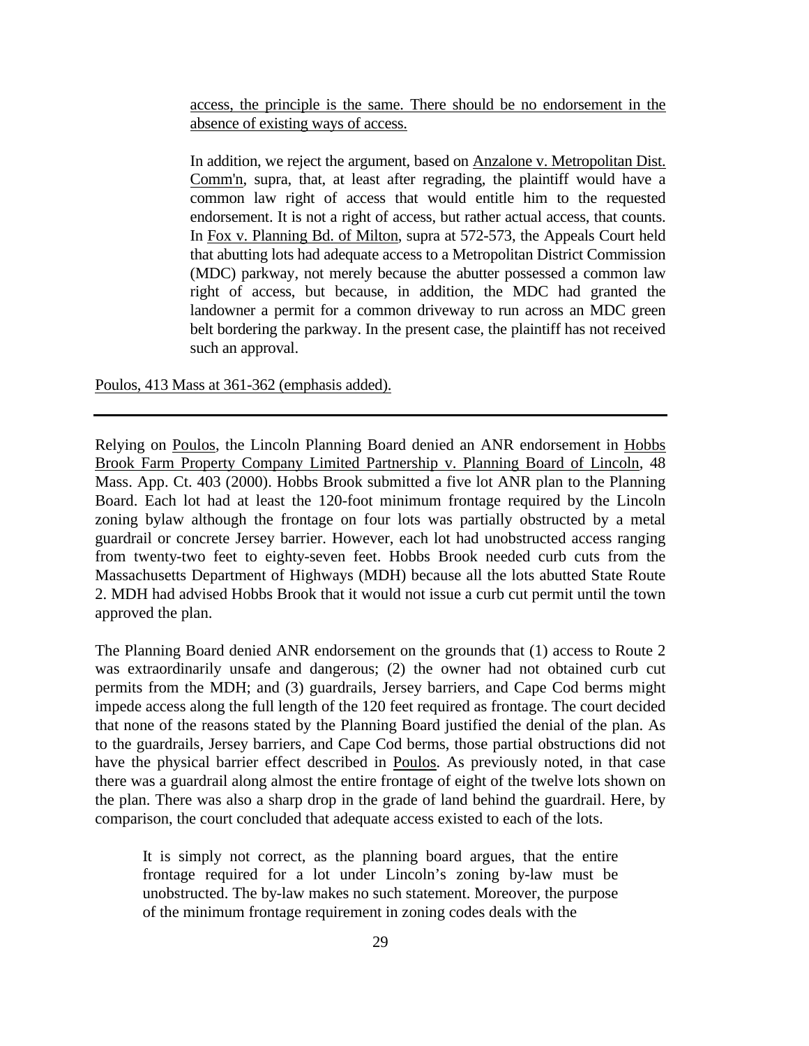> access, the principle is the same. There should be no endorsement in the absence of existing ways of access.
>
> In addition, we reject the argument, based on Anzalone v. Metropolitan Dist. Comm'n, supra, that, at least after regrading, the plaintiff would have a common law right of access that would entitle him to the requested endorsement. It is not a right of access, but rather actual access, that counts. In Fox v. Planning Bd. of Milton, supra at 572-573, the Appeals Court held that abutting lots had adequate access to a Metropolitan District Commission (MDC) parkway, not merely because the abutter possessed a common law right of access, but because, in addition, the MDC had granted the landowner a permit for a common driveway to run across an MDC green belt bordering the parkway. In the present case, the plaintiff has not received such an approval.

Poulos, 413 Mass at 361-362 (emphasis added).

---

Relying on Poulos, the Lincoln Planning Board denied an ANR endorsement in Hobbs Brook Farm Property Company Limited Partnership v. Planning Board of Lincoln, 48 Mass. App. Ct. 403 (2000). Hobbs Brook submitted a five lot ANR plan to the Planning Board. Each lot had at least the 120-foot minimum frontage required by the Lincoln zoning bylaw although the frontage on four lots was partially obstructed by a metal guardrail or concrete Jersey barrier. However, each lot had unobstructed access ranging from twenty-two feet to eighty-seven feet. Hobbs Brook needed curb cuts from the Massachusetts Department of Highways (MDH) because all the lots abutted State Route 2. MDH had advised Hobbs Brook that it would not issue a curb cut permit until the town approved the plan.

The Planning Board denied ANR endorsement on the grounds that (1) access to Route 2 was extraordinarily unsafe and dangerous; (2) the owner had not obtained curb cut permits from the MDH; and (3) guardrails, Jersey barriers, and Cape Cod berms might impede access along the full length of the 120 feet required as frontage. The court decided that none of the reasons stated by the Planning Board justified the denial of the plan. As to the guardrails, Jersey barriers, and Cape Cod berms, those partial obstructions did not have the physical barrier effect described in Poulos. As previously noted, in that case there was a guardrail along almost the entire frontage of eight of the twelve lots shown on the plan. There was also a sharp drop in the grade of land behind the guardrail. Here, by comparison, the court concluded that adequate access existed to each of the lots.

> It is simply not correct, as the planning board argues, that the entire frontage required for a lot under Lincoln's zoning by-law must be unobstructed. The by-law makes no such statement. Moreover, the purpose of the minimum frontage requirement in zoning codes deals with the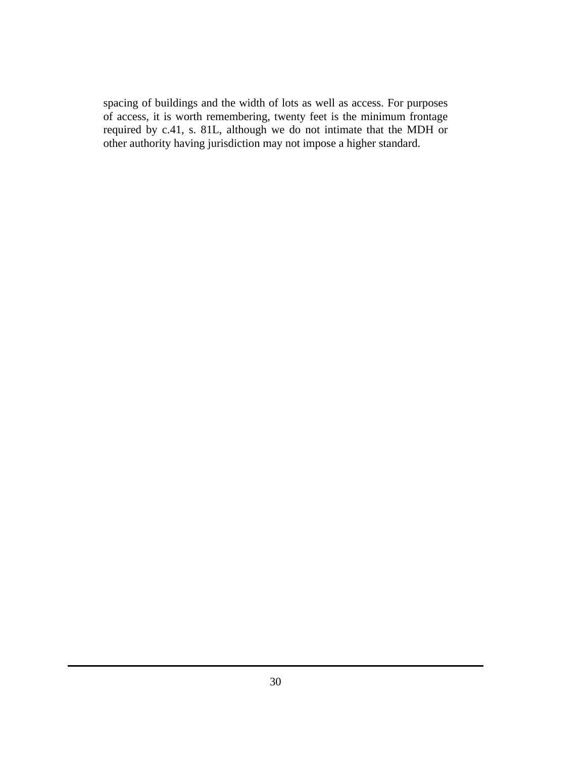spacing of buildings and the width of lots as well as access. For purposes of access, it is worth remembering, twenty feet is the minimum frontage required by c.41, s. 81L, although we do not intimate that the MDH or other authority having jurisdiction may not impose a higher standard.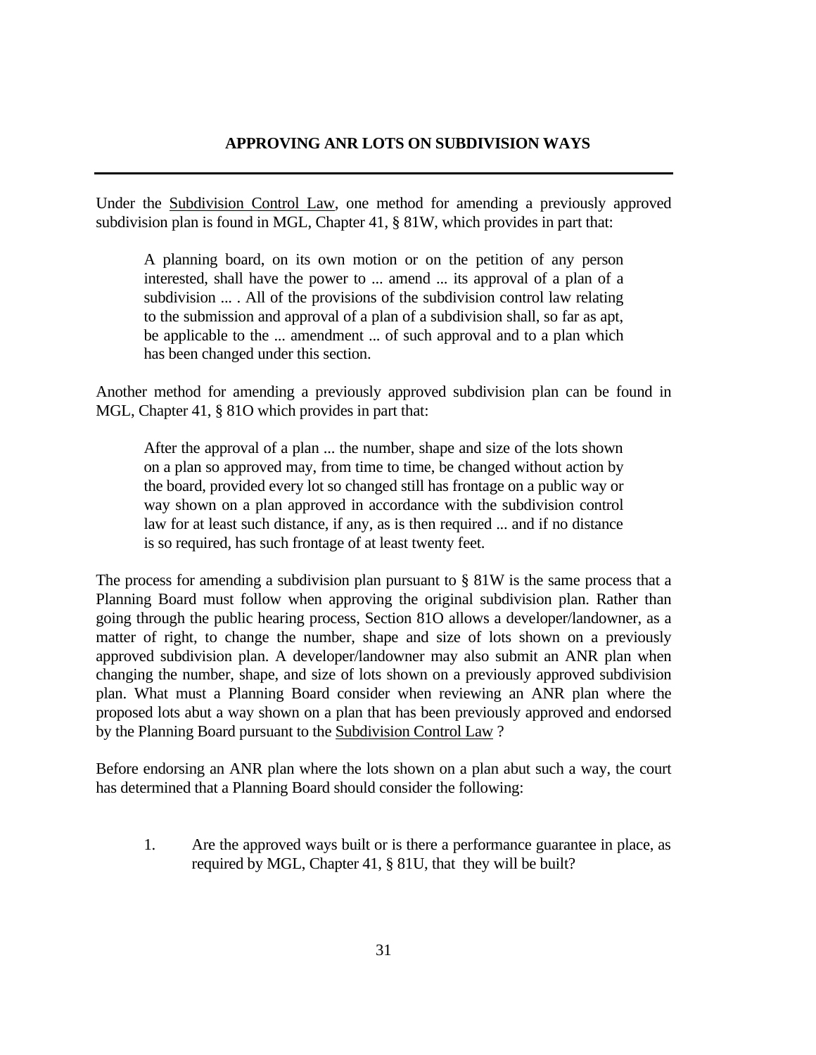## APPROVING ANR LOTS ON SUBDIVISION WAYS

---

Under the Subdivision Control Law, one method for amending a previously approved subdivision plan is found in MGL, Chapter 41, § 81W, which provides in part that:

> A planning board, on its own motion or on the petition of any person interested, shall have the power to ... amend ... its approval of a plan of a subdivision ... . All of the provisions of the subdivision control law relating to the submission and approval of a plan of a subdivision shall, so far as apt, be applicable to the ... amendment ... of such approval and to a plan which has been changed under this section.

Another method for amending a previously approved subdivision plan can be found in MGL, Chapter 41, § 81O which provides in part that:

> After the approval of a plan ... the number, shape and size of the lots shown on a plan so approved may, from time to time, be changed without action by the board, provided every lot so changed still has frontage on a public way or way shown on a plan approved in accordance with the subdivision control law for at least such distance, if any, as is then required ... and if no distance is so required, has such frontage of at least twenty feet.

The process for amending a subdivision plan pursuant to § 81W is the same process that a Planning Board must follow when approving the original subdivision plan. Rather than going through the public hearing process, Section 81O allows a developer/landowner, as a matter of right, to change the number, shape and size of lots shown on a previously approved subdivision plan. A developer/landowner may also submit an ANR plan when changing the number, shape, and size of lots shown on a previously approved subdivision plan. What must a Planning Board consider when reviewing an ANR plan where the proposed lots abut a way shown on a plan that has been previously approved and endorsed by the Planning Board pursuant to the Subdivision Control Law ?

Before endorsing an ANR plan where the lots shown on a plan abut such a way, the court has determined that a Planning Board should consider the following:

1. Are the approved ways built or is there a performance guarantee in place, as required by MGL, Chapter 41, § 81U, that they will be built?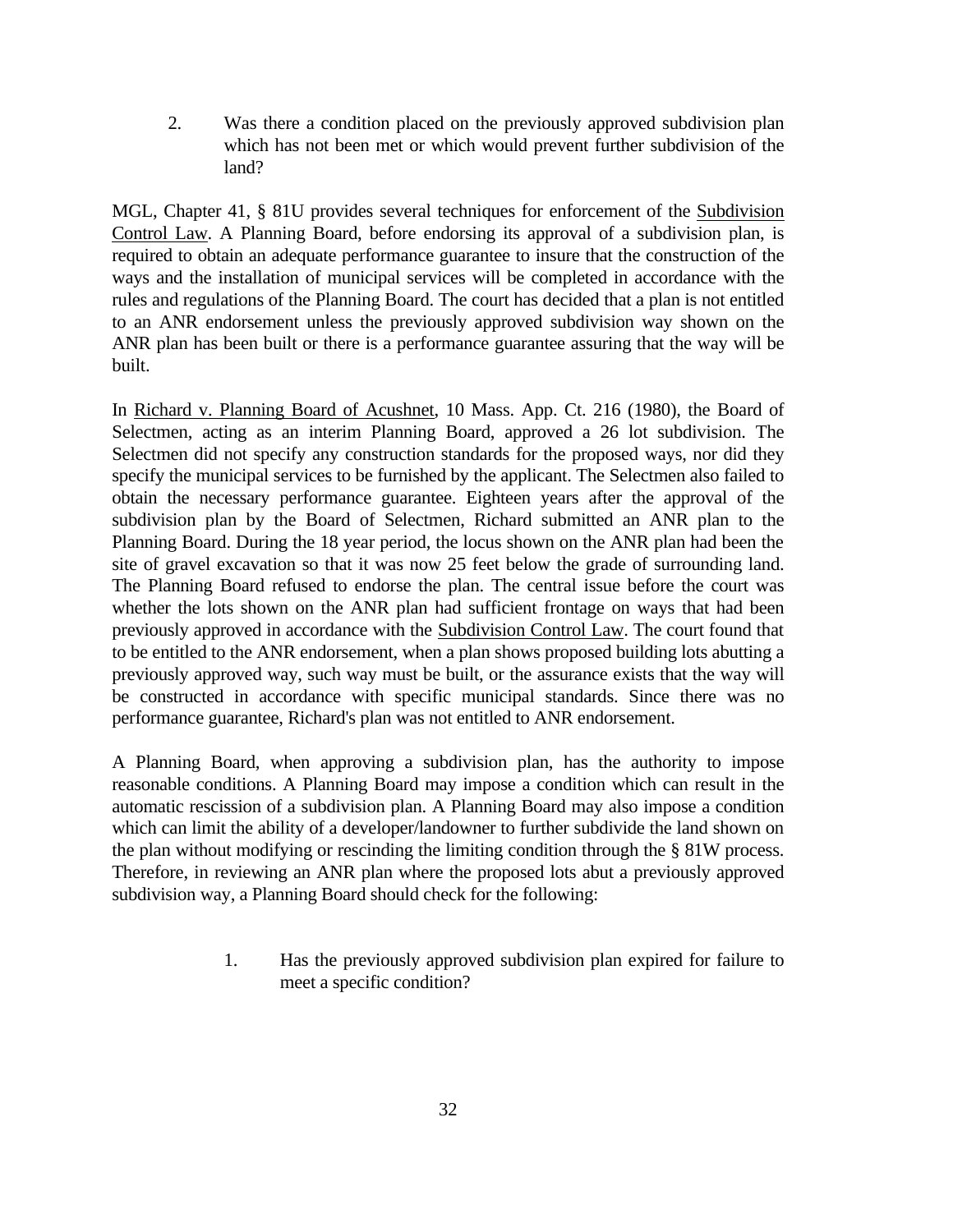2. Was there a condition placed on the previously approved subdivision plan which has not been met or which would prevent further subdivision of the land?

MGL, Chapter 41, § 81U provides several techniques for enforcement of the <u>Subdivision Control Law</u>. A Planning Board, before endorsing its approval of a subdivision plan, is required to obtain an adequate performance guarantee to insure that the construction of the ways and the installation of municipal services will be completed in accordance with the rules and regulations of the Planning Board. The court has decided that a plan is not entitled to an ANR endorsement unless the previously approved subdivision way shown on the ANR plan has been built or there is a performance guarantee assuring that the way will be built.

In <u>Richard v. Planning Board of Acushnet</u>, 10 Mass. App. Ct. 216 (1980), the Board of Selectmen, acting as an interim Planning Board, approved a 26 lot subdivision. The Selectmen did not specify any construction standards for the proposed ways, nor did they specify the municipal services to be furnished by the applicant. The Selectmen also failed to obtain the necessary performance guarantee. Eighteen years after the approval of the subdivision plan by the Board of Selectmen, Richard submitted an ANR plan to the Planning Board. During the 18 year period, the locus shown on the ANR plan had been the site of gravel excavation so that it was now 25 feet below the grade of surrounding land. The Planning Board refused to endorse the plan. The central issue before the court was whether the lots shown on the ANR plan had sufficient frontage on ways that had been previously approved in accordance with the <u>Subdivision Control Law</u>. The court found that to be entitled to the ANR endorsement, when a plan shows proposed building lots abutting a previously approved way, such way must be built, or the assurance exists that the way will be constructed in accordance with specific municipal standards. Since there was no performance guarantee, Richard's plan was not entitled to ANR endorsement.

A Planning Board, when approving a subdivision plan, has the authority to impose reasonable conditions. A Planning Board may impose a condition which can result in the automatic rescission of a subdivision plan. A Planning Board may also impose a condition which can limit the ability of a developer/landowner to further subdivide the land shown on the plan without modifying or rescinding the limiting condition through the § 81W process. Therefore, in reviewing an ANR plan where the proposed lots abut a previously approved subdivision way, a Planning Board should check for the following:

1. Has the previously approved subdivision plan expired for failure to meet a specific condition?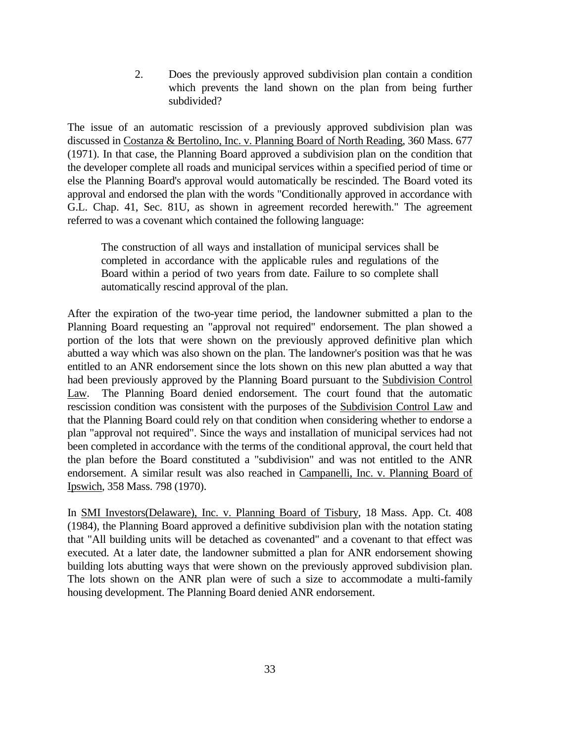2. Does the previously approved subdivision plan contain a condition which prevents the land shown on the plan from being further subdivided?

The issue of an automatic rescission of a previously approved subdivision plan was discussed in Costanza & Bertolino, Inc. v. Planning Board of North Reading, 360 Mass. 677 (1971). In that case, the Planning Board approved a subdivision plan on the condition that the developer complete all roads and municipal services within a specified period of time or else the Planning Board's approval would automatically be rescinded. The Board voted its approval and endorsed the plan with the words "Conditionally approved in accordance with G.L. Chap. 41, Sec. 81U, as shown in agreement recorded herewith." The agreement referred to was a covenant which contained the following language:

> The construction of all ways and installation of municipal services shall be completed in accordance with the applicable rules and regulations of the Board within a period of two years from date. Failure to so complete shall automatically rescind approval of the plan.

After the expiration of the two-year time period, the landowner submitted a plan to the Planning Board requesting an "approval not required" endorsement. The plan showed a portion of the lots that were shown on the previously approved definitive plan which abutted a way which was also shown on the plan. The landowner's position was that he was entitled to an ANR endorsement since the lots shown on this new plan abutted a way that had been previously approved by the Planning Board pursuant to the Subdivision Control Law. The Planning Board denied endorsement. The court found that the automatic rescission condition was consistent with the purposes of the Subdivision Control Law and that the Planning Board could rely on that condition when considering whether to endorse a plan "approval not required". Since the ways and installation of municipal services had not been completed in accordance with the terms of the conditional approval, the court held that the plan before the Board constituted a "subdivision" and was not entitled to the ANR endorsement. A similar result was also reached in Campanelli, Inc. v. Planning Board of Ipswich, 358 Mass. 798 (1970).

In SMI Investors(Delaware), Inc. v. Planning Board of Tisbury, 18 Mass. App. Ct. 408 (1984), the Planning Board approved a definitive subdivision plan with the notation stating that "All building units will be detached as covenanted" and a covenant to that effect was executed. At a later date, the landowner submitted a plan for ANR endorsement showing building lots abutting ways that were shown on the previously approved subdivision plan. The lots shown on the ANR plan were of such a size to accommodate a multi-family housing development. The Planning Board denied ANR endorsement.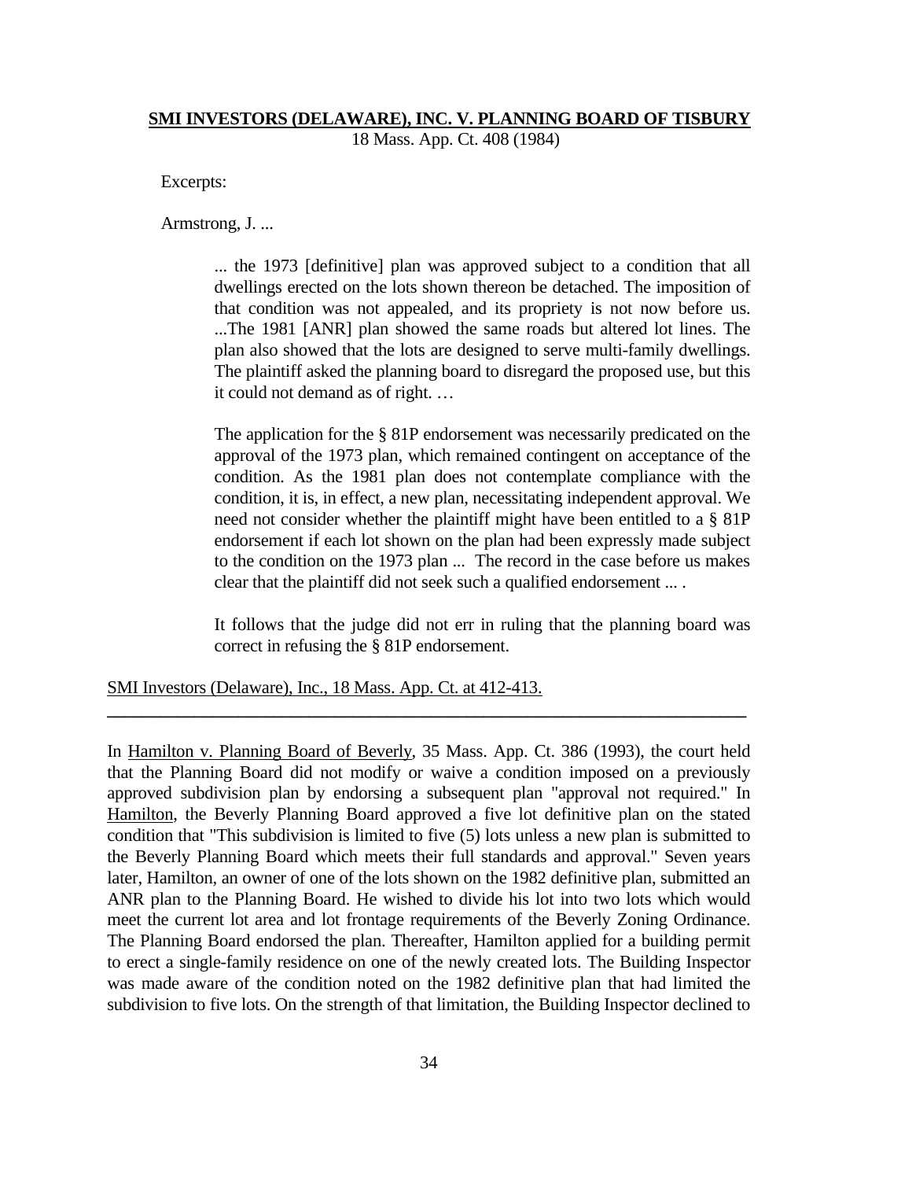**<u>SMI INVESTORS (DELAWARE), INC. V. PLANNING BOARD OF TISBURY</u>**
18 Mass. App. Ct. 408 (1984)

Excerpts:

Armstrong, J. ...

> ... the 1973 [definitive] plan was approved subject to a condition that all dwellings erected on the lots shown thereon be detached. The imposition of that condition was not appealed, and its propriety is not now before us. ...The 1981 [ANR] plan showed the same roads but altered lot lines. The plan also showed that the lots are designed to serve multi-family dwellings. The plaintiff asked the planning board to disregard the proposed use, but this it could not demand as of right. …
>
> The application for the § 81P endorsement was necessarily predicated on the approval of the 1973 plan, which remained contingent on acceptance of the condition. As the 1981 plan does not contemplate compliance with the condition, it is, in effect, a new plan, necessitating independent approval. We need not consider whether the plaintiff might have been entitled to a § 81P endorsement if each lot shown on the plan had been expressly made subject to the condition on the 1973 plan ... The record in the case before us makes clear that the plaintiff did not seek such a qualified endorsement ... .
>
> It follows that the judge did not err in ruling that the planning board was correct in refusing the § 81P endorsement.

<u>SMI Investors (Delaware), Inc., 18 Mass. App. Ct. at 412-413.</u>

---

In <u>Hamilton v. Planning Board of Beverly</u>, 35 Mass. App. Ct. 386 (1993), the court held that the Planning Board did not modify or waive a condition imposed on a previously approved subdivision plan by endorsing a subsequent plan "approval not required." In <u>Hamilton</u>, the Beverly Planning Board approved a five lot definitive plan on the stated condition that "This subdivision is limited to five (5) lots unless a new plan is submitted to the Beverly Planning Board which meets their full standards and approval." Seven years later, Hamilton, an owner of one of the lots shown on the 1982 definitive plan, submitted an ANR plan to the Planning Board. He wished to divide his lot into two lots which would meet the current lot area and lot frontage requirements of the Beverly Zoning Ordinance. The Planning Board endorsed the plan. Thereafter, Hamilton applied for a building permit to erect a single-family residence on one of the newly created lots. The Building Inspector was made aware of the condition noted on the 1982 definitive plan that had limited the subdivision to five lots. On the strength of that limitation, the Building Inspector declined to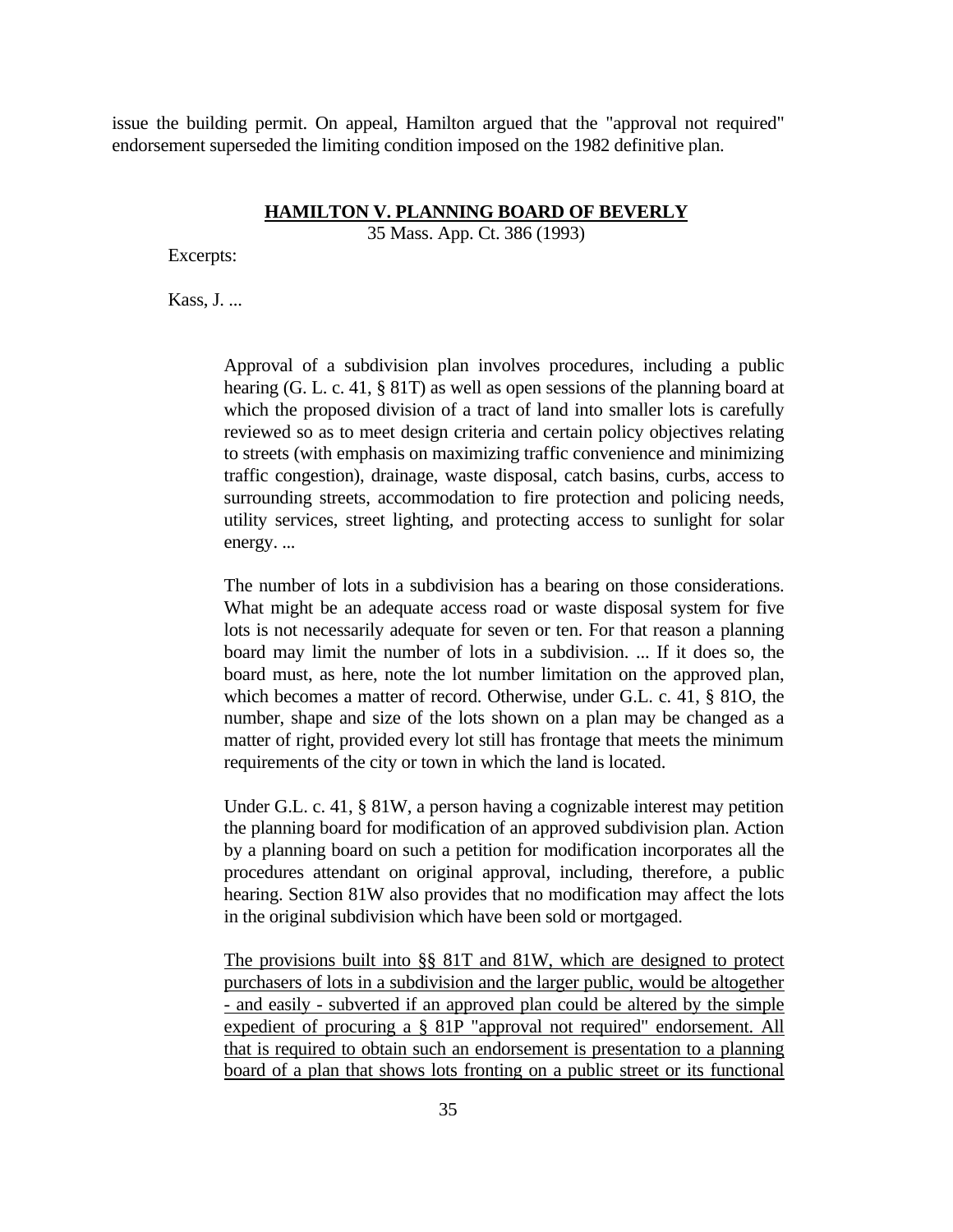issue the building permit. On appeal, Hamilton argued that the "approval not required" endorsement superseded the limiting condition imposed on the 1982 definitive plan.

## **HAMILTON V. PLANNING BOARD OF BEVERLY**

35 Mass. App. Ct. 386 (1993)

Excerpts:

Kass, J. ...

> Approval of a subdivision plan involves procedures, including a public hearing (G. L. c. 41, § 81T) as well as open sessions of the planning board at which the proposed division of a tract of land into smaller lots is carefully reviewed so as to meet design criteria and certain policy objectives relating to streets (with emphasis on maximizing traffic convenience and minimizing traffic congestion), drainage, waste disposal, catch basins, curbs, access to surrounding streets, accommodation to fire protection and policing needs, utility services, street lighting, and protecting access to sunlight for solar energy. ...
>
> The number of lots in a subdivision has a bearing on those considerations. What might be an adequate access road or waste disposal system for five lots is not necessarily adequate for seven or ten. For that reason a planning board may limit the number of lots in a subdivision. ... If it does so, the board must, as here, note the lot number limitation on the approved plan, which becomes a matter of record. Otherwise, under G.L. c. 41, § 81O, the number, shape and size of the lots shown on a plan may be changed as a matter of right, provided every lot still has frontage that meets the minimum requirements of the city or town in which the land is located.
>
> Under G.L. c. 41, § 81W, a person having a cognizable interest may petition the planning board for modification of an approved subdivision plan. Action by a planning board on such a petition for modification incorporates all the procedures attendant on original approval, including, therefore, a public hearing. Section 81W also provides that no modification may affect the lots in the original subdivision which have been sold or mortgaged.
>
> <u>The provisions built into §§ 81T and 81W, which are designed to protect purchasers of lots in a subdivision and the larger public, would be altogether - and easily - subverted if an approved plan could be altered by the simple expedient of procuring a § 81P "approval not required" endorsement. All that is required to obtain such an endorsement is presentation to a planning board of a plan that shows lots fronting on a public street or its functional</u>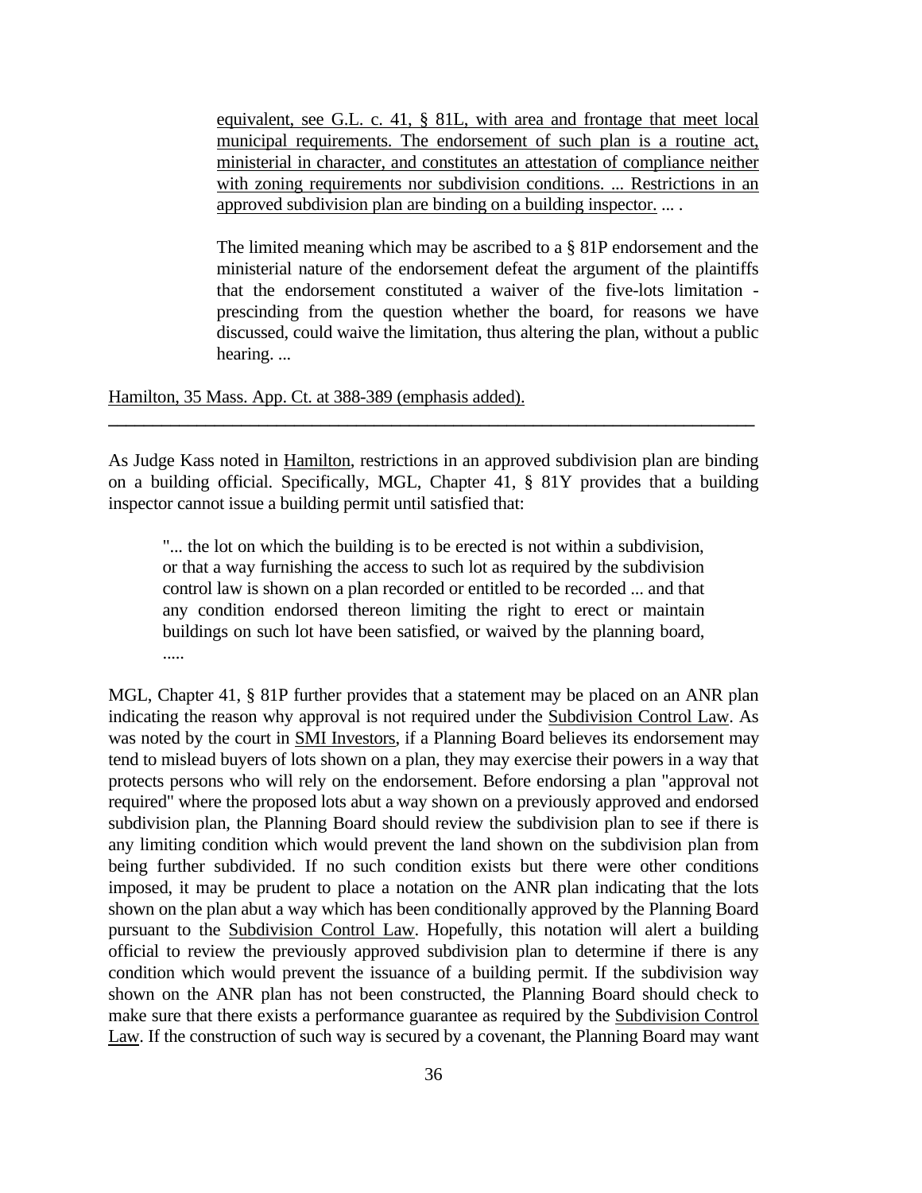> equivalent, see G.L. c. 41, § 81L, with area and frontage that meet local municipal requirements. The endorsement of such plan is a routine act, ministerial in character, and constitutes an attestation of compliance neither with zoning requirements nor subdivision conditions. ... Restrictions in an approved subdivision plan are binding on a building inspector. ... .
>
> The limited meaning which may be ascribed to a § 81P endorsement and the ministerial nature of the endorsement defeat the argument of the plaintiffs that the endorsement constituted a waiver of the five-lots limitation - prescinding from the question whether the board, for reasons we have discussed, could waive the limitation, thus altering the plan, without a public hearing. ...

Hamilton, 35 Mass. App. Ct. at 388-389 (emphasis added).

---

As Judge Kass noted in Hamilton, restrictions in an approved subdivision plan are binding on a building official. Specifically, MGL, Chapter 41, § 81Y provides that a building inspector cannot issue a building permit until satisfied that:

> "... the lot on which the building is to be erected is not within a subdivision, or that a way furnishing the access to such lot as required by the subdivision control law is shown on a plan recorded or entitled to be recorded ... and that any condition endorsed thereon limiting the right to erect or maintain buildings on such lot have been satisfied, or waived by the planning board, .....

MGL, Chapter 41, § 81P further provides that a statement may be placed on an ANR plan indicating the reason why approval is not required under the Subdivision Control Law. As was noted by the court in SMI Investors, if a Planning Board believes its endorsement may tend to mislead buyers of lots shown on a plan, they may exercise their powers in a way that protects persons who will rely on the endorsement. Before endorsing a plan "approval not required" where the proposed lots abut a way shown on a previously approved and endorsed subdivision plan, the Planning Board should review the subdivision plan to see if there is any limiting condition which would prevent the land shown on the subdivision plan from being further subdivided. If no such condition exists but there were other conditions imposed, it may be prudent to place a notation on the ANR plan indicating that the lots shown on the plan abut a way which has been conditionally approved by the Planning Board pursuant to the Subdivision Control Law. Hopefully, this notation will alert a building official to review the previously approved subdivision plan to determine if there is any condition which would prevent the issuance of a building permit. If the subdivision way shown on the ANR plan has not been constructed, the Planning Board should check to make sure that there exists a performance guarantee as required by the Subdivision Control Law. If the construction of such way is secured by a covenant, the Planning Board may want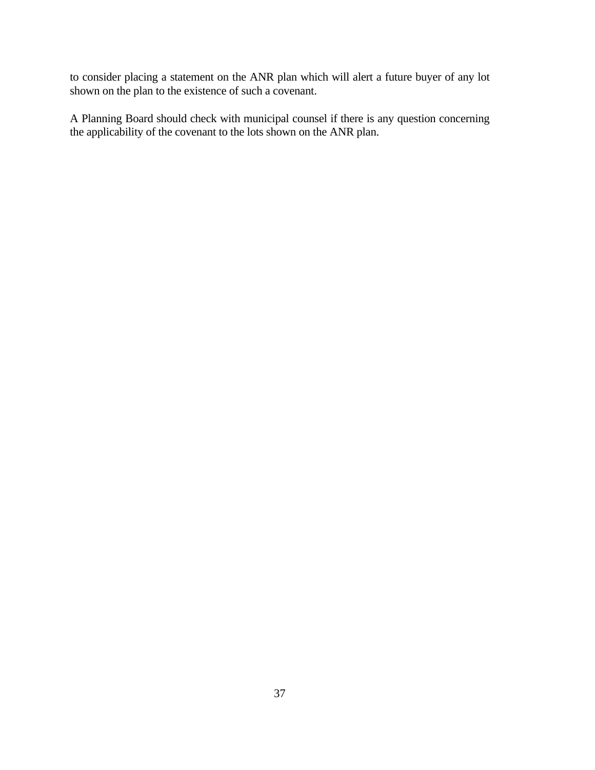to consider placing a statement on the ANR plan which will alert a future buyer of any lot shown on the plan to the existence of such a covenant.

A Planning Board should check with municipal counsel if there is any question concerning the applicability of the covenant to the lots shown on the ANR plan.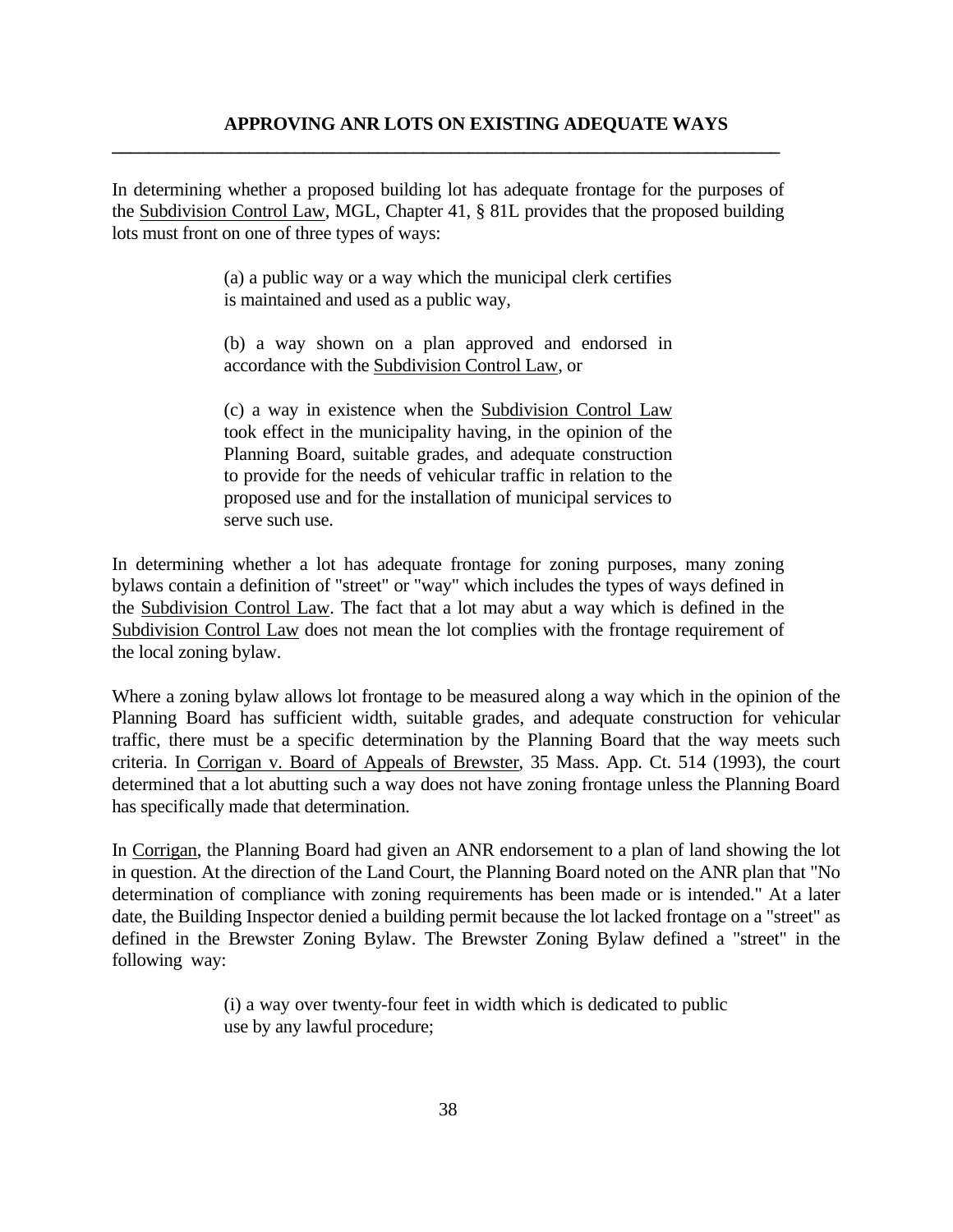## APPROVING ANR LOTS ON EXISTING ADEQUATE WAYS

In determining whether a proposed building lot has adequate frontage for the purposes of the Subdivision Control Law, MGL, Chapter 41, § 81L provides that the proposed building lots must front on one of three types of ways:

> (a) a public way or a way which the municipal clerk certifies is maintained and used as a public way,
>
> (b) a way shown on a plan approved and endorsed in accordance with the Subdivision Control Law, or
>
> (c) a way in existence when the Subdivision Control Law took effect in the municipality having, in the opinion of the Planning Board, suitable grades, and adequate construction to provide for the needs of vehicular traffic in relation to the proposed use and for the installation of municipal services to serve such use.

In determining whether a lot has adequate frontage for zoning purposes, many zoning bylaws contain a definition of "street" or "way" which includes the types of ways defined in the Subdivision Control Law. The fact that a lot may abut a way which is defined in the Subdivision Control Law does not mean the lot complies with the frontage requirement of the local zoning bylaw.

Where a zoning bylaw allows lot frontage to be measured along a way which in the opinion of the Planning Board has sufficient width, suitable grades, and adequate construction for vehicular traffic, there must be a specific determination by the Planning Board that the way meets such criteria. In Corrigan v. Board of Appeals of Brewster, 35 Mass. App. Ct. 514 (1993), the court determined that a lot abutting such a way does not have zoning frontage unless the Planning Board has specifically made that determination.

In Corrigan, the Planning Board had given an ANR endorsement to a plan of land showing the lot in question. At the direction of the Land Court, the Planning Board noted on the ANR plan that "No determination of compliance with zoning requirements has been made or is intended." At a later date, the Building Inspector denied a building permit because the lot lacked frontage on a "street" as defined in the Brewster Zoning Bylaw. The Brewster Zoning Bylaw defined a "street" in the following way:

> (i) a way over twenty-four feet in width which is dedicated to public use by any lawful procedure;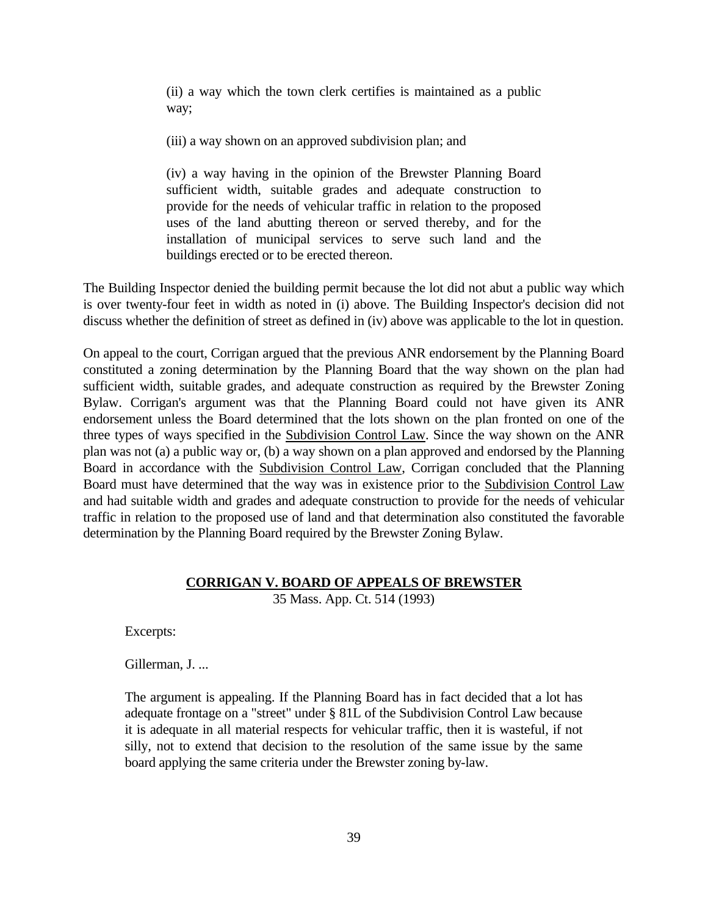> (ii) a way which the town clerk certifies is maintained as a public way;
>
> (iii) a way shown on an approved subdivision plan; and
>
> (iv) a way having in the opinion of the Brewster Planning Board sufficient width, suitable grades and adequate construction to provide for the needs of vehicular traffic in relation to the proposed uses of the land abutting thereon or served thereby, and for the installation of municipal services to serve such land and the buildings erected or to be erected thereon.

The Building Inspector denied the building permit because the lot did not abut a public way which is over twenty-four feet in width as noted in (i) above. The Building Inspector's decision did not discuss whether the definition of street as defined in (iv) above was applicable to the lot in question.

On appeal to the court, Corrigan argued that the previous ANR endorsement by the Planning Board constituted a zoning determination by the Planning Board that the way shown on the plan had sufficient width, suitable grades, and adequate construction as required by the Brewster Zoning Bylaw. Corrigan's argument was that the Planning Board could not have given its ANR endorsement unless the Board determined that the lots shown on the plan fronted on one of the three types of ways specified in the Subdivision Control Law. Since the way shown on the ANR plan was not (a) a public way or, (b) a way shown on a plan approved and endorsed by the Planning Board in accordance with the Subdivision Control Law, Corrigan concluded that the Planning Board must have determined that the way was in existence prior to the Subdivision Control Law and had suitable width and grades and adequate construction to provide for the needs of vehicular traffic in relation to the proposed use of land and that determination also constituted the favorable determination by the Planning Board required by the Brewster Zoning Bylaw.

## CORRIGAN V. BOARD OF APPEALS OF BREWSTER

35 Mass. App. Ct. 514 (1993)

> Excerpts:
>
> Gillerman, J. ...
>
> The argument is appealing. If the Planning Board has in fact decided that a lot has adequate frontage on a "street" under § 81L of the Subdivision Control Law because it is adequate in all material respects for vehicular traffic, then it is wasteful, if not silly, not to extend that decision to the resolution of the same issue by the same board applying the same criteria under the Brewster zoning by-law.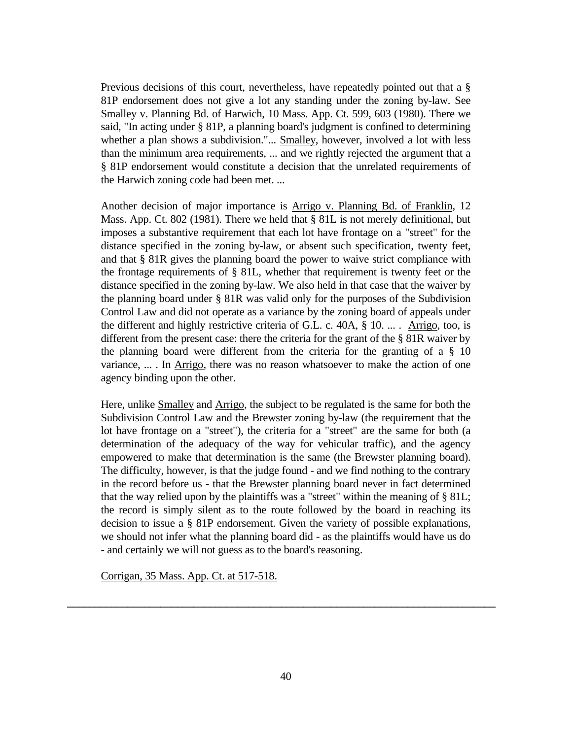Previous decisions of this court, nevertheless, have repeatedly pointed out that a § 81P endorsement does not give a lot any standing under the zoning by-law. See Smalley v. Planning Bd. of Harwich, 10 Mass. App. Ct. 599, 603 (1980). There we said, "In acting under § 81P, a planning board's judgment is confined to determining whether a plan shows a subdivision."... Smalley, however, involved a lot with less than the minimum area requirements, ... and we rightly rejected the argument that a § 81P endorsement would constitute a decision that the unrelated requirements of the Harwich zoning code had been met. ...

Another decision of major importance is Arrigo v. Planning Bd. of Franklin, 12 Mass. App. Ct. 802 (1981). There we held that § 81L is not merely definitional, but imposes a substantive requirement that each lot have frontage on a "street" for the distance specified in the zoning by-law, or absent such specification, twenty feet, and that § 81R gives the planning board the power to waive strict compliance with the frontage requirements of § 81L, whether that requirement is twenty feet or the distance specified in the zoning by-law. We also held in that case that the waiver by the planning board under § 81R was valid only for the purposes of the Subdivision Control Law and did not operate as a variance by the zoning board of appeals under the different and highly restrictive criteria of G.L. c. 40A, § 10. ... . Arrigo, too, is different from the present case: there the criteria for the grant of the § 81R waiver by the planning board were different from the criteria for the granting of a § 10 variance, ... . In Arrigo, there was no reason whatsoever to make the action of one agency binding upon the other.

Here, unlike Smalley and Arrigo, the subject to be regulated is the same for both the Subdivision Control Law and the Brewster zoning by-law (the requirement that the lot have frontage on a "street"), the criteria for a "street" are the same for both (a determination of the adequacy of the way for vehicular traffic), and the agency empowered to make that determination is the same (the Brewster planning board). The difficulty, however, is that the judge found - and we find nothing to the contrary in the record before us - that the Brewster planning board never in fact determined that the way relied upon by the plaintiffs was a "street" within the meaning of § 81L; the record is simply silent as to the route followed by the board in reaching its decision to issue a § 81P endorsement. Given the variety of possible explanations, we should not infer what the planning board did - as the plaintiffs would have us do - and certainly we will not guess as to the board's reasoning.

Corrigan, 35 Mass. App. Ct. at 517-518.

---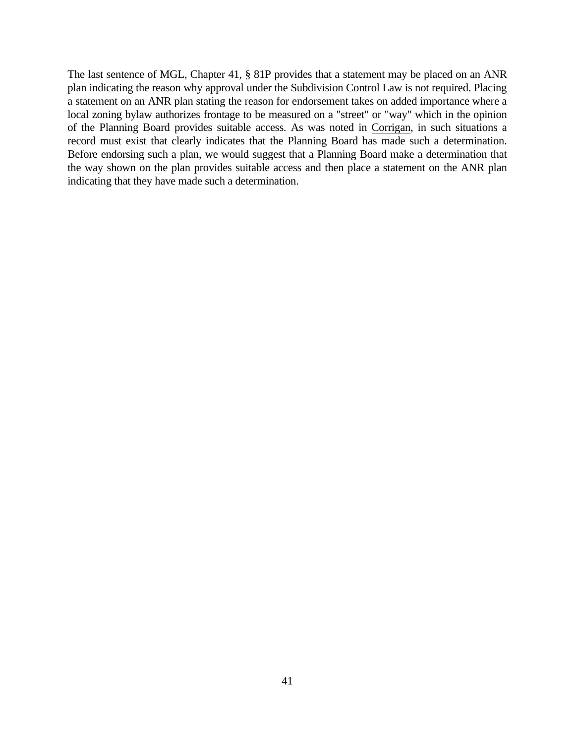The last sentence of MGL, Chapter 41, § 81P provides that a statement may be placed on an ANR plan indicating the reason why approval under the Subdivision Control Law is not required. Placing a statement on an ANR plan stating the reason for endorsement takes on added importance where a local zoning bylaw authorizes frontage to be measured on a "street" or "way" which in the opinion of the Planning Board provides suitable access. As was noted in Corrigan, in such situations a record must exist that clearly indicates that the Planning Board has made such a determination. Before endorsing such a plan, we would suggest that a Planning Board make a determination that the way shown on the plan provides suitable access and then place a statement on the ANR plan indicating that they have made such a determination.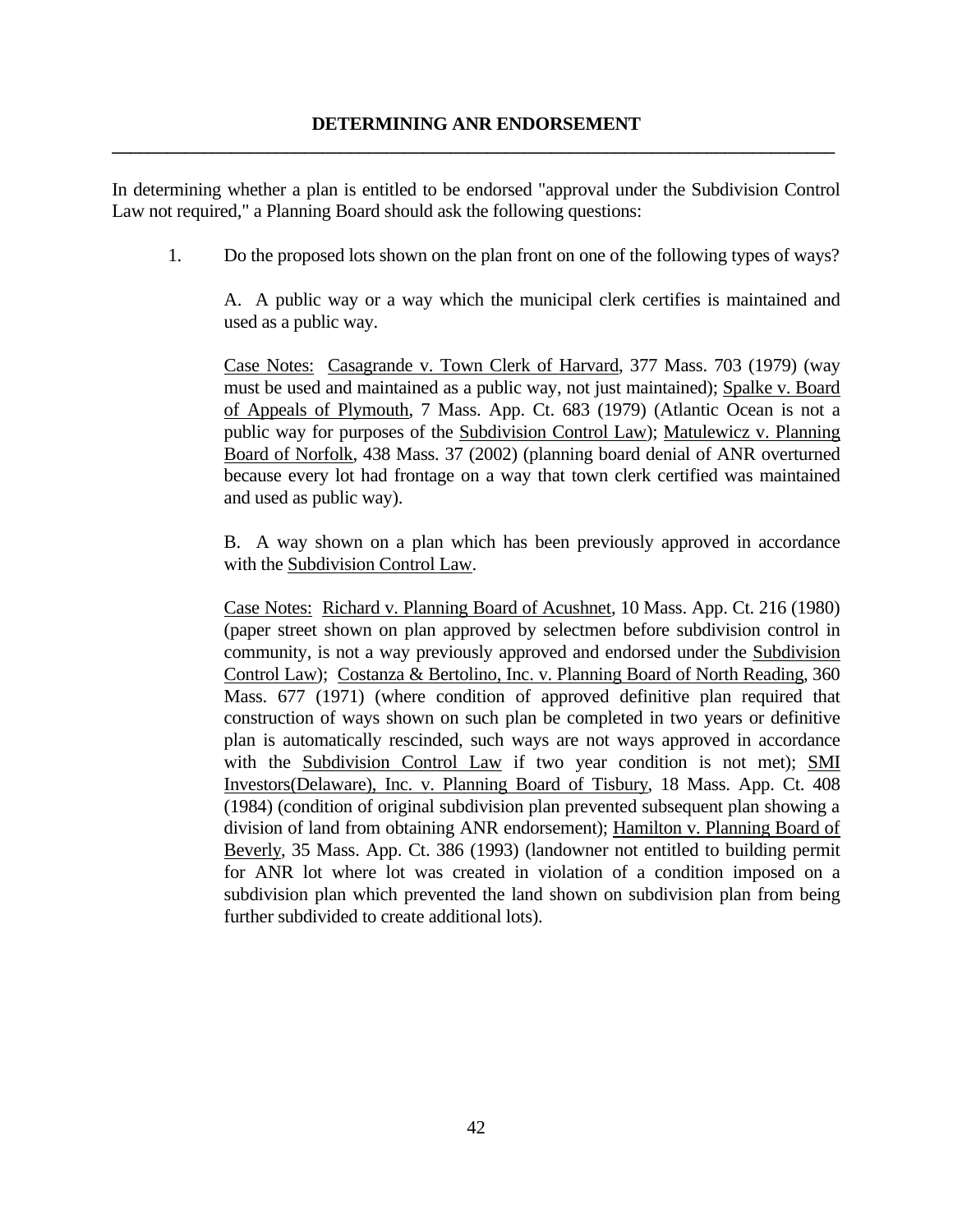## DETERMINING ANR ENDORSEMENT

---

In determining whether a plan is entitled to be endorsed "approval under the Subdivision Control Law not required," a Planning Board should ask the following questions:

1. Do the proposed lots shown on the plan front on one of the following types of ways?

   A. A public way or a way which the municipal clerk certifies is maintained and used as a public way.

   Case Notes: Casagrande v. Town Clerk of Harvard, 377 Mass. 703 (1979) (way must be used and maintained as a public way, not just maintained); Spalke v. Board of Appeals of Plymouth, 7 Mass. App. Ct. 683 (1979) (Atlantic Ocean is not a public way for purposes of the Subdivision Control Law); Matulewicz v. Planning Board of Norfolk, 438 Mass. 37 (2002) (planning board denial of ANR overturned because every lot had frontage on a way that town clerk certified was maintained and used as public way).

   B. A way shown on a plan which has been previously approved in accordance with the Subdivision Control Law.

   Case Notes: Richard v. Planning Board of Acushnet, 10 Mass. App. Ct. 216 (1980) (paper street shown on plan approved by selectmen before subdivision control in community, is not a way previously approved and endorsed under the Subdivision Control Law); Costanza & Bertolino, Inc. v. Planning Board of North Reading, 360 Mass. 677 (1971) (where condition of approved definitive plan required that construction of ways shown on such plan be completed in two years or definitive plan is automatically rescinded, such ways are not ways approved in accordance with the Subdivision Control Law if two year condition is not met); SMI Investors(Delaware), Inc. v. Planning Board of Tisbury, 18 Mass. App. Ct. 408 (1984) (condition of original subdivision plan prevented subsequent plan showing a division of land from obtaining ANR endorsement); Hamilton v. Planning Board of Beverly, 35 Mass. App. Ct. 386 (1993) (landowner not entitled to building permit for ANR lot where lot was created in violation of a condition imposed on a subdivision plan which prevented the land shown on subdivision plan from being further subdivided to create additional lots).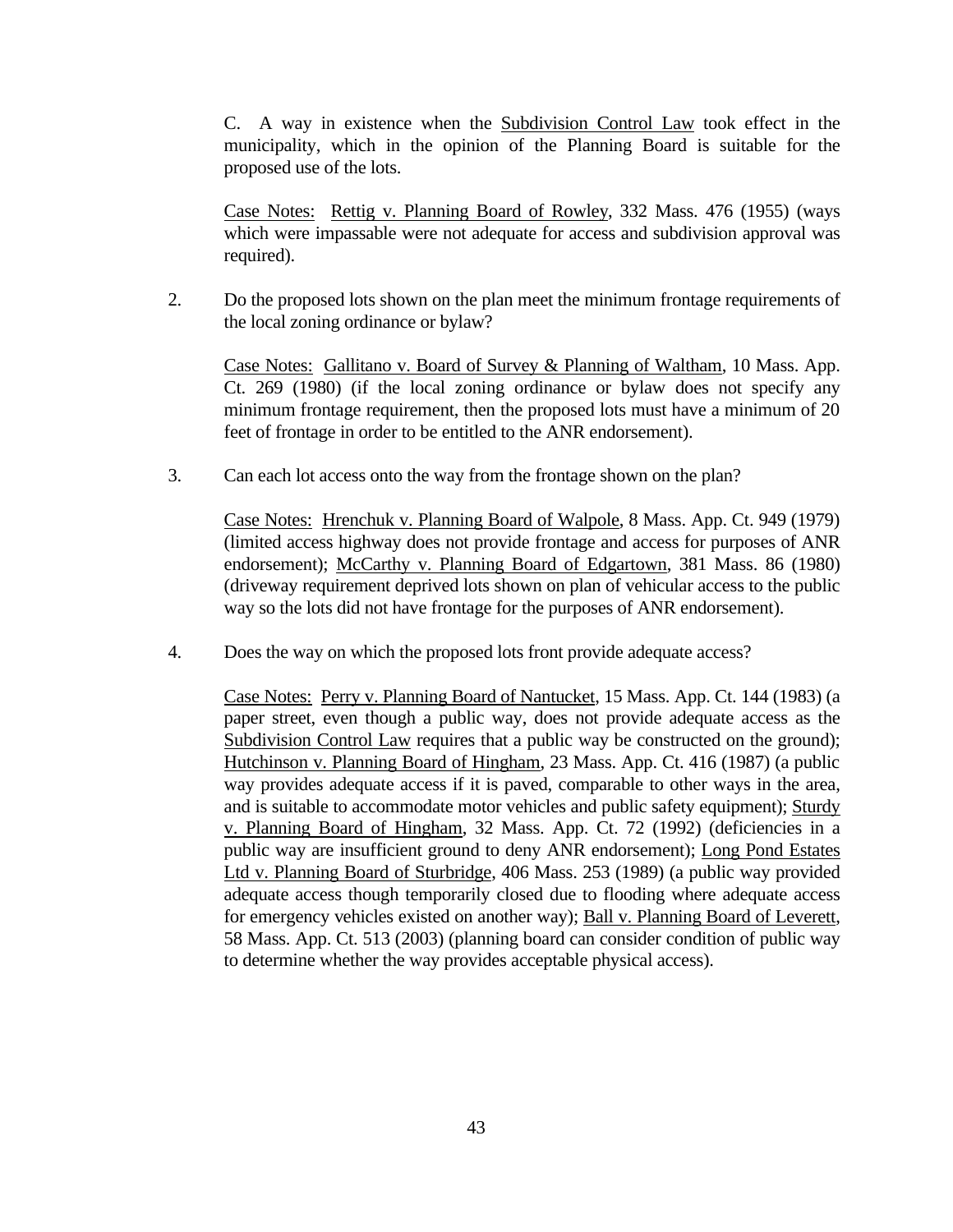C. A way in existence when the Subdivision Control Law took effect in the municipality, which in the opinion of the Planning Board is suitable for the proposed use of the lots.

Case Notes: Rettig v. Planning Board of Rowley, 332 Mass. 476 (1955) (ways which were impassable were not adequate for access and subdivision approval was required).

2. Do the proposed lots shown on the plan meet the minimum frontage requirements of the local zoning ordinance or bylaw?

   Case Notes: Gallitano v. Board of Survey & Planning of Waltham, 10 Mass. App. Ct. 269 (1980) (if the local zoning ordinance or bylaw does not specify any minimum frontage requirement, then the proposed lots must have a minimum of 20 feet of frontage in order to be entitled to the ANR endorsement).

3. Can each lot access onto the way from the frontage shown on the plan?

   Case Notes: Hrenchuk v. Planning Board of Walpole, 8 Mass. App. Ct. 949 (1979) (limited access highway does not provide frontage and access for purposes of ANR endorsement); McCarthy v. Planning Board of Edgartown, 381 Mass. 86 (1980) (driveway requirement deprived lots shown on plan of vehicular access to the public way so the lots did not have frontage for the purposes of ANR endorsement).

4. Does the way on which the proposed lots front provide adequate access?

   Case Notes: Perry v. Planning Board of Nantucket, 15 Mass. App. Ct. 144 (1983) (a paper street, even though a public way, does not provide adequate access as the Subdivision Control Law requires that a public way be constructed on the ground); Hutchinson v. Planning Board of Hingham, 23 Mass. App. Ct. 416 (1987) (a public way provides adequate access if it is paved, comparable to other ways in the area, and is suitable to accommodate motor vehicles and public safety equipment); Sturdy v. Planning Board of Hingham, 32 Mass. App. Ct. 72 (1992) (deficiencies in a public way are insufficient ground to deny ANR endorsement); Long Pond Estates Ltd v. Planning Board of Sturbridge, 406 Mass. 253 (1989) (a public way provided adequate access though temporarily closed due to flooding where adequate access for emergency vehicles existed on another way); Ball v. Planning Board of Leverett, 58 Mass. App. Ct. 513 (2003) (planning board can consider condition of public way to determine whether the way provides acceptable physical access).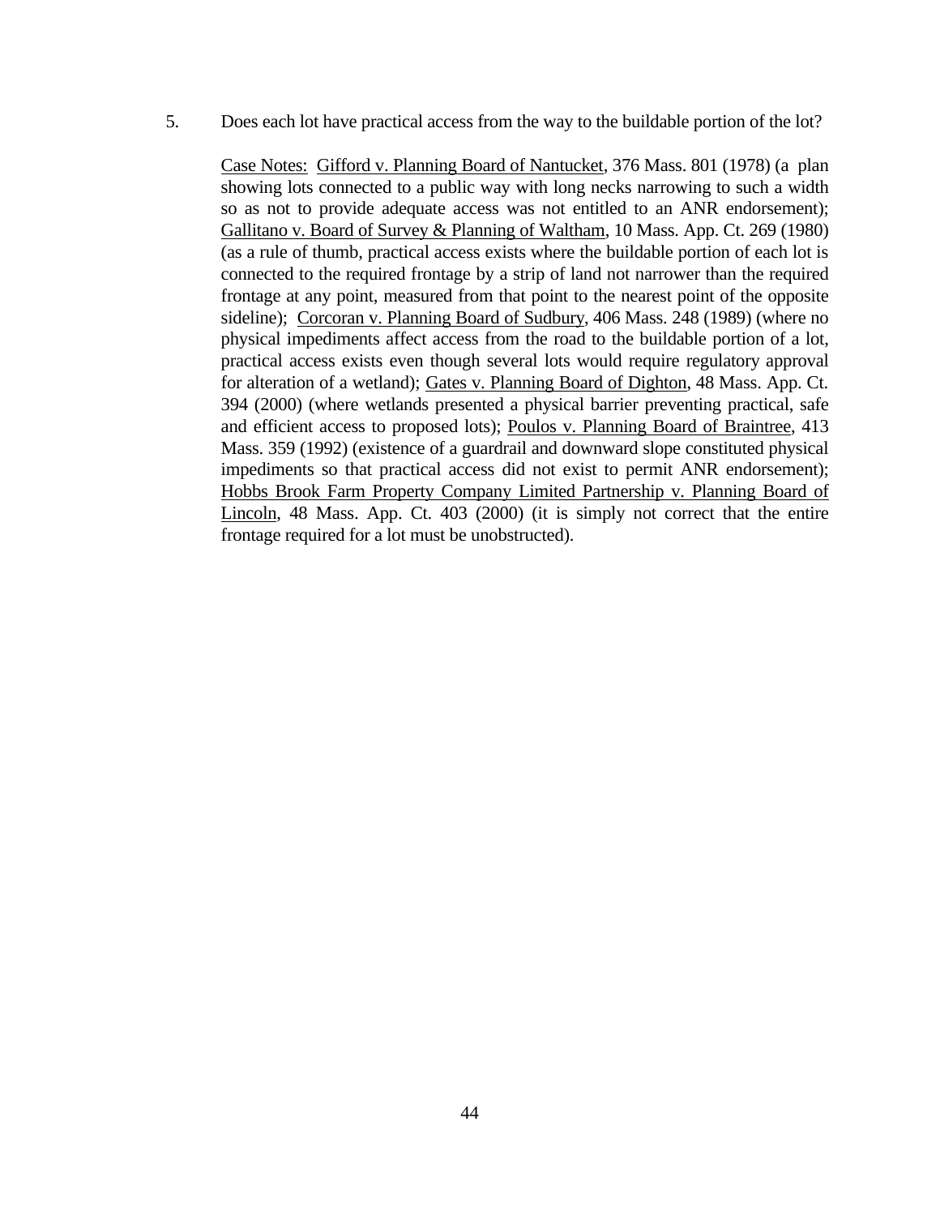5. Does each lot have practical access from the way to the buildable portion of the lot?

   <u>Case Notes:</u> <u>Gifford v. Planning Board of Nantucket</u>, 376 Mass. 801 (1978) (a plan showing lots connected to a public way with long necks narrowing to such a width so as not to provide adequate access was not entitled to an ANR endorsement); <u>Gallitano v. Board of Survey & Planning of Waltham</u>, 10 Mass. App. Ct. 269 (1980) (as a rule of thumb, practical access exists where the buildable portion of each lot is connected to the required frontage by a strip of land not narrower than the required frontage at any point, measured from that point to the nearest point of the opposite sideline); <u>Corcoran v. Planning Board of Sudbury</u>, 406 Mass. 248 (1989) (where no physical impediments affect access from the road to the buildable portion of a lot, practical access exists even though several lots would require regulatory approval for alteration of a wetland); <u>Gates v. Planning Board of Dighton</u>, 48 Mass. App. Ct. 394 (2000) (where wetlands presented a physical barrier preventing practical, safe and efficient access to proposed lots); <u>Poulos v. Planning Board of Braintree</u>, 413 Mass. 359 (1992) (existence of a guardrail and downward slope constituted physical impediments so that practical access did not exist to permit ANR endorsement); <u>Hobbs Brook Farm Property Company Limited Partnership v. Planning Board of Lincoln</u>, 48 Mass. App. Ct. 403 (2000) (it is simply not correct that the entire frontage required for a lot must be unobstructed).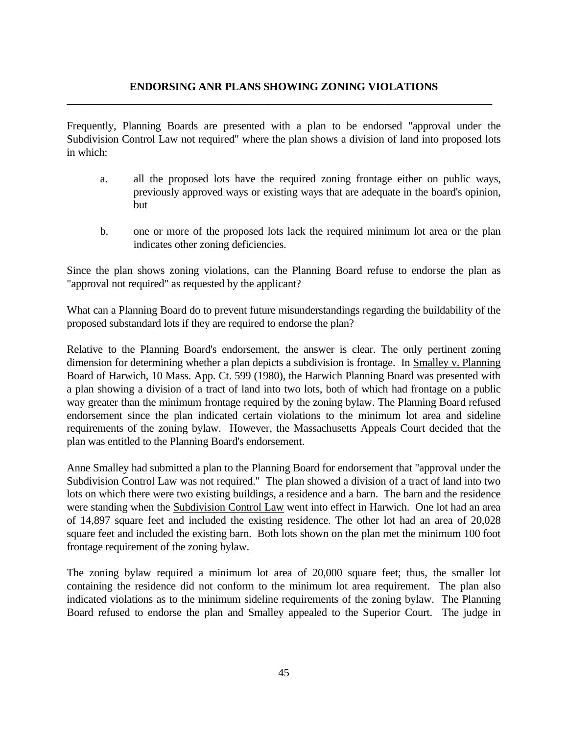## ENDORSING ANR PLANS SHOWING ZONING VIOLATIONS

Frequently, Planning Boards are presented with a plan to be endorsed "approval under the Subdivision Control Law not required" where the plan shows a division of land into proposed lots in which:

a. all the proposed lots have the required zoning frontage either on public ways, previously approved ways or existing ways that are adequate in the board's opinion, but

b. one or more of the proposed lots lack the required minimum lot area or the plan indicates other zoning deficiencies.

Since the plan shows zoning violations, can the Planning Board refuse to endorse the plan as "approval not required" as requested by the applicant?

What can a Planning Board do to prevent future misunderstandings regarding the buildability of the proposed substandard lots if they are required to endorse the plan?

Relative to the Planning Board's endorsement, the answer is clear. The only pertinent zoning dimension for determining whether a plan depicts a subdivision is frontage. In Smalley v. Planning Board of Harwich, 10 Mass. App. Ct. 599 (1980), the Harwich Planning Board was presented with a plan showing a division of a tract of land into two lots, both of which had frontage on a public way greater than the minimum frontage required by the zoning bylaw. The Planning Board refused endorsement since the plan indicated certain violations to the minimum lot area and sideline requirements of the zoning bylaw. However, the Massachusetts Appeals Court decided that the plan was entitled to the Planning Board's endorsement.

Anne Smalley had submitted a plan to the Planning Board for endorsement that "approval under the Subdivision Control Law was not required." The plan showed a division of a tract of land into two lots on which there were two existing buildings, a residence and a barn. The barn and the residence were standing when the Subdivision Control Law went into effect in Harwich. One lot had an area of 14,897 square feet and included the existing residence. The other lot had an area of 20,028 square feet and included the existing barn. Both lots shown on the plan met the minimum 100 foot frontage requirement of the zoning bylaw.

The zoning bylaw required a minimum lot area of 20,000 square feet; thus, the smaller lot containing the residence did not conform to the minimum lot area requirement. The plan also indicated violations as to the minimum sideline requirements of the zoning bylaw. The Planning Board refused to endorse the plan and Smalley appealed to the Superior Court. The judge in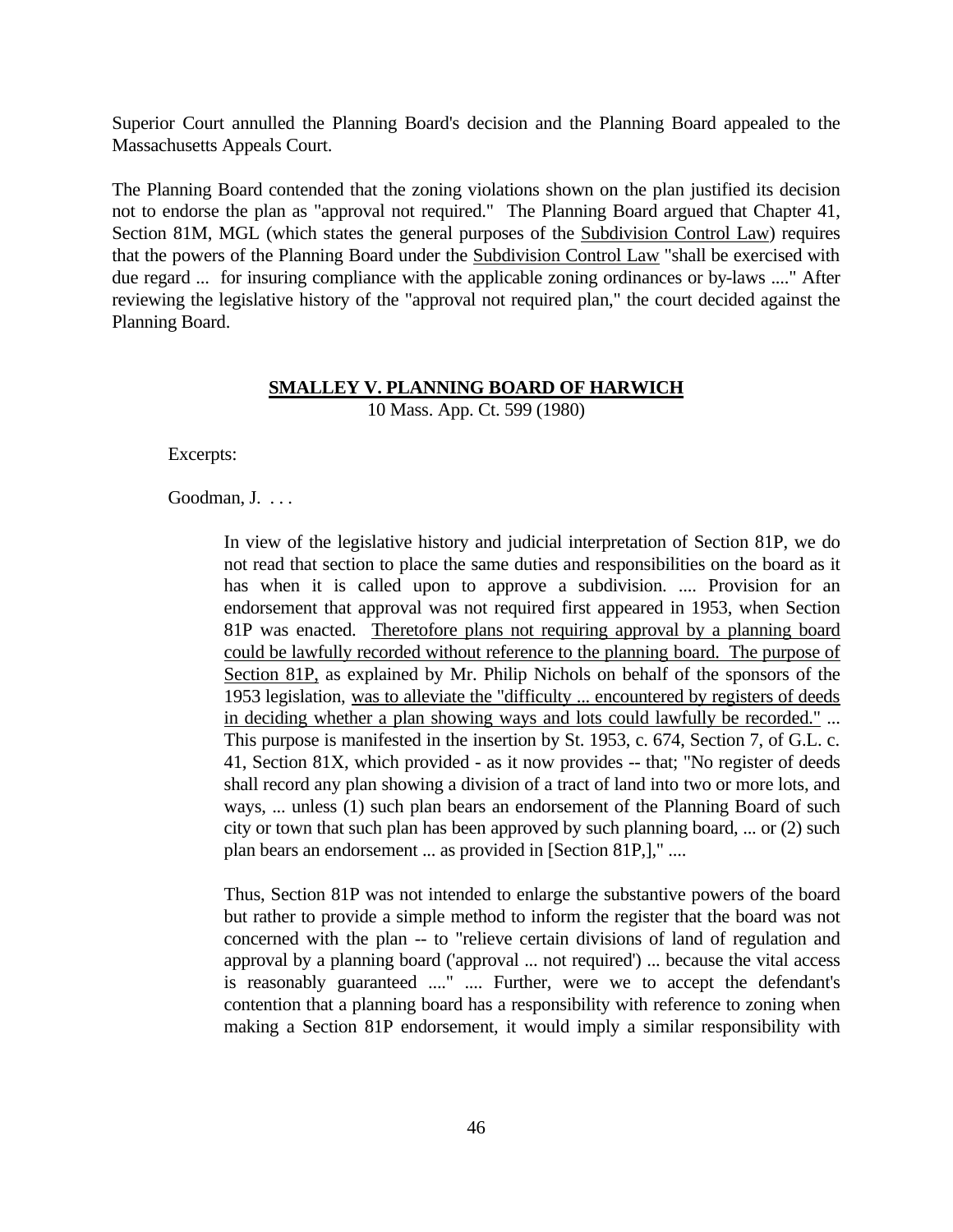Superior Court annulled the Planning Board's decision and the Planning Board appealed to the Massachusetts Appeals Court.

The Planning Board contended that the zoning violations shown on the plan justified its decision not to endorse the plan as "approval not required." The Planning Board argued that Chapter 41, Section 81M, MGL (which states the general purposes of the <u>Subdivision Control Law</u>) requires that the powers of the Planning Board under the <u>Subdivision Control Law</u> "shall be exercised with due regard ... for insuring compliance with the applicable zoning ordinances or by-laws ...." After reviewing the legislative history of the "approval not required plan," the court decided against the Planning Board.

<div align="center">

**<u>SMALLEY V. PLANNING BOARD OF HARWICH</u>**
10 Mass. App. Ct. 599 (1980)

</div>

Excerpts:

Goodman, J. . . .

> In view of the legislative history and judicial interpretation of Section 81P, we do not read that section to place the same duties and responsibilities on the board as it has when it is called upon to approve a subdivision. .... Provision for an endorsement that approval was not required first appeared in 1953, when Section 81P was enacted. <u>Theretofore plans not requiring approval by a planning board could be lawfully recorded without reference to the planning board. The purpose of Section 81P,</u> as explained by Mr. Philip Nichols on behalf of the sponsors of the 1953 legislation, <u>was to alleviate the "difficulty ... encountered by registers of deeds in deciding whether a plan showing ways and lots could lawfully be recorded."</u> ... This purpose is manifested in the insertion by St. 1953, c. 674, Section 7, of G.L. c. 41, Section 81X, which provided - as it now provides -- that; "No register of deeds shall record any plan showing a division of a tract of land into two or more lots, and ways, ... unless (1) such plan bears an endorsement of the Planning Board of such city or town that such plan has been approved by such planning board, ... or (2) such plan bears an endorsement ... as provided in [Section 81P,]," ....
>
> Thus, Section 81P was not intended to enlarge the substantive powers of the board but rather to provide a simple method to inform the register that the board was not concerned with the plan -- to "relieve certain divisions of land of regulation and approval by a planning board ('approval ... not required') ... because the vital access is reasonably guaranteed ...." .... Further, were we to accept the defendant's contention that a planning board has a responsibility with reference to zoning when making a Section 81P endorsement, it would imply a similar responsibility with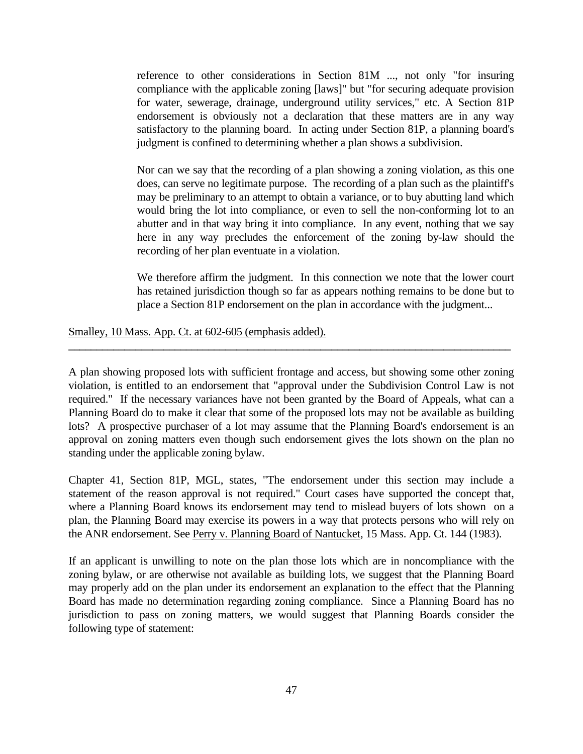> reference to other considerations in Section 81M ..., not only "for insuring compliance with the applicable zoning [laws]" but "for securing adequate provision for water, sewerage, drainage, underground utility services," etc. A Section 81P endorsement is obviously not a declaration that these matters are in any way satisfactory to the planning board. In acting under Section 81P, a planning board's judgment is confined to determining whether a plan shows a subdivision.
>
> Nor can we say that the recording of a plan showing a zoning violation, as this one does, can serve no legitimate purpose. The recording of a plan such as the plaintiff's may be preliminary to an attempt to obtain a variance, or to buy abutting land which would bring the lot into compliance, or even to sell the non-conforming lot to an abutter and in that way bring it into compliance. In any event, nothing that we say here in any way precludes the enforcement of the zoning by-law should the recording of her plan eventuate in a violation.
>
> We therefore affirm the judgment. In this connection we note that the lower court has retained jurisdiction though so far as appears nothing remains to be done but to place a Section 81P endorsement on the plan in accordance with the judgment...

Smalley, 10 Mass. App. Ct. at 602-605 (emphasis added).

---

A plan showing proposed lots with sufficient frontage and access, but showing some other zoning violation, is entitled to an endorsement that "approval under the Subdivision Control Law is not required." If the necessary variances have not been granted by the Board of Appeals, what can a Planning Board do to make it clear that some of the proposed lots may not be available as building lots? A prospective purchaser of a lot may assume that the Planning Board's endorsement is an approval on zoning matters even though such endorsement gives the lots shown on the plan no standing under the applicable zoning bylaw.

Chapter 41, Section 81P, MGL, states, "The endorsement under this section may include a statement of the reason approval is not required." Court cases have supported the concept that, where a Planning Board knows its endorsement may tend to mislead buyers of lots shown on a plan, the Planning Board may exercise its powers in a way that protects persons who will rely on the ANR endorsement. See Perry v. Planning Board of Nantucket, 15 Mass. App. Ct. 144 (1983).

If an applicant is unwilling to note on the plan those lots which are in noncompliance with the zoning bylaw, or are otherwise not available as building lots, we suggest that the Planning Board may properly add on the plan under its endorsement an explanation to the effect that the Planning Board has made no determination regarding zoning compliance. Since a Planning Board has no jurisdiction to pass on zoning matters, we would suggest that Planning Boards consider the following type of statement: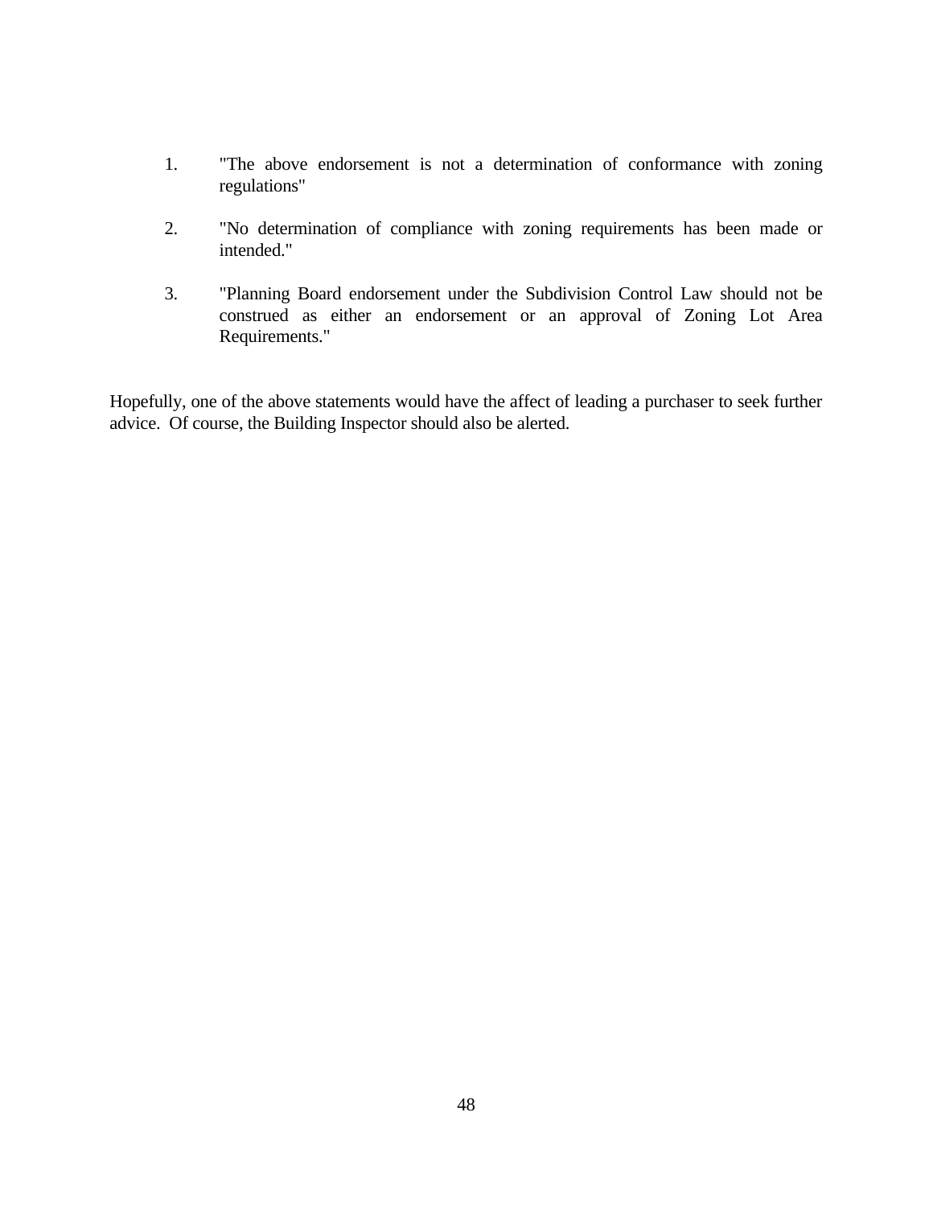1. "The above endorsement is not a determination of conformance with zoning regulations"

2. "No determination of compliance with zoning requirements has been made or intended."

3. "Planning Board endorsement under the Subdivision Control Law should not be construed as either an endorsement or an approval of Zoning Lot Area Requirements."

Hopefully, one of the above statements would have the affect of leading a purchaser to seek further advice. Of course, the Building Inspector should also be alerted.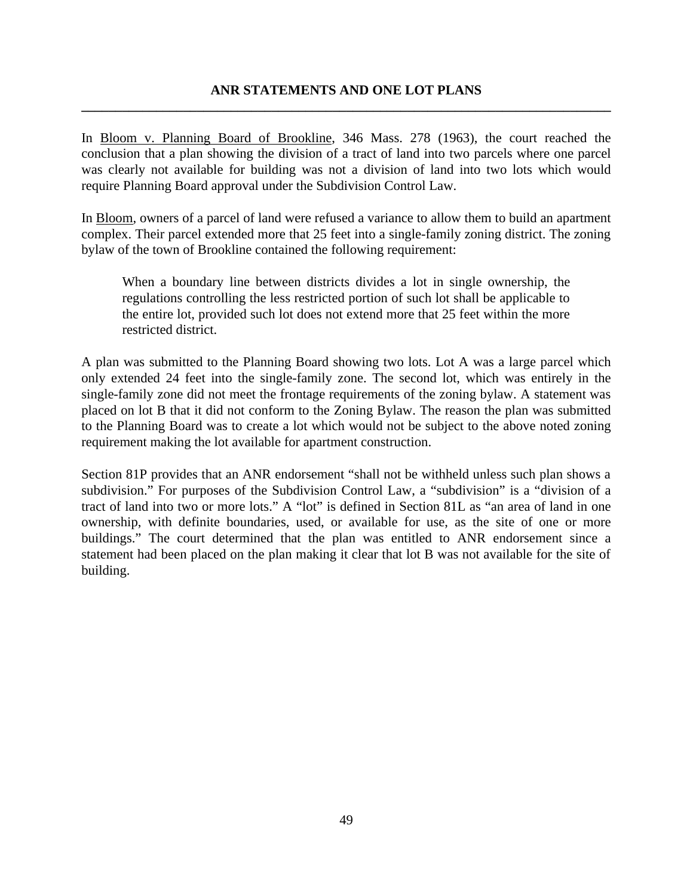## ANR STATEMENTS AND ONE LOT PLANS

---

In Bloom v. Planning Board of Brookline, 346 Mass. 278 (1963), the court reached the conclusion that a plan showing the division of a tract of land into two parcels where one parcel was clearly not available for building was not a division of land into two lots which would require Planning Board approval under the Subdivision Control Law.

In Bloom, owners of a parcel of land were refused a variance to allow them to build an apartment complex. Their parcel extended more that 25 feet into a single-family zoning district. The zoning bylaw of the town of Brookline contained the following requirement:

> When a boundary line between districts divides a lot in single ownership, the regulations controlling the less restricted portion of such lot shall be applicable to the entire lot, provided such lot does not extend more that 25 feet within the more restricted district.

A plan was submitted to the Planning Board showing two lots. Lot A was a large parcel which only extended 24 feet into the single-family zone. The second lot, which was entirely in the single-family zone did not meet the frontage requirements of the zoning bylaw. A statement was placed on lot B that it did not conform to the Zoning Bylaw. The reason the plan was submitted to the Planning Board was to create a lot which would not be subject to the above noted zoning requirement making the lot available for apartment construction.

Section 81P provides that an ANR endorsement "shall not be withheld unless such plan shows a subdivision." For purposes of the Subdivision Control Law, a "subdivision" is a "division of a tract of land into two or more lots." A "lot" is defined in Section 81L as "an area of land in one ownership, with definite boundaries, used, or available for use, as the site of one or more buildings." The court determined that the plan was entitled to ANR endorsement since a statement had been placed on the plan making it clear that lot B was not available for the site of building.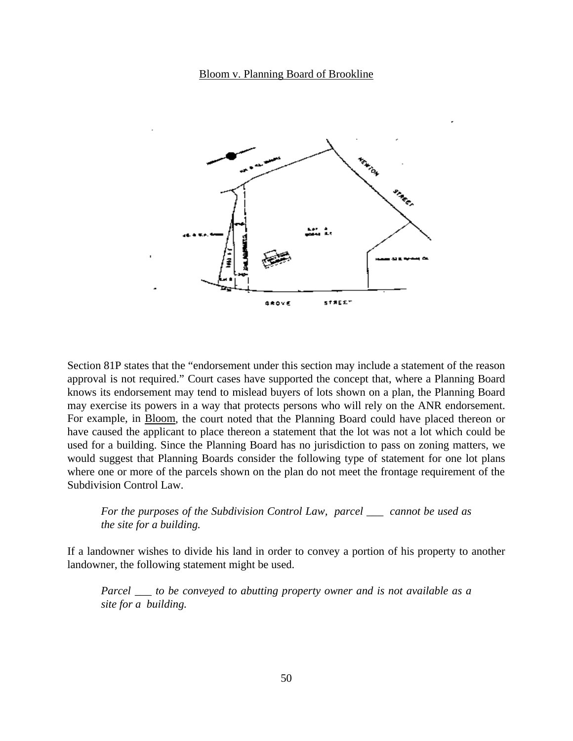Bloom v. Planning Board of Brookline

Section 81P states that the "endorsement under this section may include a statement of the reason approval is not required." Court cases have supported the concept that, where a Planning Board knows its endorsement may tend to mislead buyers of lots shown on a plan, the Planning Board may exercise its powers in a way that protects persons who will rely on the ANR endorsement. For example, in Bloom, the court noted that the Planning Board could have placed thereon or have caused the applicant to place thereon a statement that the lot was not a lot which could be used for a building. Since the Planning Board has no jurisdiction to pass on zoning matters, we would suggest that Planning Boards consider the following type of statement for one lot plans where one or more of the parcels shown on the plan do not meet the frontage requirement of the Subdivision Control Law.

> *For the purposes of the Subdivision Control Law, parcel ___ cannot be used as the site for a building.*

If a landowner wishes to divide his land in order to convey a portion of his property to another landowner, the following statement might be used.

> *Parcel ___ to be conveyed to abutting property owner and is not available as a site for a building.*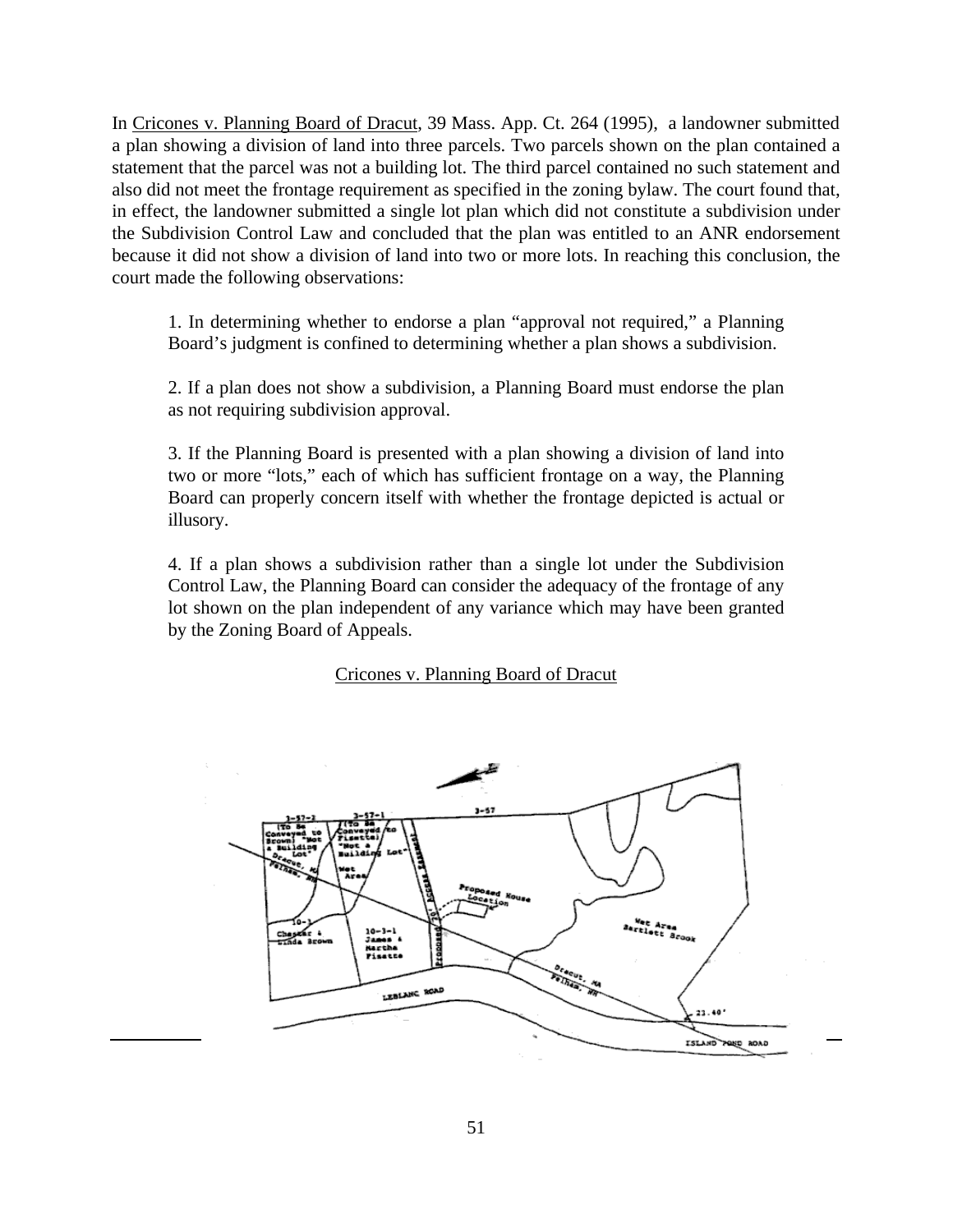In Cricones v. Planning Board of Dracut, 39 Mass. App. Ct. 264 (1995), a landowner submitted a plan showing a division of land into three parcels. Two parcels shown on the plan contained a statement that the parcel was not a building lot. The third parcel contained no such statement and also did not meet the frontage requirement as specified in the zoning bylaw. The court found that, in effect, the landowner submitted a single lot plan which did not constitute a subdivision under the Subdivision Control Law and concluded that the plan was entitled to an ANR endorsement because it did not show a division of land into two or more lots. In reaching this conclusion, the court made the following observations:

> 1. In determining whether to endorse a plan "approval not required," a Planning Board's judgment is confined to determining whether a plan shows a subdivision.
>
> 2. If a plan does not show a subdivision, a Planning Board must endorse the plan as not requiring subdivision approval.
>
> 3. If the Planning Board is presented with a plan showing a division of land into two or more "lots," each of which has sufficient frontage on a way, the Planning Board can properly concern itself with whether the frontage depicted is actual or illusory.
>
> 4. If a plan shows a subdivision rather than a single lot under the Subdivision Control Law, the Planning Board can consider the adequacy of the frontage of any lot shown on the plan independent of any variance which may have been granted by the Zoning Board of Appeals.

Cricones v. Planning Board of Dracut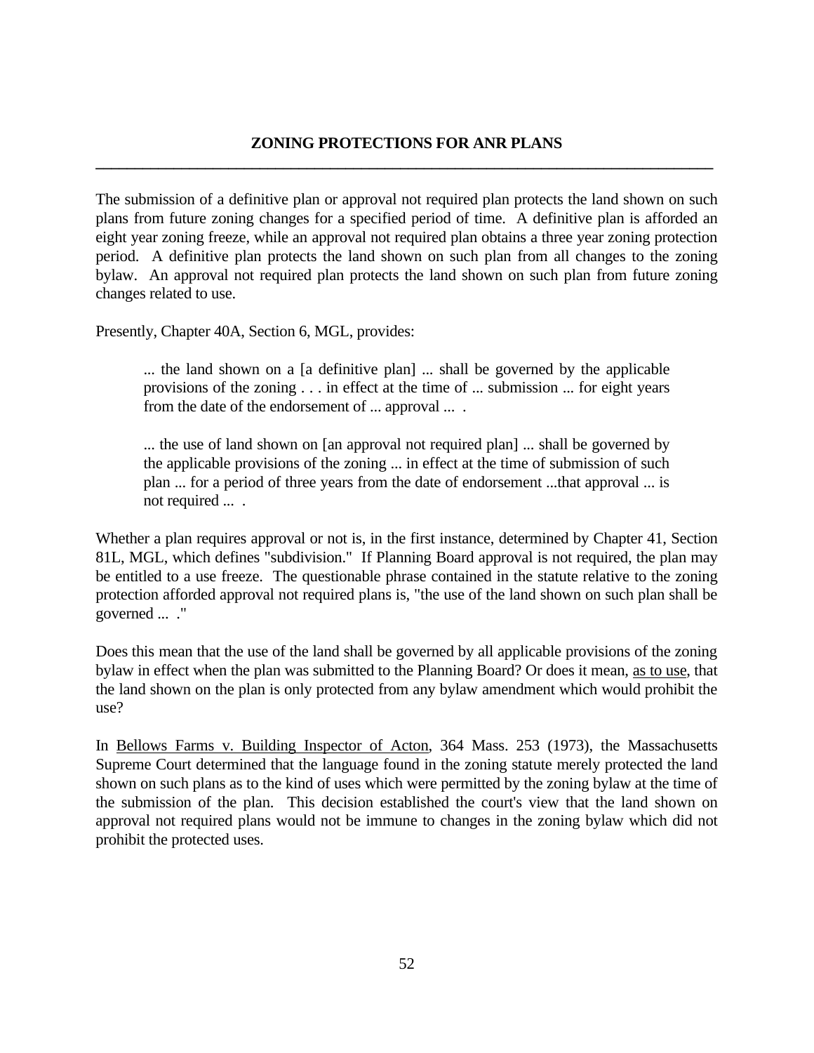## ZONING PROTECTIONS FOR ANR PLANS

---

The submission of a definitive plan or approval not required plan protects the land shown on such plans from future zoning changes for a specified period of time. A definitive plan is afforded an eight year zoning freeze, while an approval not required plan obtains a three year zoning protection period. A definitive plan protects the land shown on such plan from all changes to the zoning bylaw. An approval not required plan protects the land shown on such plan from future zoning changes related to use.

Presently, Chapter 40A, Section 6, MGL, provides:

> ... the land shown on a [a definitive plan] ... shall be governed by the applicable provisions of the zoning . . . in effect at the time of ... submission ... for eight years from the date of the endorsement of ... approval ... .
>
> ... the use of land shown on [an approval not required plan] ... shall be governed by the applicable provisions of the zoning ... in effect at the time of submission of such plan ... for a period of three years from the date of endorsement ...that approval ... is not required ... .

Whether a plan requires approval or not is, in the first instance, determined by Chapter 41, Section 81L, MGL, which defines "subdivision." If Planning Board approval is not required, the plan may be entitled to a use freeze. The questionable phrase contained in the statute relative to the zoning protection afforded approval not required plans is, "the use of the land shown on such plan shall be governed ... ."

Does this mean that the use of the land shall be governed by all applicable provisions of the zoning bylaw in effect when the plan was submitted to the Planning Board? Or does it mean, <u>as to use</u>, that the land shown on the plan is only protected from any bylaw amendment which would prohibit the use?

In <u>Bellows Farms v. Building Inspector of Acton</u>, 364 Mass. 253 (1973), the Massachusetts Supreme Court determined that the language found in the zoning statute merely protected the land shown on such plans as to the kind of uses which were permitted by the zoning bylaw at the time of the submission of the plan. This decision established the court's view that the land shown on approval not required plans would not be immune to changes in the zoning bylaw which did not prohibit the protected uses.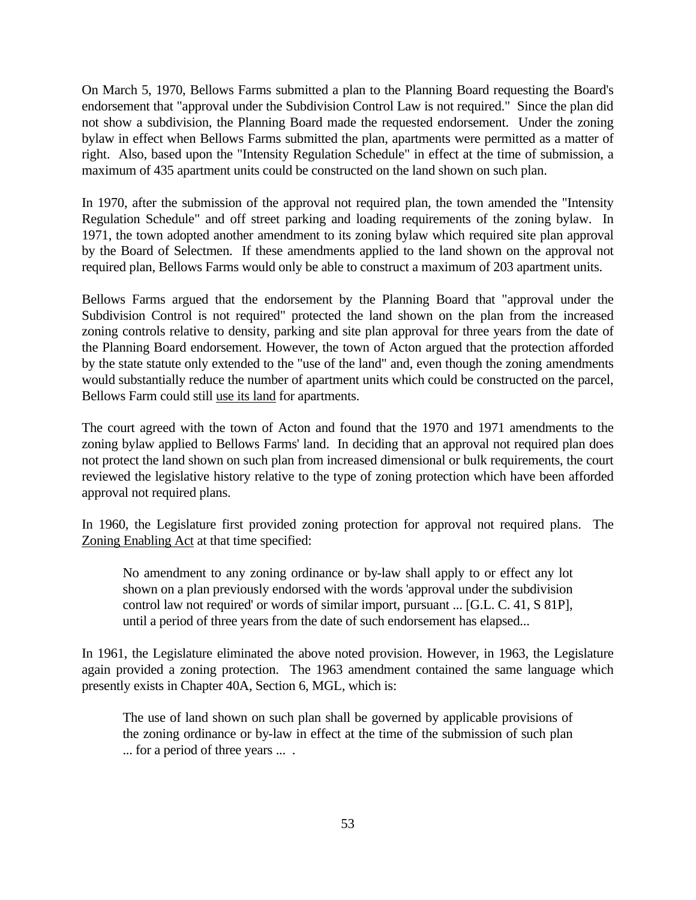On March 5, 1970, Bellows Farms submitted a plan to the Planning Board requesting the Board's endorsement that "approval under the Subdivision Control Law is not required." Since the plan did not show a subdivision, the Planning Board made the requested endorsement. Under the zoning bylaw in effect when Bellows Farms submitted the plan, apartments were permitted as a matter of right. Also, based upon the "Intensity Regulation Schedule" in effect at the time of submission, a maximum of 435 apartment units could be constructed on the land shown on such plan.

In 1970, after the submission of the approval not required plan, the town amended the "Intensity Regulation Schedule" and off street parking and loading requirements of the zoning bylaw. In 1971, the town adopted another amendment to its zoning bylaw which required site plan approval by the Board of Selectmen. If these amendments applied to the land shown on the approval not required plan, Bellows Farms would only be able to construct a maximum of 203 apartment units.

Bellows Farms argued that the endorsement by the Planning Board that "approval under the Subdivision Control is not required" protected the land shown on the plan from the increased zoning controls relative to density, parking and site plan approval for three years from the date of the Planning Board endorsement. However, the town of Acton argued that the protection afforded by the state statute only extended to the "use of the land" and, even though the zoning amendments would substantially reduce the number of apartment units which could be constructed on the parcel, Bellows Farm could still <u>use its land</u> for apartments.

The court agreed with the town of Acton and found that the 1970 and 1971 amendments to the zoning bylaw applied to Bellows Farms' land. In deciding that an approval not required plan does not protect the land shown on such plan from increased dimensional or bulk requirements, the court reviewed the legislative history relative to the type of zoning protection which have been afforded approval not required plans.

In 1960, the Legislature first provided zoning protection for approval not required plans. The <u>Zoning Enabling Act</u> at that time specified:

> No amendment to any zoning ordinance or by-law shall apply to or effect any lot shown on a plan previously endorsed with the words 'approval under the subdivision control law not required' or words of similar import, pursuant ... [G.L. C. 41, S 81P], until a period of three years from the date of such endorsement has elapsed...

In 1961, the Legislature eliminated the above noted provision. However, in 1963, the Legislature again provided a zoning protection. The 1963 amendment contained the same language which presently exists in Chapter 40A, Section 6, MGL, which is:

> The use of land shown on such plan shall be governed by applicable provisions of the zoning ordinance or by-law in effect at the time of the submission of such plan ... for a period of three years ... .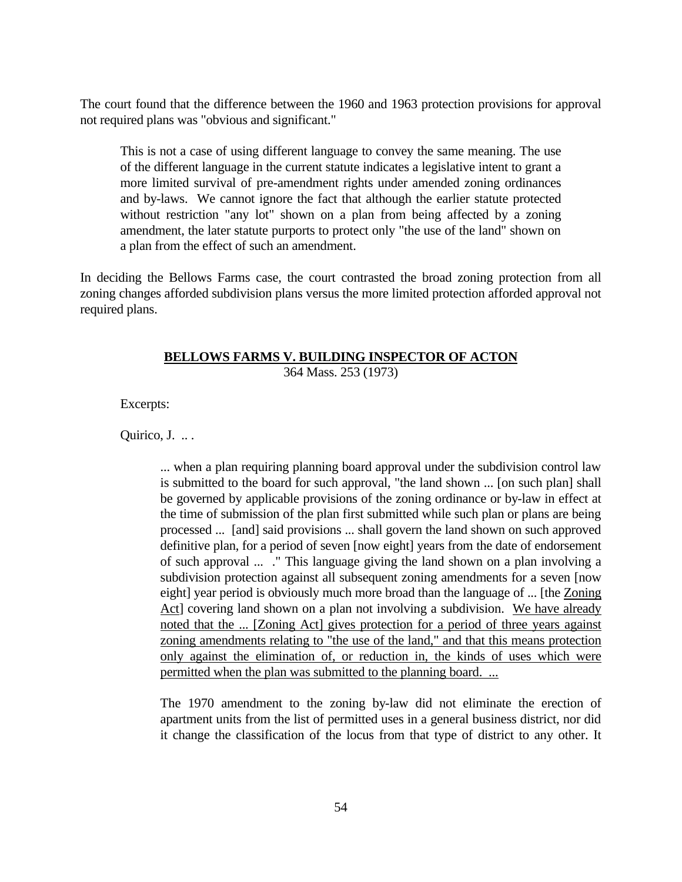The court found that the difference between the 1960 and 1963 protection provisions for approval not required plans was "obvious and significant."

> This is not a case of using different language to convey the same meaning. The use of the different language in the current statute indicates a legislative intent to grant a more limited survival of pre-amendment rights under amended zoning ordinances and by-laws. We cannot ignore the fact that although the earlier statute protected without restriction "any lot" shown on a plan from being affected by a zoning amendment, the later statute purports to protect only "the use of the land" shown on a plan from the effect of such an amendment.

In deciding the Bellows Farms case, the court contrasted the broad zoning protection from all zoning changes afforded subdivision plans versus the more limited protection afforded approval not required plans.

<u>**BELLOWS FARMS V. BUILDING INSPECTOR OF ACTON**</u>

364 Mass. 253 (1973)

Excerpts:

Quirico, J. .. .

> ... when a plan requiring planning board approval under the subdivision control law is submitted to the board for such approval, "the land shown ... [on such plan] shall be governed by applicable provisions of the zoning ordinance or by-law in effect at the time of submission of the plan first submitted while such plan or plans are being processed ... [and] said provisions ... shall govern the land shown on such approved definitive plan, for a period of seven [now eight] years from the date of endorsement of such approval ... ." This language giving the land shown on a plan involving a subdivision protection against all subsequent zoning amendments for a seven [now eight] year period is obviously much more broad than the language of ... [the <u>Zoning Act</u>] covering land shown on a plan not involving a subdivision. <u>We have already noted that the ... [Zoning Act] gives protection for a period of three years against zoning amendments relating to "the use of the land," and that this means protection only against the elimination of, or reduction in, the kinds of uses which were permitted when the plan was submitted to the planning board. ...</u>
>
> The 1970 amendment to the zoning by-law did not eliminate the erection of apartment units from the list of permitted uses in a general business district, nor did it change the classification of the locus from that type of district to any other. It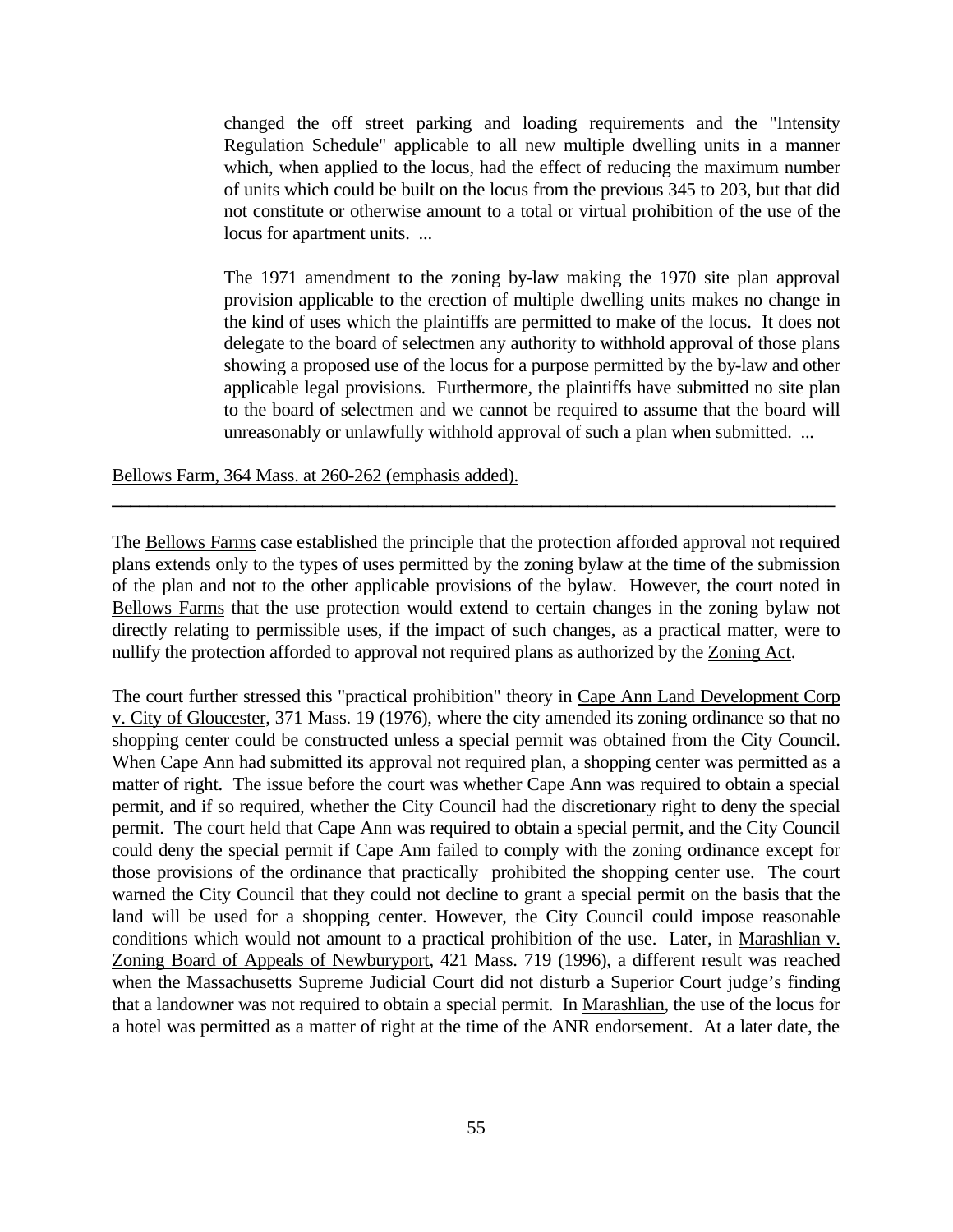> changed the off street parking and loading requirements and the "Intensity Regulation Schedule" applicable to all new multiple dwelling units in a manner which, when applied to the locus, had the effect of reducing the maximum number of units which could be built on the locus from the previous 345 to 203, but that did not constitute or otherwise amount to a total or virtual prohibition of the use of the locus for apartment units. ...
>
> The 1971 amendment to the zoning by-law making the 1970 site plan approval provision applicable to the erection of multiple dwelling units makes no change in the kind of uses which the plaintiffs are permitted to make of the locus. It does not delegate to the board of selectmen any authority to withhold approval of those plans showing a proposed use of the locus for a purpose permitted by the by-law and other applicable legal provisions. Furthermore, the plaintiffs have submitted no site plan to the board of selectmen and we cannot be required to assume that the board will unreasonably or unlawfully withhold approval of such a plan when submitted. ...

Bellows Farm, 364 Mass. at 260-262 (emphasis added).

---

The Bellows Farms case established the principle that the protection afforded approval not required plans extends only to the types of uses permitted by the zoning bylaw at the time of the submission of the plan and not to the other applicable provisions of the bylaw. However, the court noted in Bellows Farms that the use protection would extend to certain changes in the zoning bylaw not directly relating to permissible uses, if the impact of such changes, as a practical matter, were to nullify the protection afforded to approval not required plans as authorized by the Zoning Act.

The court further stressed this "practical prohibition" theory in Cape Ann Land Development Corp v. City of Gloucester, 371 Mass. 19 (1976), where the city amended its zoning ordinance so that no shopping center could be constructed unless a special permit was obtained from the City Council. When Cape Ann had submitted its approval not required plan, a shopping center was permitted as a matter of right. The issue before the court was whether Cape Ann was required to obtain a special permit, and if so required, whether the City Council had the discretionary right to deny the special permit. The court held that Cape Ann was required to obtain a special permit, and the City Council could deny the special permit if Cape Ann failed to comply with the zoning ordinance except for those provisions of the ordinance that practically prohibited the shopping center use. The court warned the City Council that they could not decline to grant a special permit on the basis that the land will be used for a shopping center. However, the City Council could impose reasonable conditions which would not amount to a practical prohibition of the use. Later, in Marashlian v. Zoning Board of Appeals of Newburyport, 421 Mass. 719 (1996), a different result was reached when the Massachusetts Supreme Judicial Court did not disturb a Superior Court judge's finding that a landowner was not required to obtain a special permit. In Marashlian, the use of the locus for a hotel was permitted as a matter of right at the time of the ANR endorsement. At a later date, the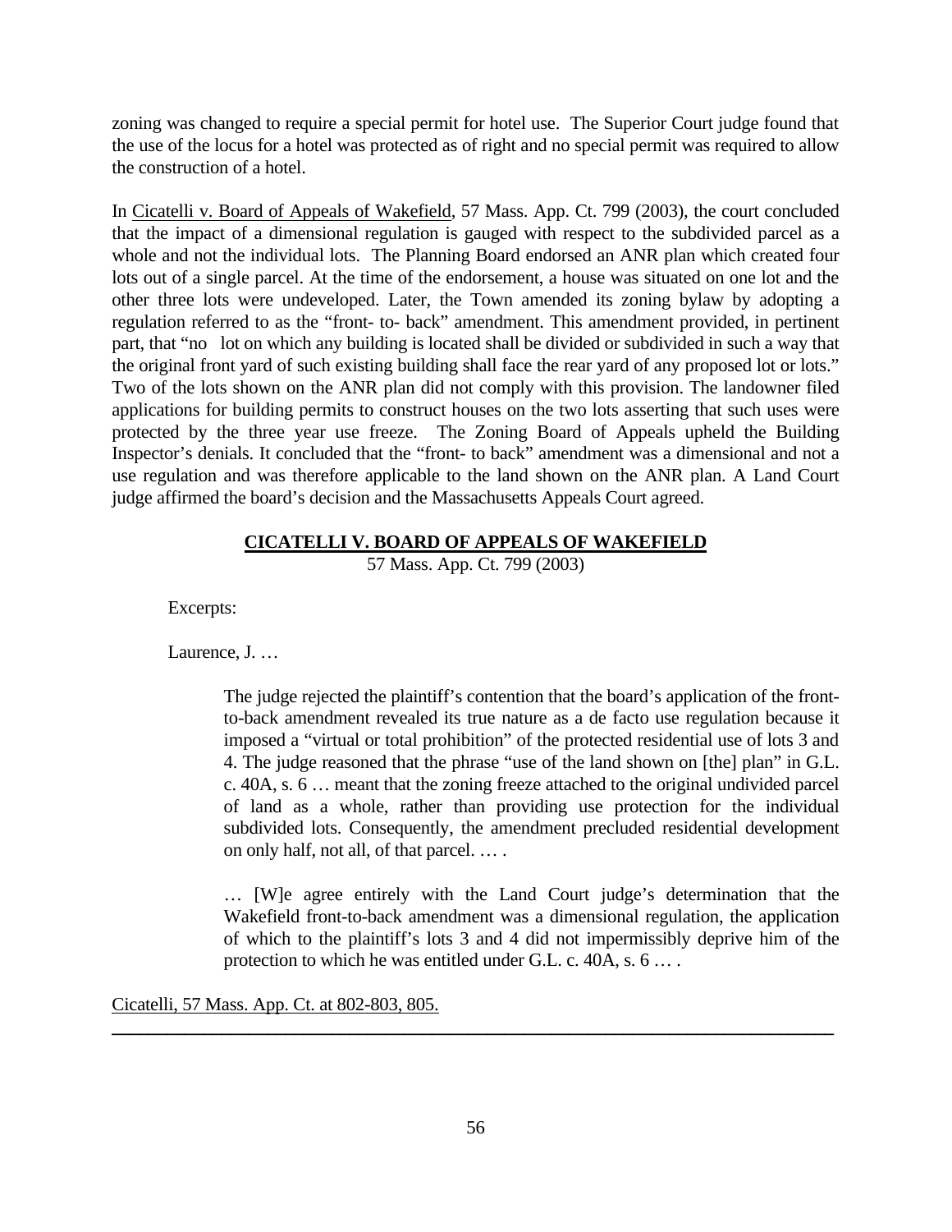zoning was changed to require a special permit for hotel use. The Superior Court judge found that the use of the locus for a hotel was protected as of right and no special permit was required to allow the construction of a hotel.

In Cicatelli v. Board of Appeals of Wakefield, 57 Mass. App. Ct. 799 (2003), the court concluded that the impact of a dimensional regulation is gauged with respect to the subdivided parcel as a whole and not the individual lots. The Planning Board endorsed an ANR plan which created four lots out of a single parcel. At the time of the endorsement, a house was situated on one lot and the other three lots were undeveloped. Later, the Town amended its zoning bylaw by adopting a regulation referred to as the "front- to- back" amendment. This amendment provided, in pertinent part, that "no lot on which any building is located shall be divided or subdivided in such a way that the original front yard of such existing building shall face the rear yard of any proposed lot or lots." Two of the lots shown on the ANR plan did not comply with this provision. The landowner filed applications for building permits to construct houses on the two lots asserting that such uses were protected by the three year use freeze. The Zoning Board of Appeals upheld the Building Inspector's denials. It concluded that the "front- to back" amendment was a dimensional and not a use regulation and was therefore applicable to the land shown on the ANR plan. A Land Court judge affirmed the board's decision and the Massachusetts Appeals Court agreed.

**CICATELLI V. BOARD OF APPEALS OF WAKEFIELD**

57 Mass. App. Ct. 799 (2003)

Excerpts:

Laurence, J. …

> The judge rejected the plaintiff's contention that the board's application of the front-to-back amendment revealed its true nature as a de facto use regulation because it imposed a "virtual or total prohibition" of the protected residential use of lots 3 and 4. The judge reasoned that the phrase "use of the land shown on [the] plan" in G.L. c. 40A, s. 6 … meant that the zoning freeze attached to the original undivided parcel of land as a whole, rather than providing use protection for the individual subdivided lots. Consequently, the amendment precluded residential development on only half, not all, of that parcel. … .
>
> … [W]e agree entirely with the Land Court judge's determination that the Wakefield front-to-back amendment was a dimensional regulation, the application of which to the plaintiff's lots 3 and 4 did not impermissibly deprive him of the protection to which he was entitled under G.L. c. 40A, s. 6 … .

Cicatelli, 57 Mass. App. Ct. at 802-803, 805.

---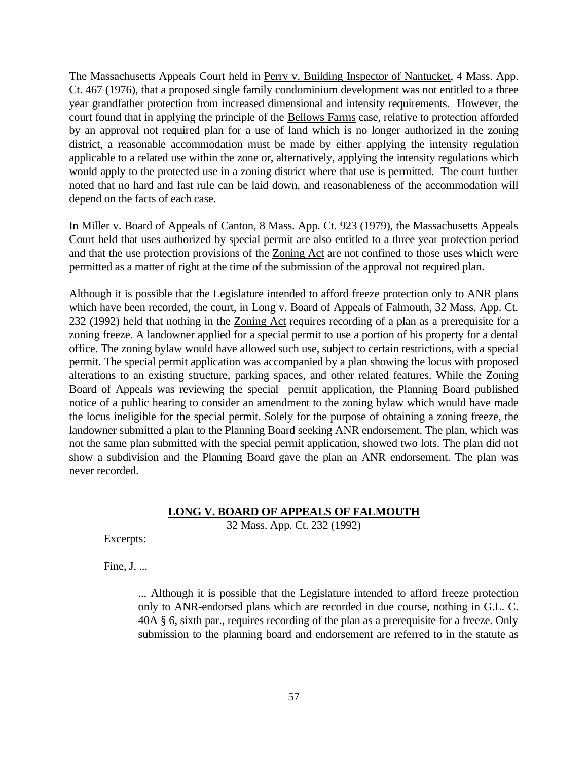The Massachusetts Appeals Court held in Perry v. Building Inspector of Nantucket, 4 Mass. App. Ct. 467 (1976), that a proposed single family condominium development was not entitled to a three year grandfather protection from increased dimensional and intensity requirements. However, the court found that in applying the principle of the Bellows Farms case, relative to protection afforded by an approval not required plan for a use of land which is no longer authorized in the zoning district, a reasonable accommodation must be made by either applying the intensity regulation applicable to a related use within the zone or, alternatively, applying the intensity regulations which would apply to the protected use in a zoning district where that use is permitted. The court further noted that no hard and fast rule can be laid down, and reasonableness of the accommodation will depend on the facts of each case.

In Miller v. Board of Appeals of Canton, 8 Mass. App. Ct. 923 (1979), the Massachusetts Appeals Court held that uses authorized by special permit are also entitled to a three year protection period and that the use protection provisions of the Zoning Act are not confined to those uses which were permitted as a matter of right at the time of the submission of the approval not required plan.

Although it is possible that the Legislature intended to afford freeze protection only to ANR plans which have been recorded, the court, in Long v. Board of Appeals of Falmouth, 32 Mass. App. Ct. 232 (1992) held that nothing in the Zoning Act requires recording of a plan as a prerequisite for a zoning freeze. A landowner applied for a special permit to use a portion of his property for a dental office. The zoning bylaw would have allowed such use, subject to certain restrictions, with a special permit. The special permit application was accompanied by a plan showing the locus with proposed alterations to an existing structure, parking spaces, and other related features. While the Zoning Board of Appeals was reviewing the special permit application, the Planning Board published notice of a public hearing to consider an amendment to the zoning bylaw which would have made the locus ineligible for the special permit. Solely for the purpose of obtaining a zoning freeze, the landowner submitted a plan to the Planning Board seeking ANR endorsement. The plan, which was not the same plan submitted with the special permit application, showed two lots. The plan did not show a subdivision and the Planning Board gave the plan an ANR endorsement. The plan was never recorded.

**LONG V. BOARD OF APPEALS OF FALMOUTH**

32 Mass. App. Ct. 232 (1992)

Excerpts:

Fine, J. ...

> ... Although it is possible that the Legislature intended to afford freeze protection only to ANR-endorsed plans which are recorded in due course, nothing in G.L. C. 40A § 6, sixth par., requires recording of the plan as a prerequisite for a freeze. Only submission to the planning board and endorsement are referred to in the statute as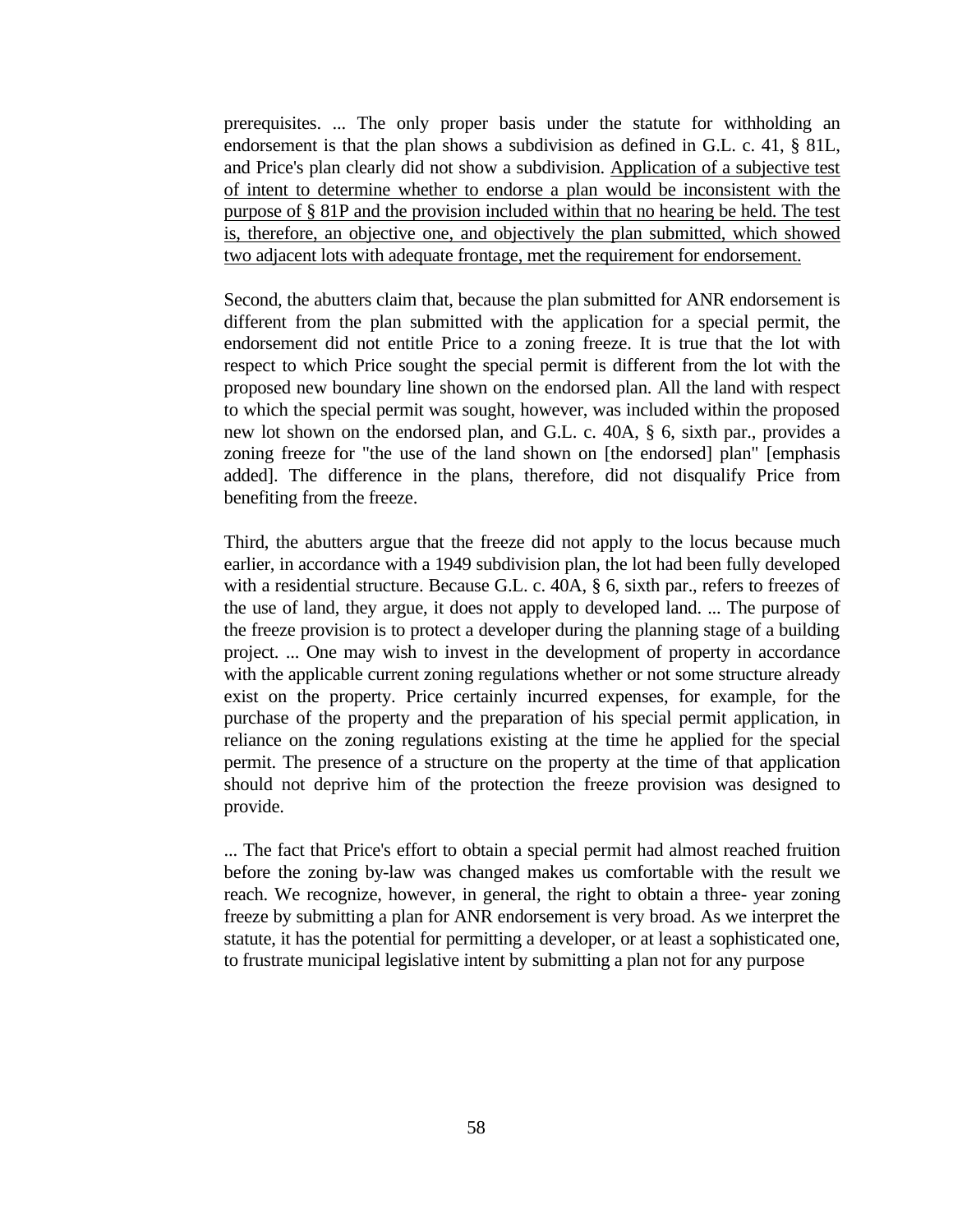prerequisites. ... The only proper basis under the statute for withholding an endorsement is that the plan shows a subdivision as defined in G.L. c. 41, § 81L, and Price's plan clearly did not show a subdivision. <u>Application of a subjective test of intent to determine whether to endorse a plan would be inconsistent with the purpose of § 81P and the provision included within that no hearing be held. The test is, therefore, an objective one, and objectively the plan submitted, which showed two adjacent lots with adequate frontage, met the requirement for endorsement.</u>

Second, the abutters claim that, because the plan submitted for ANR endorsement is different from the plan submitted with the application for a special permit, the endorsement did not entitle Price to a zoning freeze. It is true that the lot with respect to which Price sought the special permit is different from the lot with the proposed new boundary line shown on the endorsed plan. All the land with respect to which the special permit was sought, however, was included within the proposed new lot shown on the endorsed plan, and G.L. c. 40A, § 6, sixth par., provides a zoning freeze for "the use of the land shown on [the endorsed] plan" [emphasis added]. The difference in the plans, therefore, did not disqualify Price from benefiting from the freeze.

Third, the abutters argue that the freeze did not apply to the locus because much earlier, in accordance with a 1949 subdivision plan, the lot had been fully developed with a residential structure. Because G.L. c. 40A, § 6, sixth par., refers to freezes of the use of land, they argue, it does not apply to developed land. ... The purpose of the freeze provision is to protect a developer during the planning stage of a building project. ... One may wish to invest in the development of property in accordance with the applicable current zoning regulations whether or not some structure already exist on the property. Price certainly incurred expenses, for example, for the purchase of the property and the preparation of his special permit application, in reliance on the zoning regulations existing at the time he applied for the special permit. The presence of a structure on the property at the time of that application should not deprive him of the protection the freeze provision was designed to provide.

... The fact that Price's effort to obtain a special permit had almost reached fruition before the zoning by-law was changed makes us comfortable with the result we reach. We recognize, however, in general, the right to obtain a three- year zoning freeze by submitting a plan for ANR endorsement is very broad. As we interpret the statute, it has the potential for permitting a developer, or at least a sophisticated one, to frustrate municipal legislative intent by submitting a plan not for any purpose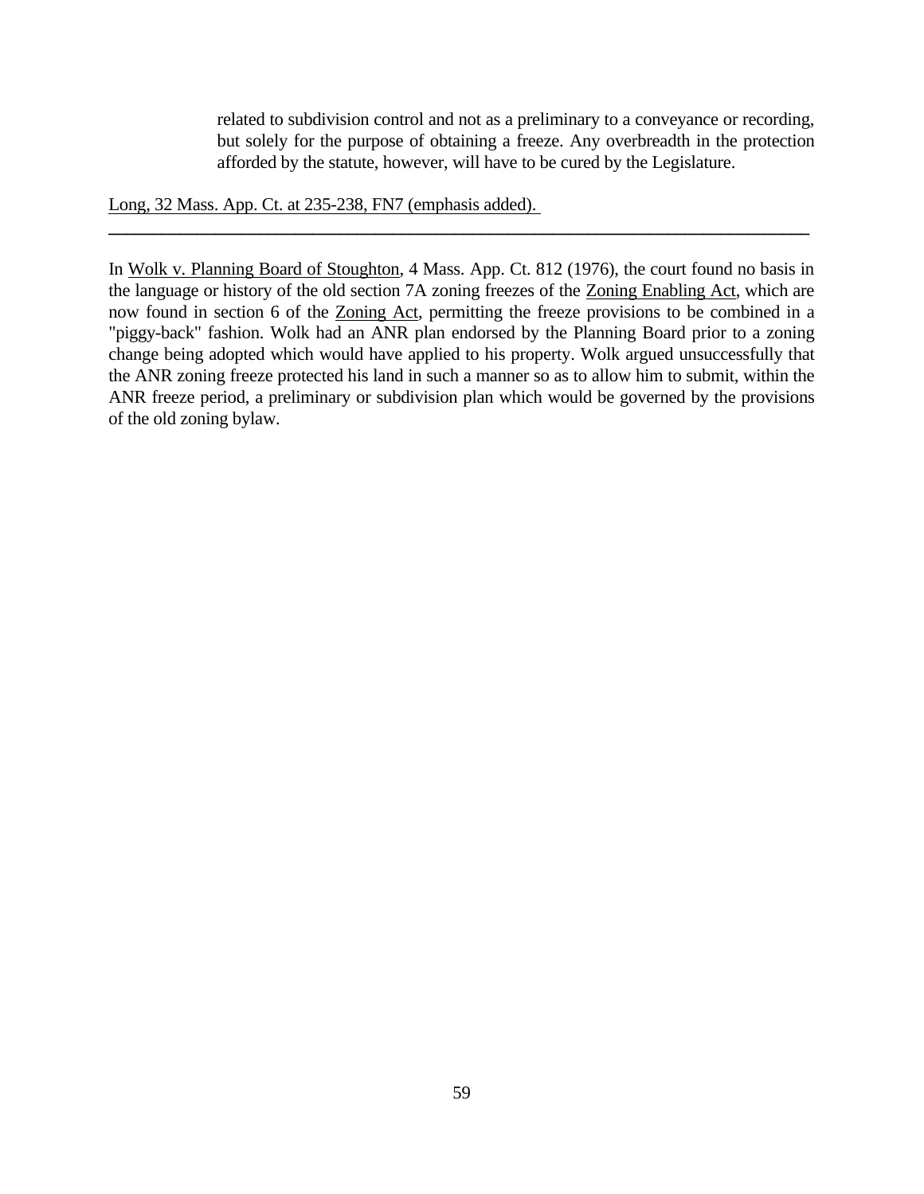> related to subdivision control and not as a preliminary to a conveyance or recording, but solely for the purpose of obtaining a freeze. Any overbreadth in the protection afforded by the statute, however, will have to be cured by the Legislature.

Long, 32 Mass. App. Ct. at 235-238, FN7 (emphasis added).

---

In Wolk v. Planning Board of Stoughton, 4 Mass. App. Ct. 812 (1976), the court found no basis in the language or history of the old section 7A zoning freezes of the Zoning Enabling Act, which are now found in section 6 of the Zoning Act, permitting the freeze provisions to be combined in a "piggy-back" fashion. Wolk had an ANR plan endorsed by the Planning Board prior to a zoning change being adopted which would have applied to his property. Wolk argued unsuccessfully that the ANR zoning freeze protected his land in such a manner so as to allow him to submit, within the ANR freeze period, a preliminary or subdivision plan which would be governed by the provisions of the old zoning bylaw.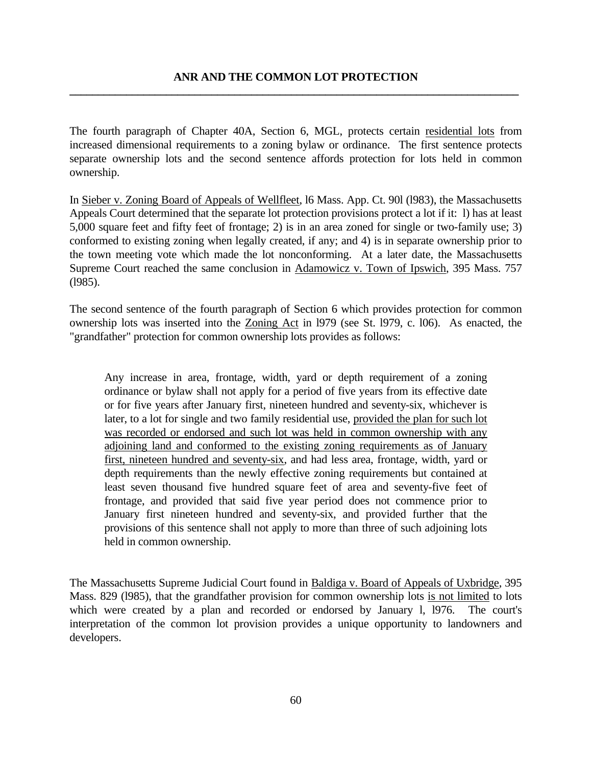## ANR AND THE COMMON LOT PROTECTION

The fourth paragraph of Chapter 40A, Section 6, MGL, protects certain <u>residential lots</u> from increased dimensional requirements to a zoning bylaw or ordinance. The first sentence protects separate ownership lots and the second sentence affords protection for lots held in common ownership.

In <u>Sieber v. Zoning Board of Appeals of Wellfleet</u>, l6 Mass. App. Ct. 90l (l983), the Massachusetts Appeals Court determined that the separate lot protection provisions protect a lot if it: l) has at least 5,000 square feet and fifty feet of frontage; 2) is in an area zoned for single or two-family use; 3) conformed to existing zoning when legally created, if any; and 4) is in separate ownership prior to the town meeting vote which made the lot nonconforming. At a later date, the Massachusetts Supreme Court reached the same conclusion in <u>Adamowicz v. Town of Ipswich</u>, 395 Mass. 757 (l985).

The second sentence of the fourth paragraph of Section 6 which provides protection for common ownership lots was inserted into the <u>Zoning Act</u> in l979 (see St. l979, c. l06). As enacted, the "grandfather" protection for common ownership lots provides as follows:

> Any increase in area, frontage, width, yard or depth requirement of a zoning ordinance or bylaw shall not apply for a period of five years from its effective date or for five years after January first, nineteen hundred and seventy-six, whichever is later, to a lot for single and two family residential use, <u>provided the plan for such lot was recorded or endorsed and such lot was held in common ownership with any adjoining land and conformed to the existing zoning requirements as of January first, nineteen hundred and seventy-six</u>, and had less area, frontage, width, yard or depth requirements than the newly effective zoning requirements but contained at least seven thousand five hundred square feet of area and seventy-five feet of frontage, and provided that said five year period does not commence prior to January first nineteen hundred and seventy-six, and provided further that the provisions of this sentence shall not apply to more than three of such adjoining lots held in common ownership.

The Massachusetts Supreme Judicial Court found in <u>Baldiga v. Board of Appeals of Uxbridge</u>, 395 Mass. 829 (l985), that the grandfather provision for common ownership lots <u>is not limited</u> to lots which were created by a plan and recorded or endorsed by January l, l976. The court's interpretation of the common lot provision provides a unique opportunity to landowners and developers.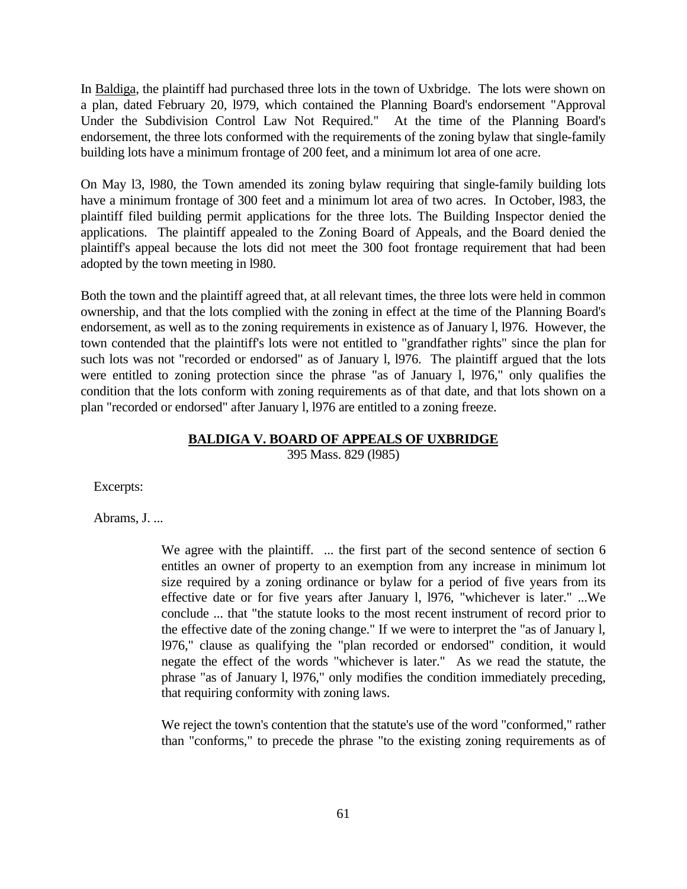In Baldiga, the plaintiff had purchased three lots in the town of Uxbridge. The lots were shown on a plan, dated February 20, l979, which contained the Planning Board's endorsement "Approval Under the Subdivision Control Law Not Required." At the time of the Planning Board's endorsement, the three lots conformed with the requirements of the zoning bylaw that single-family building lots have a minimum frontage of 200 feet, and a minimum lot area of one acre.

On May l3, l980, the Town amended its zoning bylaw requiring that single-family building lots have a minimum frontage of 300 feet and a minimum lot area of two acres. In October, l983, the plaintiff filed building permit applications for the three lots. The Building Inspector denied the applications. The plaintiff appealed to the Zoning Board of Appeals, and the Board denied the plaintiff's appeal because the lots did not meet the 300 foot frontage requirement that had been adopted by the town meeting in l980.

Both the town and the plaintiff agreed that, at all relevant times, the three lots were held in common ownership, and that the lots complied with the zoning in effect at the time of the Planning Board's endorsement, as well as to the zoning requirements in existence as of January l, l976. However, the town contended that the plaintiff's lots were not entitled to "grandfather rights" since the plan for such lots was not "recorded or endorsed" as of January l, l976. The plaintiff argued that the lots were entitled to zoning protection since the phrase "as of January l, l976," only qualifies the condition that the lots conform with zoning requirements as of that date, and that lots shown on a plan "recorded or endorsed" after January l, l976 are entitled to a zoning freeze.

**BALDIGA V. BOARD OF APPEALS OF UXBRIDGE**

395 Mass. 829 (l985)

Excerpts:

Abrams, J. ...

> We agree with the plaintiff. ... the first part of the second sentence of section 6 entitles an owner of property to an exemption from any increase in minimum lot size required by a zoning ordinance or bylaw for a period of five years from its effective date or for five years after January l, l976, "whichever is later." ...We conclude ... that "the statute looks to the most recent instrument of record prior to the effective date of the zoning change." If we were to interpret the "as of January l, l976," clause as qualifying the "plan recorded or endorsed" condition, it would negate the effect of the words "whichever is later." As we read the statute, the phrase "as of January l, l976," only modifies the condition immediately preceding, that requiring conformity with zoning laws.
>
> We reject the town's contention that the statute's use of the word "conformed," rather than "conforms," to precede the phrase "to the existing zoning requirements as of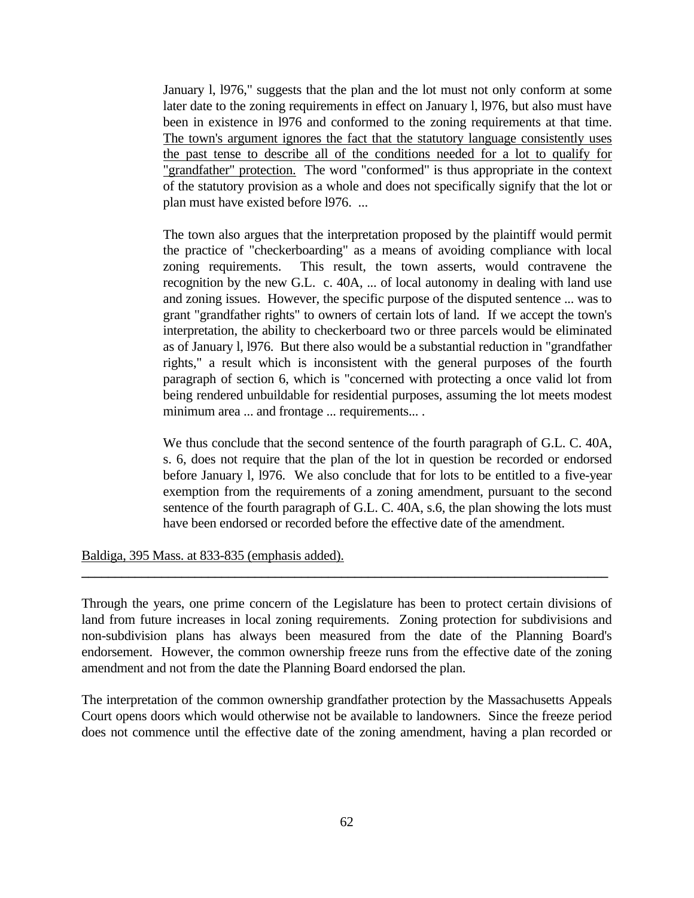> January l, l976," suggests that the plan and the lot must not only conform at some later date to the zoning requirements in effect on January l, l976, but also must have been in existence in l976 and conformed to the zoning requirements at that time. <u>The town's argument ignores the fact that the statutory language consistently uses the past tense to describe all of the conditions needed for a lot to qualify for "grandfather" protection.</u> The word "conformed" is thus appropriate in the context of the statutory provision as a whole and does not specifically signify that the lot or plan must have existed before l976. ...
>
> The town also argues that the interpretation proposed by the plaintiff would permit the practice of "checkerboarding" as a means of avoiding compliance with local zoning requirements. This result, the town asserts, would contravene the recognition by the new G.L. c. 40A, ... of local autonomy in dealing with land use and zoning issues. However, the specific purpose of the disputed sentence ... was to grant "grandfather rights" to owners of certain lots of land. If we accept the town's interpretation, the ability to checkerboard two or three parcels would be eliminated as of January l, l976. But there also would be a substantial reduction in "grandfather rights," a result which is inconsistent with the general purposes of the fourth paragraph of section 6, which is "concerned with protecting a once valid lot from being rendered unbuildable for residential purposes, assuming the lot meets modest minimum area ... and frontage ... requirements... .
>
> We thus conclude that the second sentence of the fourth paragraph of G.L. C. 40A, s. 6, does not require that the plan of the lot in question be recorded or endorsed before January l, l976. We also conclude that for lots to be entitled to a five-year exemption from the requirements of a zoning amendment, pursuant to the second sentence of the fourth paragraph of G.L. C. 40A, s.6, the plan showing the lots must have been endorsed or recorded before the effective date of the amendment.

<u>Baldiga, 395 Mass. at 833-835 (emphasis added).</u>

---

Through the years, one prime concern of the Legislature has been to protect certain divisions of land from future increases in local zoning requirements. Zoning protection for subdivisions and non-subdivision plans has always been measured from the date of the Planning Board's endorsement. However, the common ownership freeze runs from the effective date of the zoning amendment and not from the date the Planning Board endorsed the plan.

The interpretation of the common ownership grandfather protection by the Massachusetts Appeals Court opens doors which would otherwise not be available to landowners. Since the freeze period does not commence until the effective date of the zoning amendment, having a plan recorded or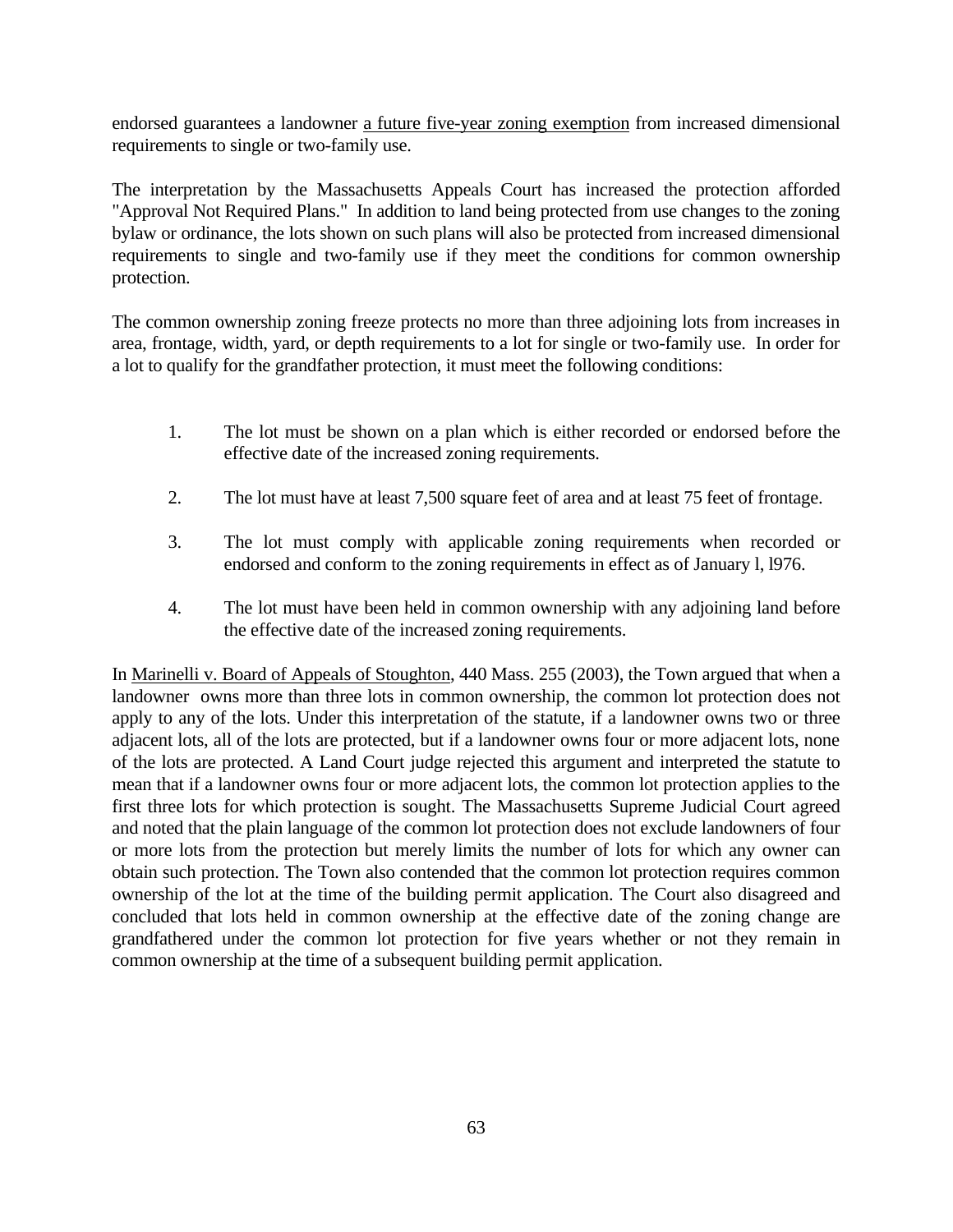endorsed guarantees a landowner <u>a future five-year zoning exemption</u> from increased dimensional requirements to single or two-family use.

The interpretation by the Massachusetts Appeals Court has increased the protection afforded "Approval Not Required Plans." In addition to land being protected from use changes to the zoning bylaw or ordinance, the lots shown on such plans will also be protected from increased dimensional requirements to single and two-family use if they meet the conditions for common ownership protection.

The common ownership zoning freeze protects no more than three adjoining lots from increases in area, frontage, width, yard, or depth requirements to a lot for single or two-family use. In order for a lot to qualify for the grandfather protection, it must meet the following conditions:

1. The lot must be shown on a plan which is either recorded or endorsed before the effective date of the increased zoning requirements.

2. The lot must have at least 7,500 square feet of area and at least 75 feet of frontage.

3. The lot must comply with applicable zoning requirements when recorded or endorsed and conform to the zoning requirements in effect as of January l, l976.

4. The lot must have been held in common ownership with any adjoining land before the effective date of the increased zoning requirements.

In <u>Marinelli v. Board of Appeals of Stoughton</u>, 440 Mass. 255 (2003), the Town argued that when a landowner owns more than three lots in common ownership, the common lot protection does not apply to any of the lots. Under this interpretation of the statute, if a landowner owns two or three adjacent lots, all of the lots are protected, but if a landowner owns four or more adjacent lots, none of the lots are protected. A Land Court judge rejected this argument and interpreted the statute to mean that if a landowner owns four or more adjacent lots, the common lot protection applies to the first three lots for which protection is sought. The Massachusetts Supreme Judicial Court agreed and noted that the plain language of the common lot protection does not exclude landowners of four or more lots from the protection but merely limits the number of lots for which any owner can obtain such protection. The Town also contended that the common lot protection requires common ownership of the lot at the time of the building permit application. The Court also disagreed and concluded that lots held in common ownership at the effective date of the zoning change are grandfathered under the common lot protection for five years whether or not they remain in common ownership at the time of a subsequent building permit application.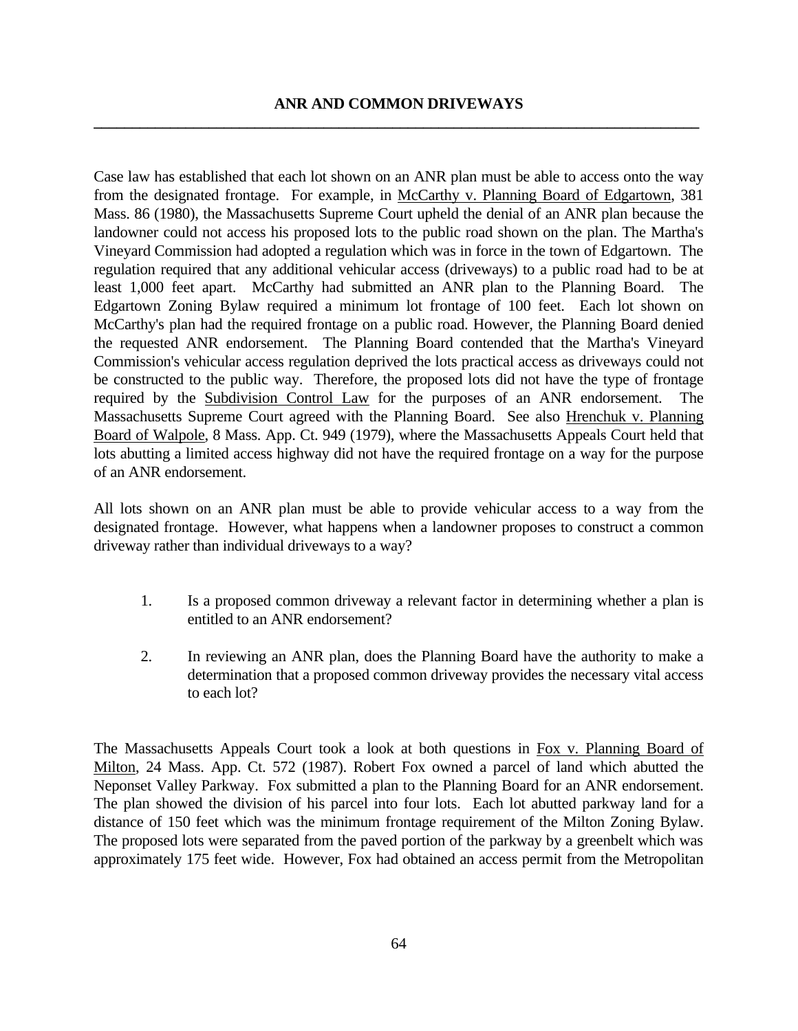## ANR AND COMMON DRIVEWAYS

Case law has established that each lot shown on an ANR plan must be able to access onto the way from the designated frontage. For example, in McCarthy v. Planning Board of Edgartown, 381 Mass. 86 (1980), the Massachusetts Supreme Court upheld the denial of an ANR plan because the landowner could not access his proposed lots to the public road shown on the plan. The Martha's Vineyard Commission had adopted a regulation which was in force in the town of Edgartown. The regulation required that any additional vehicular access (driveways) to a public road had to be at least 1,000 feet apart. McCarthy had submitted an ANR plan to the Planning Board. The Edgartown Zoning Bylaw required a minimum lot frontage of 100 feet. Each lot shown on McCarthy's plan had the required frontage on a public road. However, the Planning Board denied the requested ANR endorsement. The Planning Board contended that the Martha's Vineyard Commission's vehicular access regulation deprived the lots practical access as driveways could not be constructed to the public way. Therefore, the proposed lots did not have the type of frontage required by the Subdivision Control Law for the purposes of an ANR endorsement. The Massachusetts Supreme Court agreed with the Planning Board. See also Hrenchuk v. Planning Board of Walpole, 8 Mass. App. Ct. 949 (1979), where the Massachusetts Appeals Court held that lots abutting a limited access highway did not have the required frontage on a way for the purpose of an ANR endorsement.

All lots shown on an ANR plan must be able to provide vehicular access to a way from the designated frontage. However, what happens when a landowner proposes to construct a common driveway rather than individual driveways to a way?

1. Is a proposed common driveway a relevant factor in determining whether a plan is entitled to an ANR endorsement?

2. In reviewing an ANR plan, does the Planning Board have the authority to make a determination that a proposed common driveway provides the necessary vital access to each lot?

The Massachusetts Appeals Court took a look at both questions in Fox v. Planning Board of Milton, 24 Mass. App. Ct. 572 (1987). Robert Fox owned a parcel of land which abutted the Neponset Valley Parkway. Fox submitted a plan to the Planning Board for an ANR endorsement. The plan showed the division of his parcel into four lots. Each lot abutted parkway land for a distance of 150 feet which was the minimum frontage requirement of the Milton Zoning Bylaw. The proposed lots were separated from the paved portion of the parkway by a greenbelt which was approximately 175 feet wide. However, Fox had obtained an access permit from the Metropolitan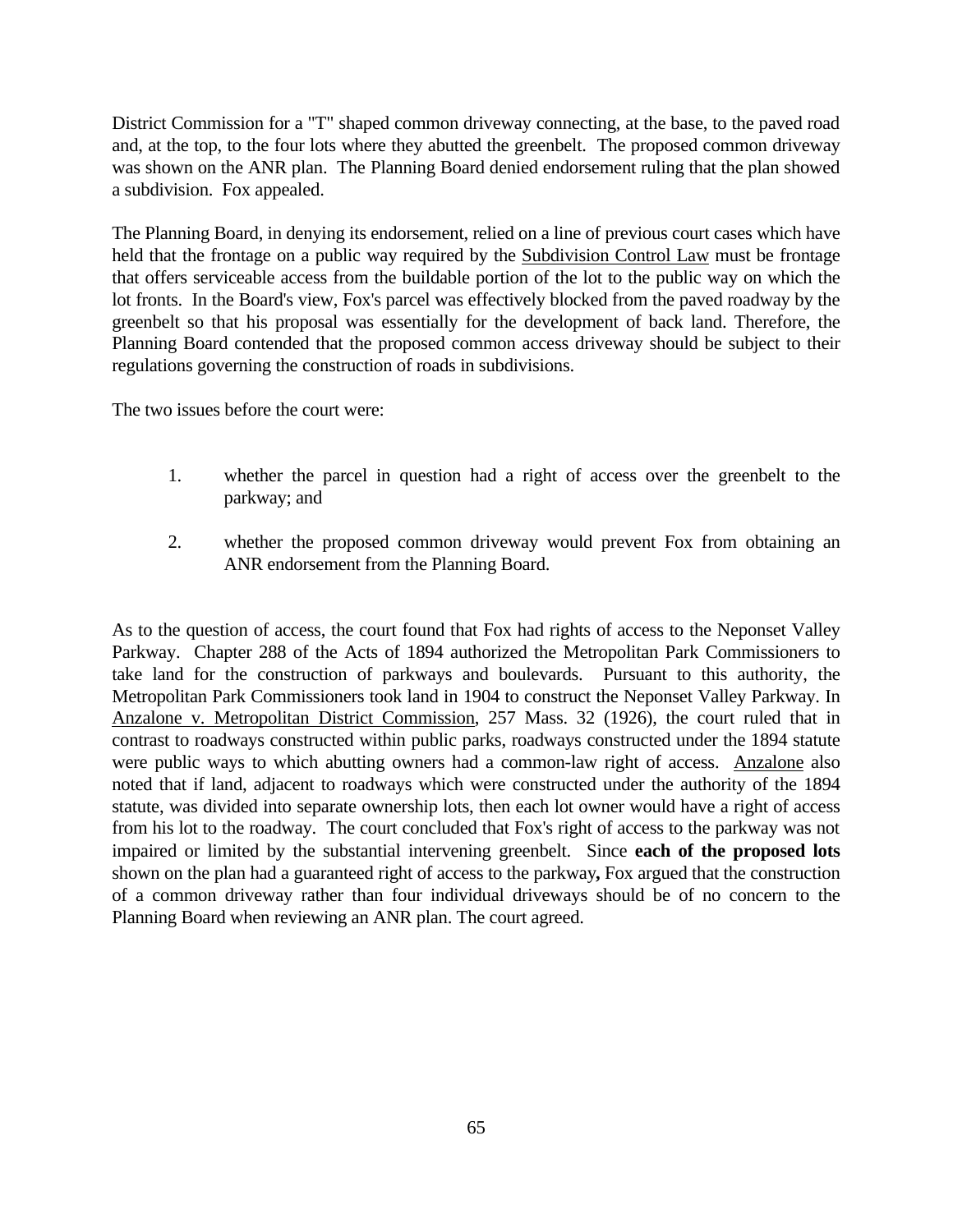District Commission for a "T" shaped common driveway connecting, at the base, to the paved road and, at the top, to the four lots where they abutted the greenbelt. The proposed common driveway was shown on the ANR plan. The Planning Board denied endorsement ruling that the plan showed a subdivision. Fox appealed.

The Planning Board, in denying its endorsement, relied on a line of previous court cases which have held that the frontage on a public way required by the Subdivision Control Law must be frontage that offers serviceable access from the buildable portion of the lot to the public way on which the lot fronts. In the Board's view, Fox's parcel was effectively blocked from the paved roadway by the greenbelt so that his proposal was essentially for the development of back land. Therefore, the Planning Board contended that the proposed common access driveway should be subject to their regulations governing the construction of roads in subdivisions.

The two issues before the court were:

1. whether the parcel in question had a right of access over the greenbelt to the parkway; and

2. whether the proposed common driveway would prevent Fox from obtaining an ANR endorsement from the Planning Board.

As to the question of access, the court found that Fox had rights of access to the Neponset Valley Parkway. Chapter 288 of the Acts of 1894 authorized the Metropolitan Park Commissioners to take land for the construction of parkways and boulevards. Pursuant to this authority, the Metropolitan Park Commissioners took land in 1904 to construct the Neponset Valley Parkway. In Anzalone v. Metropolitan District Commission, 257 Mass. 32 (1926), the court ruled that in contrast to roadways constructed within public parks, roadways constructed under the 1894 statute were public ways to which abutting owners had a common-law right of access. Anzalone also noted that if land, adjacent to roadways which were constructed under the authority of the 1894 statute, was divided into separate ownership lots, then each lot owner would have a right of access from his lot to the roadway. The court concluded that Fox's right of access to the parkway was not impaired or limited by the substantial intervening greenbelt. Since **each of the proposed lots** shown on the plan had a guaranteed right of access to the parkway**,** Fox argued that the construction of a common driveway rather than four individual driveways should be of no concern to the Planning Board when reviewing an ANR plan. The court agreed.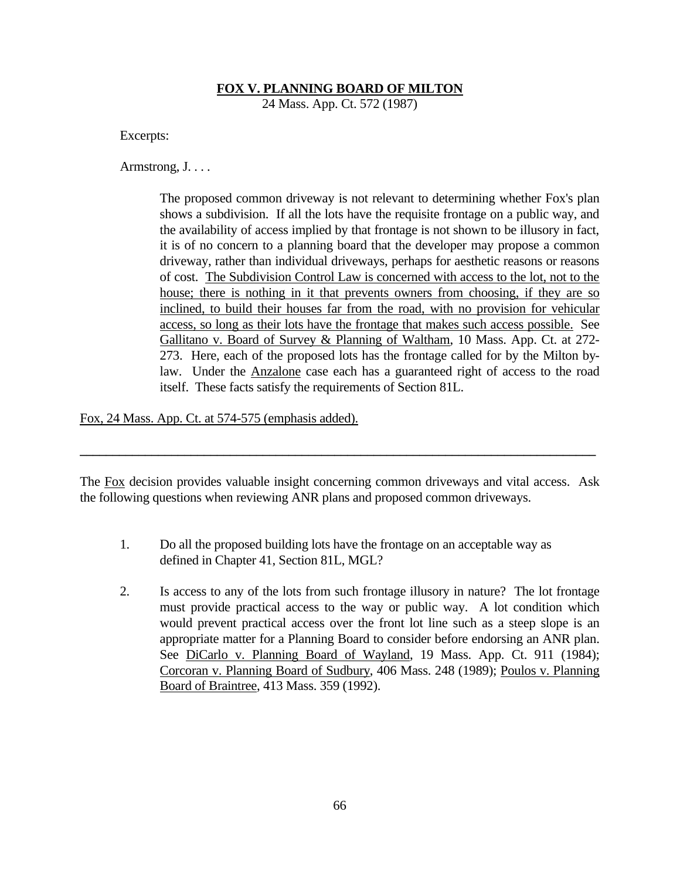**FOX V. PLANNING BOARD OF MILTON**

24 Mass. App. Ct. 572 (1987)

Excerpts:

Armstrong, J. . . .

> The proposed common driveway is not relevant to determining whether Fox's plan shows a subdivision. If all the lots have the requisite frontage on a public way, and the availability of access implied by that frontage is not shown to be illusory in fact, it is of no concern to a planning board that the developer may propose a common driveway, rather than individual driveways, perhaps for aesthetic reasons or reasons of cost. The Subdivision Control Law is concerned with access to the lot, not to the house; there is nothing in it that prevents owners from choosing, if they are so inclined, to build their houses far from the road, with no provision for vehicular access, so long as their lots have the frontage that makes such access possible. See Gallitano v. Board of Survey & Planning of Waltham, 10 Mass. App. Ct. at 272-273. Here, each of the proposed lots has the frontage called for by the Milton by-law. Under the Anzalone case each has a guaranteed right of access to the road itself. These facts satisfy the requirements of Section 81L.

Fox, 24 Mass. App. Ct. at 574-575 (emphasis added).

---

The Fox decision provides valuable insight concerning common driveways and vital access. Ask the following questions when reviewing ANR plans and proposed common driveways.

1. Do all the proposed building lots have the frontage on an acceptable way as defined in Chapter 41, Section 81L, MGL?

2. Is access to any of the lots from such frontage illusory in nature? The lot frontage must provide practical access to the way or public way. A lot condition which would prevent practical access over the front lot line such as a steep slope is an appropriate matter for a Planning Board to consider before endorsing an ANR plan. See DiCarlo v. Planning Board of Wayland, 19 Mass. App. Ct. 911 (1984); Corcoran v. Planning Board of Sudbury, 406 Mass. 248 (1989); Poulos v. Planning Board of Braintree, 413 Mass. 359 (1992).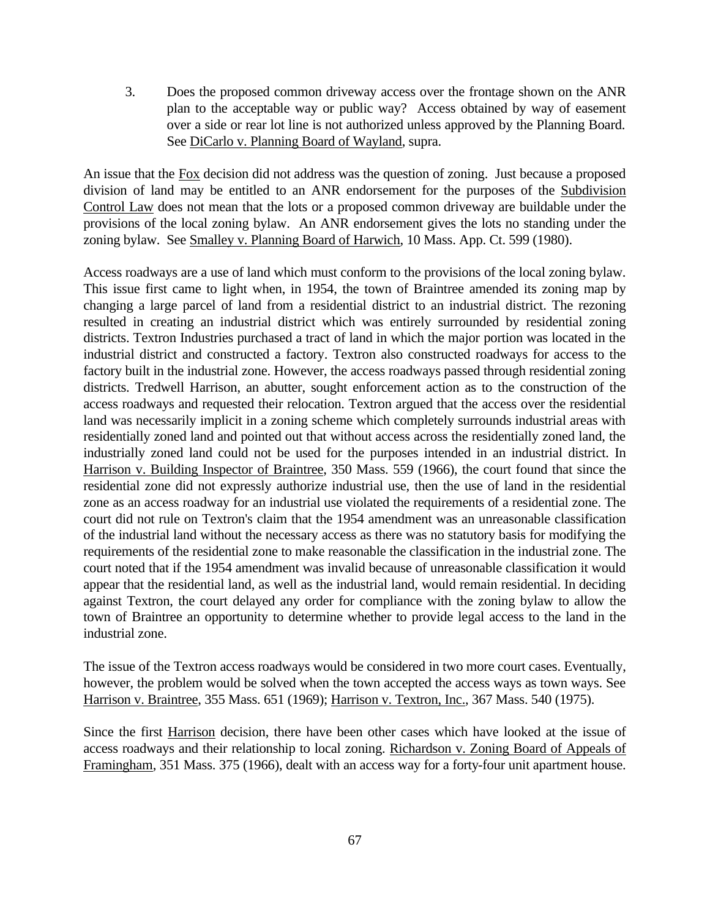3. Does the proposed common driveway access over the frontage shown on the ANR plan to the acceptable way or public way? Access obtained by way of easement over a side or rear lot line is not authorized unless approved by the Planning Board. See DiCarlo v. Planning Board of Wayland, supra.

An issue that the Fox decision did not address was the question of zoning. Just because a proposed division of land may be entitled to an ANR endorsement for the purposes of the Subdivision Control Law does not mean that the lots or a proposed common driveway are buildable under the provisions of the local zoning bylaw. An ANR endorsement gives the lots no standing under the zoning bylaw. See Smalley v. Planning Board of Harwich, 10 Mass. App. Ct. 599 (1980).

Access roadways are a use of land which must conform to the provisions of the local zoning bylaw. This issue first came to light when, in 1954, the town of Braintree amended its zoning map by changing a large parcel of land from a residential district to an industrial district. The rezoning resulted in creating an industrial district which was entirely surrounded by residential zoning districts. Textron Industries purchased a tract of land in which the major portion was located in the industrial district and constructed a factory. Textron also constructed roadways for access to the factory built in the industrial zone. However, the access roadways passed through residential zoning districts. Tredwell Harrison, an abutter, sought enforcement action as to the construction of the access roadways and requested their relocation. Textron argued that the access over the residential land was necessarily implicit in a zoning scheme which completely surrounds industrial areas with residentially zoned land and pointed out that without access across the residentially zoned land, the industrially zoned land could not be used for the purposes intended in an industrial district. In Harrison v. Building Inspector of Braintree, 350 Mass. 559 (1966), the court found that since the residential zone did not expressly authorize industrial use, then the use of land in the residential zone as an access roadway for an industrial use violated the requirements of a residential zone. The court did not rule on Textron's claim that the 1954 amendment was an unreasonable classification of the industrial land without the necessary access as there was no statutory basis for modifying the requirements of the residential zone to make reasonable the classification in the industrial zone. The court noted that if the 1954 amendment was invalid because of unreasonable classification it would appear that the residential land, as well as the industrial land, would remain residential. In deciding against Textron, the court delayed any order for compliance with the zoning bylaw to allow the town of Braintree an opportunity to determine whether to provide legal access to the land in the industrial zone.

The issue of the Textron access roadways would be considered in two more court cases. Eventually, however, the problem would be solved when the town accepted the access ways as town ways. See Harrison v. Braintree, 355 Mass. 651 (1969); Harrison v. Textron, Inc., 367 Mass. 540 (1975).

Since the first Harrison decision, there have been other cases which have looked at the issue of access roadways and their relationship to local zoning. Richardson v. Zoning Board of Appeals of Framingham, 351 Mass. 375 (1966), dealt with an access way for a forty-four unit apartment house.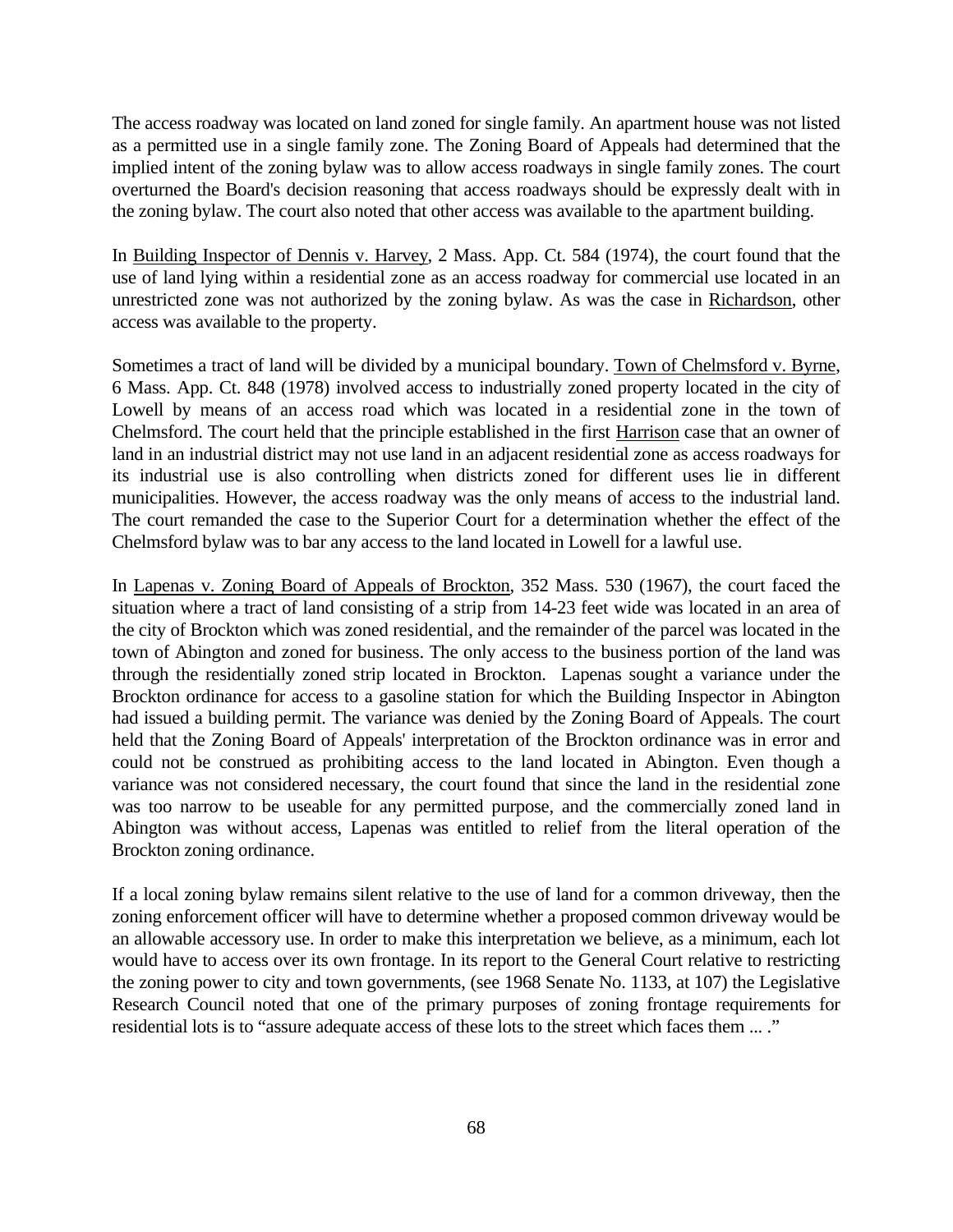The access roadway was located on land zoned for single family. An apartment house was not listed as a permitted use in a single family zone. The Zoning Board of Appeals had determined that the implied intent of the zoning bylaw was to allow access roadways in single family zones. The court overturned the Board's decision reasoning that access roadways should be expressly dealt with in the zoning bylaw. The court also noted that other access was available to the apartment building.

In <u>Building Inspector of Dennis v. Harvey</u>, 2 Mass. App. Ct. 584 (1974), the court found that the use of land lying within a residential zone as an access roadway for commercial use located in an unrestricted zone was not authorized by the zoning bylaw. As was the case in <u>Richardson</u>, other access was available to the property.

Sometimes a tract of land will be divided by a municipal boundary. <u>Town of Chelmsford v. Byrne</u>, 6 Mass. App. Ct. 848 (1978) involved access to industrially zoned property located in the city of Lowell by means of an access road which was located in a residential zone in the town of Chelmsford. The court held that the principle established in the first <u>Harrison</u> case that an owner of land in an industrial district may not use land in an adjacent residential zone as access roadways for its industrial use is also controlling when districts zoned for different uses lie in different municipalities. However, the access roadway was the only means of access to the industrial land. The court remanded the case to the Superior Court for a determination whether the effect of the Chelmsford bylaw was to bar any access to the land located in Lowell for a lawful use.

In <u>Lapenas v. Zoning Board of Appeals of Brockton</u>, 352 Mass. 530 (1967), the court faced the situation where a tract of land consisting of a strip from 14-23 feet wide was located in an area of the city of Brockton which was zoned residential, and the remainder of the parcel was located in the town of Abington and zoned for business. The only access to the business portion of the land was through the residentially zoned strip located in Brockton. Lapenas sought a variance under the Brockton ordinance for access to a gasoline station for which the Building Inspector in Abington had issued a building permit. The variance was denied by the Zoning Board of Appeals. The court held that the Zoning Board of Appeals' interpretation of the Brockton ordinance was in error and could not be construed as prohibiting access to the land located in Abington. Even though a variance was not considered necessary, the court found that since the land in the residential zone was too narrow to be useable for any permitted purpose, and the commercially zoned land in Abington was without access, Lapenas was entitled to relief from the literal operation of the Brockton zoning ordinance.

If a local zoning bylaw remains silent relative to the use of land for a common driveway, then the zoning enforcement officer will have to determine whether a proposed common driveway would be an allowable accessory use. In order to make this interpretation we believe, as a minimum, each lot would have to access over its own frontage. In its report to the General Court relative to restricting the zoning power to city and town governments, (see 1968 Senate No. 1133, at 107) the Legislative Research Council noted that one of the primary purposes of zoning frontage requirements for residential lots is to "assure adequate access of these lots to the street which faces them ... ."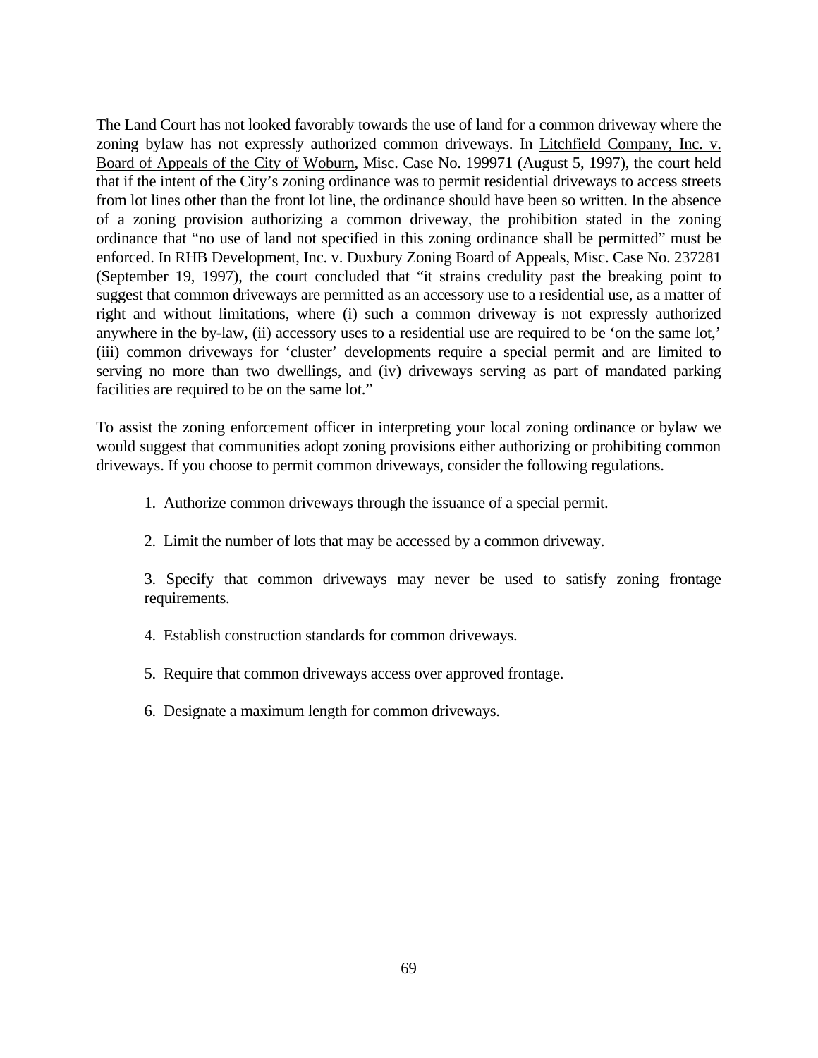The Land Court has not looked favorably towards the use of land for a common driveway where the zoning bylaw has not expressly authorized common driveways. In Litchfield Company, Inc. v. Board of Appeals of the City of Woburn, Misc. Case No. 199971 (August 5, 1997), the court held that if the intent of the City's zoning ordinance was to permit residential driveways to access streets from lot lines other than the front lot line, the ordinance should have been so written. In the absence of a zoning provision authorizing a common driveway, the prohibition stated in the zoning ordinance that "no use of land not specified in this zoning ordinance shall be permitted" must be enforced. In RHB Development, Inc. v. Duxbury Zoning Board of Appeals, Misc. Case No. 237281 (September 19, 1997), the court concluded that "it strains credulity past the breaking point to suggest that common driveways are permitted as an accessory use to a residential use, as a matter of right and without limitations, where (i) such a common driveway is not expressly authorized anywhere in the by-law, (ii) accessory uses to a residential use are required to be 'on the same lot,' (iii) common driveways for 'cluster' developments require a special permit and are limited to serving no more than two dwellings, and (iv) driveways serving as part of mandated parking facilities are required to be on the same lot."

To assist the zoning enforcement officer in interpreting your local zoning ordinance or bylaw we would suggest that communities adopt zoning provisions either authorizing or prohibiting common driveways. If you choose to permit common driveways, consider the following regulations.

1. Authorize common driveways through the issuance of a special permit.

2. Limit the number of lots that may be accessed by a common driveway.

3. Specify that common driveways may never be used to satisfy zoning frontage requirements.

4. Establish construction standards for common driveways.

5. Require that common driveways access over approved frontage.

6. Designate a maximum length for common driveways.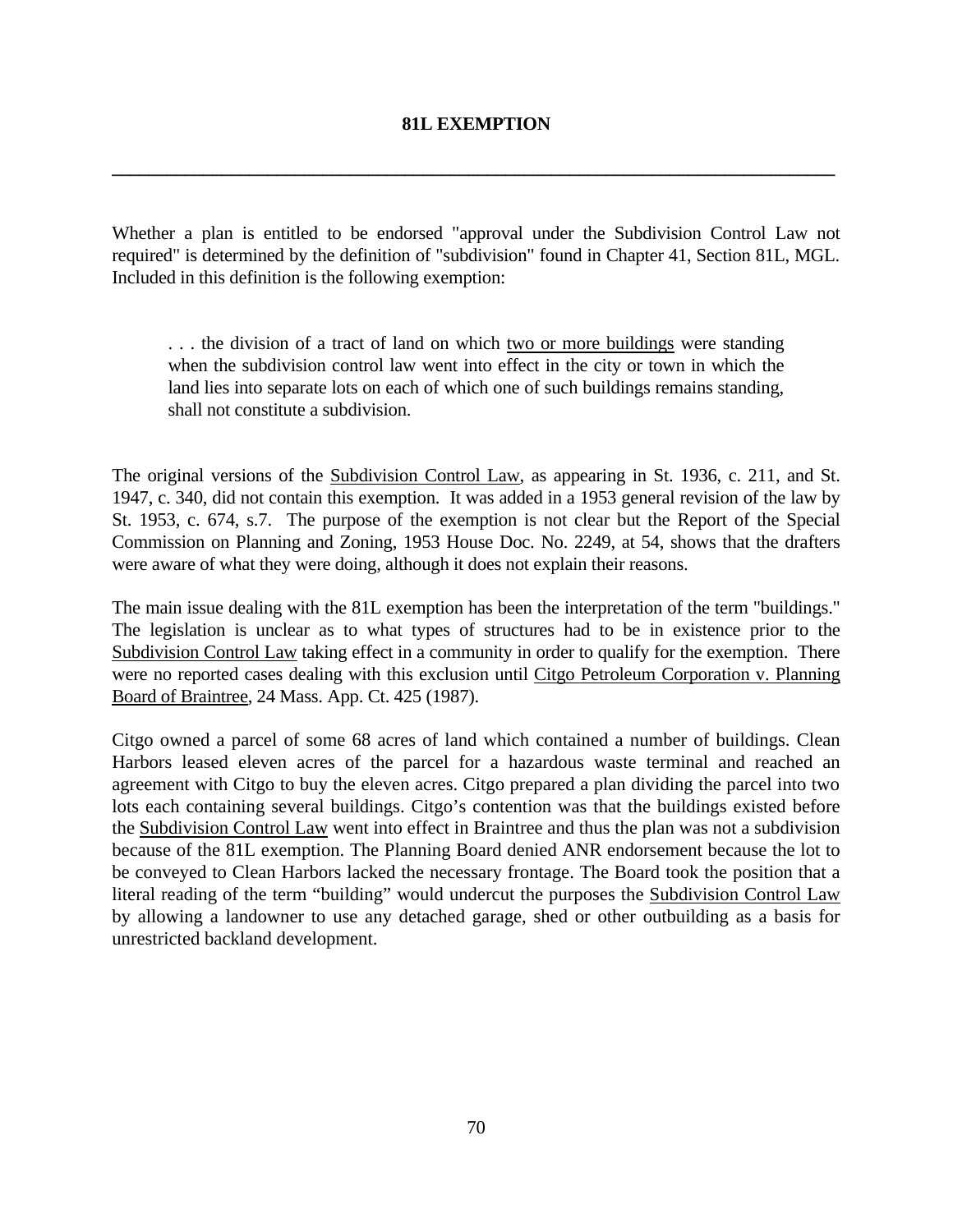# 81L EXEMPTION

---

Whether a plan is entitled to be endorsed "approval under the Subdivision Control Law not required" is determined by the definition of "subdivision" found in Chapter 41, Section 81L, MGL. Included in this definition is the following exemption:

> . . . the division of a tract of land on which two or more buildings were standing when the subdivision control law went into effect in the city or town in which the land lies into separate lots on each of which one of such buildings remains standing, shall not constitute a subdivision.

The original versions of the Subdivision Control Law, as appearing in St. 1936, c. 211, and St. 1947, c. 340, did not contain this exemption. It was added in a 1953 general revision of the law by St. 1953, c. 674, s.7. The purpose of the exemption is not clear but the Report of the Special Commission on Planning and Zoning, 1953 House Doc. No. 2249, at 54, shows that the drafters were aware of what they were doing, although it does not explain their reasons.

The main issue dealing with the 81L exemption has been the interpretation of the term "buildings." The legislation is unclear as to what types of structures had to be in existence prior to the Subdivision Control Law taking effect in a community in order to qualify for the exemption. There were no reported cases dealing with this exclusion until Citgo Petroleum Corporation v. Planning Board of Braintree, 24 Mass. App. Ct. 425 (1987).

Citgo owned a parcel of some 68 acres of land which contained a number of buildings. Clean Harbors leased eleven acres of the parcel for a hazardous waste terminal and reached an agreement with Citgo to buy the eleven acres. Citgo prepared a plan dividing the parcel into two lots each containing several buildings. Citgo's contention was that the buildings existed before the Subdivision Control Law went into effect in Braintree and thus the plan was not a subdivision because of the 81L exemption. The Planning Board denied ANR endorsement because the lot to be conveyed to Clean Harbors lacked the necessary frontage. The Board took the position that a literal reading of the term "building" would undercut the purposes the Subdivision Control Law by allowing a landowner to use any detached garage, shed or other outbuilding as a basis for unrestricted backland development.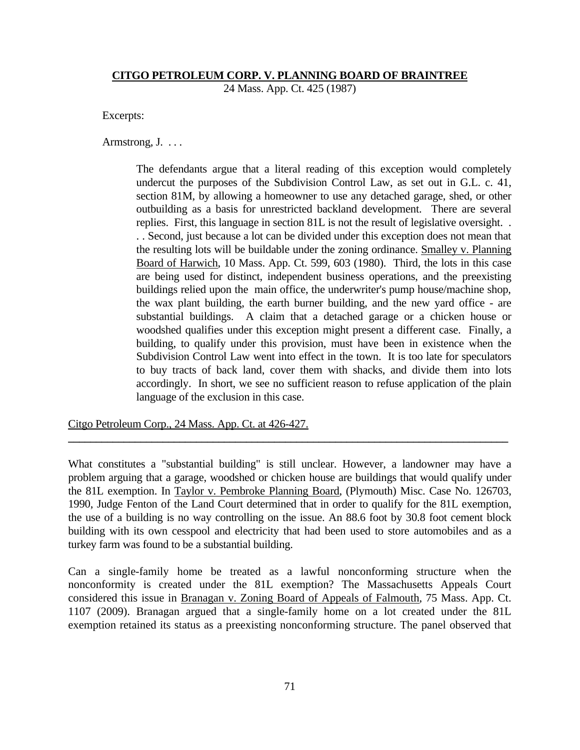**CITGO PETROLEUM CORP. V. PLANNING BOARD OF BRAINTREE**

24 Mass. App. Ct. 425 (1987)

Excerpts:

Armstrong, J. . . .

> The defendants argue that a literal reading of this exception would completely undercut the purposes of the Subdivision Control Law, as set out in G.L. c. 41, section 81M, by allowing a homeowner to use any detached garage, shed, or other outbuilding as a basis for unrestricted backland development. There are several replies. First, this language in section 81L is not the result of legislative oversight. . . . Second, just because a lot can be divided under this exception does not mean that the resulting lots will be buildable under the zoning ordinance. Smalley v. Planning Board of Harwich, 10 Mass. App. Ct. 599, 603 (1980). Third, the lots in this case are being used for distinct, independent business operations, and the preexisting buildings relied upon the main office, the underwriter's pump house/machine shop, the wax plant building, the earth burner building, and the new yard office - are substantial buildings. A claim that a detached garage or a chicken house or woodshed qualifies under this exception might present a different case. Finally, a building, to qualify under this provision, must have been in existence when the Subdivision Control Law went into effect in the town. It is too late for speculators to buy tracts of back land, cover them with shacks, and divide them into lots accordingly. In short, we see no sufficient reason to refuse application of the plain language of the exclusion in this case.

Citgo Petroleum Corp., 24 Mass. App. Ct. at 426-427.

---

What constitutes a "substantial building" is still unclear. However, a landowner may have a problem arguing that a garage, woodshed or chicken house are buildings that would qualify under the 81L exemption. In Taylor v. Pembroke Planning Board, (Plymouth) Misc. Case No. 126703, 1990, Judge Fenton of the Land Court determined that in order to qualify for the 81L exemption, the use of a building is no way controlling on the issue. An 88.6 foot by 30.8 foot cement block building with its own cesspool and electricity that had been used to store automobiles and as a turkey farm was found to be a substantial building.

Can a single-family home be treated as a lawful nonconforming structure when the nonconformity is created under the 81L exemption? The Massachusetts Appeals Court considered this issue in Branagan v. Zoning Board of Appeals of Falmouth, 75 Mass. App. Ct. 1107 (2009). Branagan argued that a single-family home on a lot created under the 81L exemption retained its status as a preexisting nonconforming structure. The panel observed that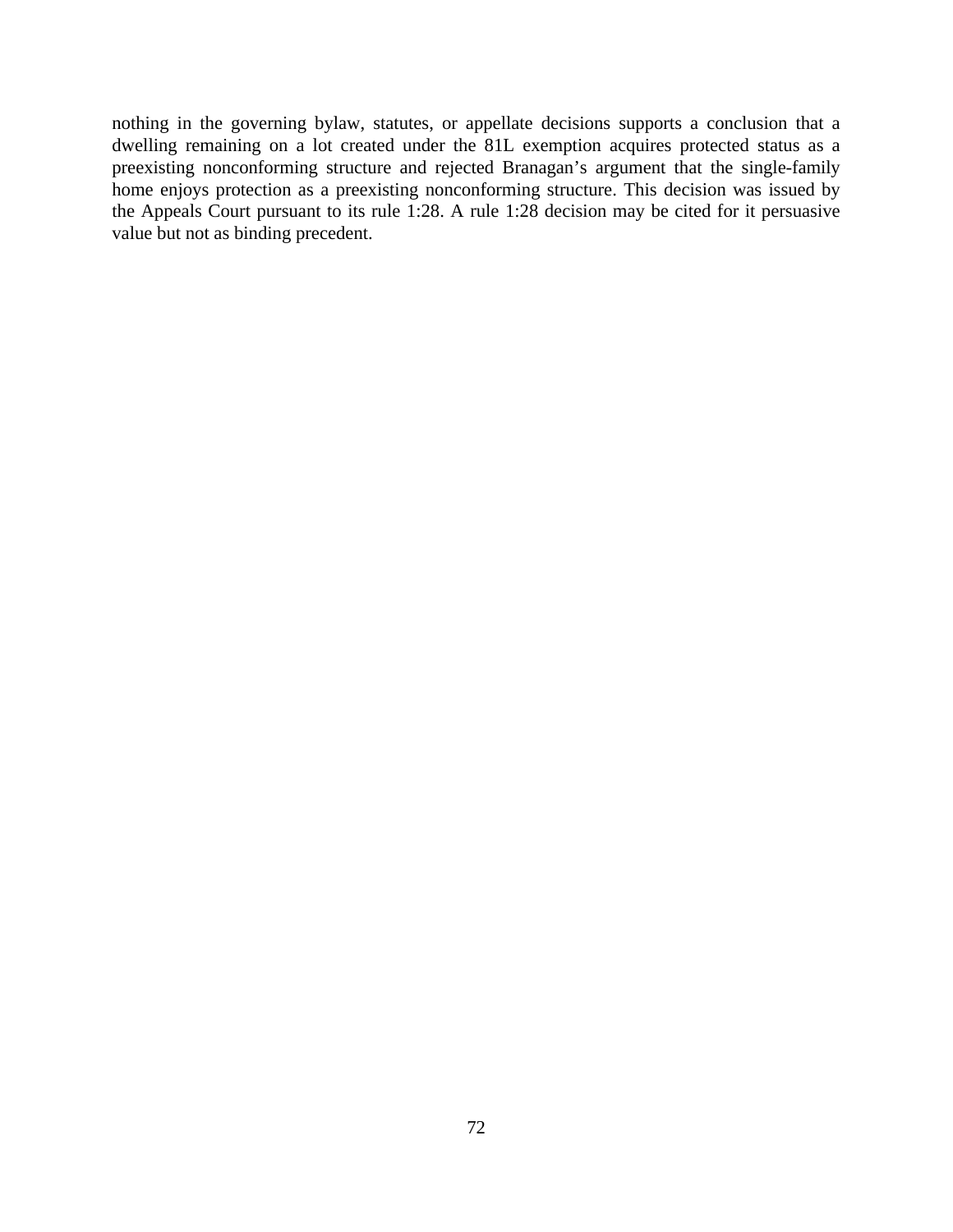nothing in the governing bylaw, statutes, or appellate decisions supports a conclusion that a dwelling remaining on a lot created under the 81L exemption acquires protected status as a preexisting nonconforming structure and rejected Branagan's argument that the single-family home enjoys protection as a preexisting nonconforming structure. This decision was issued by the Appeals Court pursuant to its rule 1:28. A rule 1:28 decision may be cited for it persuasive value but not as binding precedent.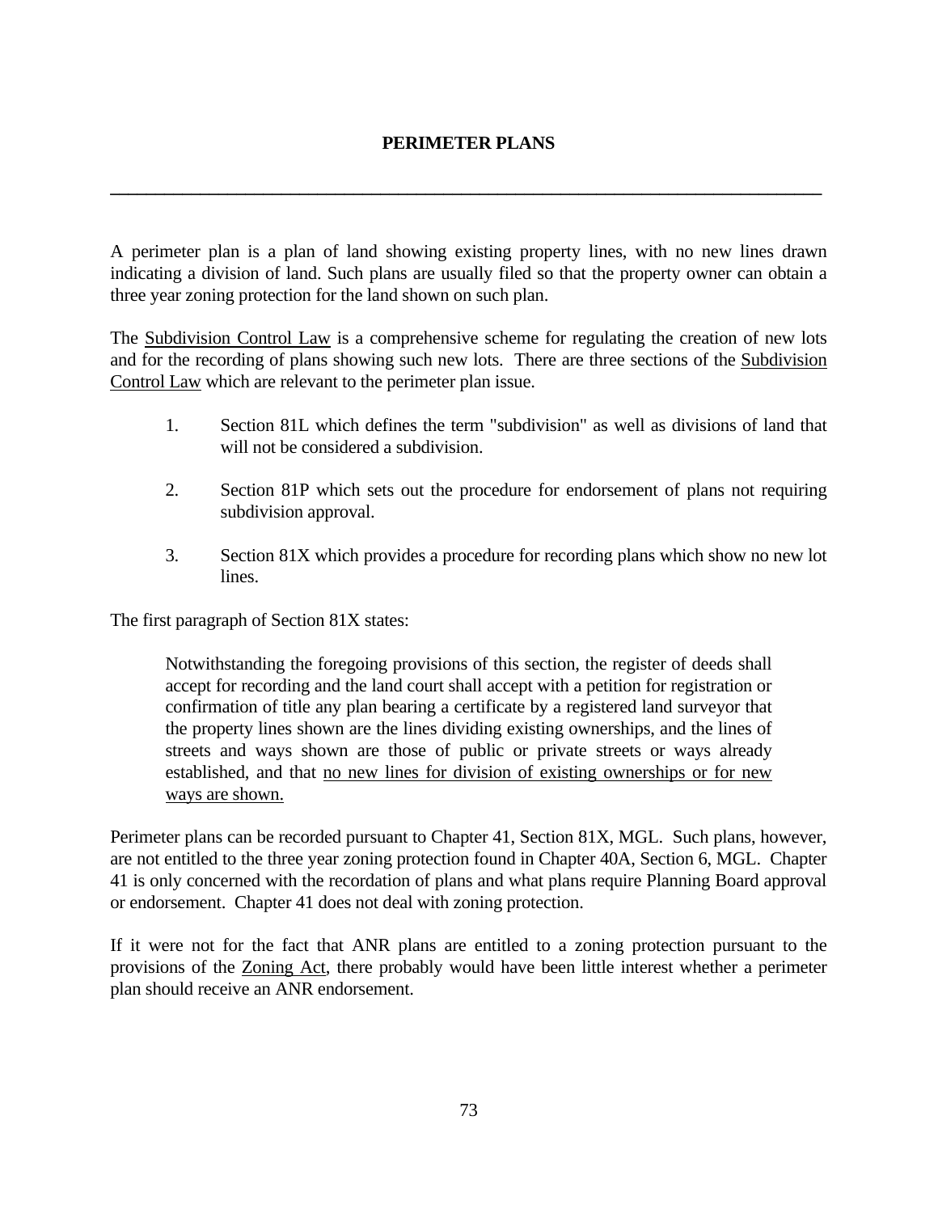## PERIMETER PLANS

---

A perimeter plan is a plan of land showing existing property lines, with no new lines drawn indicating a division of land. Such plans are usually filed so that the property owner can obtain a three year zoning protection for the land shown on such plan.

The Subdivision Control Law is a comprehensive scheme for regulating the creation of new lots and for the recording of plans showing such new lots. There are three sections of the Subdivision Control Law which are relevant to the perimeter plan issue.

1. Section 81L which defines the term "subdivision" as well as divisions of land that will not be considered a subdivision.

2. Section 81P which sets out the procedure for endorsement of plans not requiring subdivision approval.

3. Section 81X which provides a procedure for recording plans which show no new lot lines.

The first paragraph of Section 81X states:

> Notwithstanding the foregoing provisions of this section, the register of deeds shall accept for recording and the land court shall accept with a petition for registration or confirmation of title any plan bearing a certificate by a registered land surveyor that the property lines shown are the lines dividing existing ownerships, and the lines of streets and ways shown are those of public or private streets or ways already established, and that no new lines for division of existing ownerships or for new ways are shown.

Perimeter plans can be recorded pursuant to Chapter 41, Section 81X, MGL. Such plans, however, are not entitled to the three year zoning protection found in Chapter 40A, Section 6, MGL. Chapter 41 is only concerned with the recordation of plans and what plans require Planning Board approval or endorsement. Chapter 41 does not deal with zoning protection.

If it were not for the fact that ANR plans are entitled to a zoning protection pursuant to the provisions of the Zoning Act, there probably would have been little interest whether a perimeter plan should receive an ANR endorsement.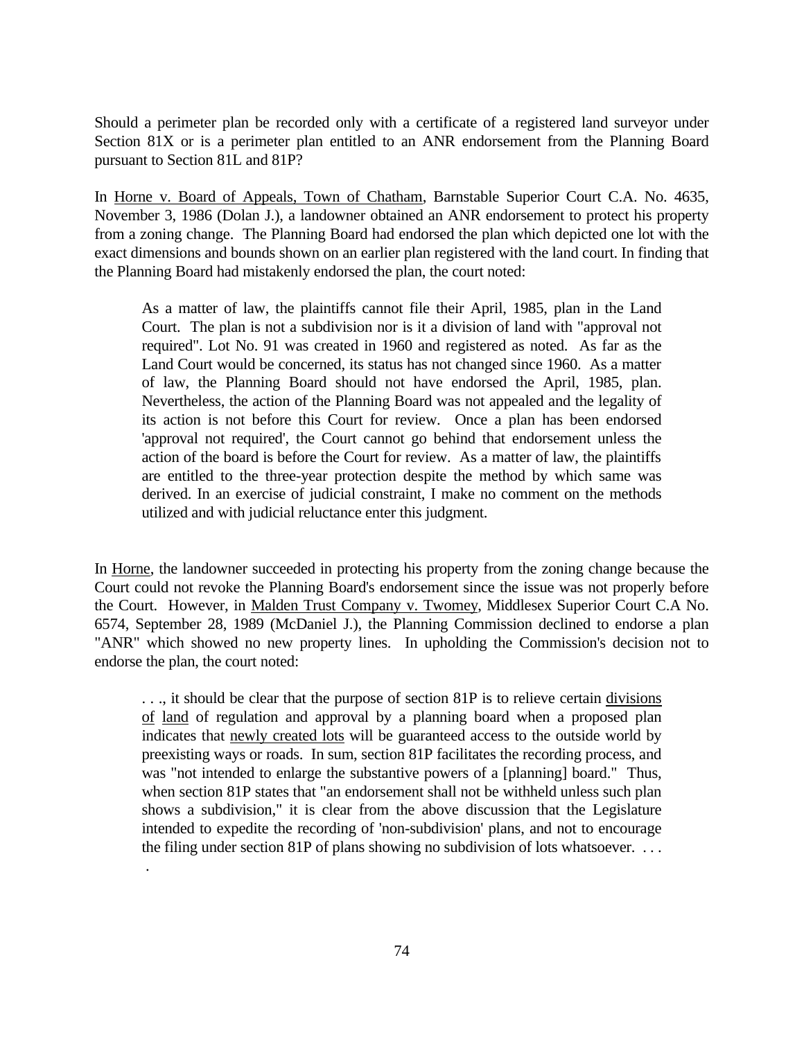Should a perimeter plan be recorded only with a certificate of a registered land surveyor under Section 81X or is a perimeter plan entitled to an ANR endorsement from the Planning Board pursuant to Section 81L and 81P?

In Horne v. Board of Appeals, Town of Chatham, Barnstable Superior Court C.A. No. 4635, November 3, 1986 (Dolan J.), a landowner obtained an ANR endorsement to protect his property from a zoning change. The Planning Board had endorsed the plan which depicted one lot with the exact dimensions and bounds shown on an earlier plan registered with the land court. In finding that the Planning Board had mistakenly endorsed the plan, the court noted:

> As a matter of law, the plaintiffs cannot file their April, 1985, plan in the Land Court. The plan is not a subdivision nor is it a division of land with "approval not required". Lot No. 91 was created in 1960 and registered as noted. As far as the Land Court would be concerned, its status has not changed since 1960. As a matter of law, the Planning Board should not have endorsed the April, 1985, plan. Nevertheless, the action of the Planning Board was not appealed and the legality of its action is not before this Court for review. Once a plan has been endorsed 'approval not required', the Court cannot go behind that endorsement unless the action of the board is before the Court for review. As a matter of law, the plaintiffs are entitled to the three-year protection despite the method by which same was derived. In an exercise of judicial constraint, I make no comment on the methods utilized and with judicial reluctance enter this judgment.

In Horne, the landowner succeeded in protecting his property from the zoning change because the Court could not revoke the Planning Board's endorsement since the issue was not properly before the Court. However, in Malden Trust Company v. Twomey, Middlesex Superior Court C.A No. 6574, September 28, 1989 (McDaniel J.), the Planning Commission declined to endorse a plan "ANR" which showed no new property lines. In upholding the Commission's decision not to endorse the plan, the court noted:

> . . ., it should be clear that the purpose of section 81P is to relieve certain divisions of land of regulation and approval by a planning board when a proposed plan indicates that newly created lots will be guaranteed access to the outside world by preexisting ways or roads. In sum, section 81P facilitates the recording process, and was "not intended to enlarge the substantive powers of a [planning] board." Thus, when section 81P states that "an endorsement shall not be withheld unless such plan shows a subdivision," it is clear from the above discussion that the Legislature intended to expedite the recording of 'non-subdivision' plans, and not to encourage the filing under section 81P of plans showing no subdivision of lots whatsoever. . . . .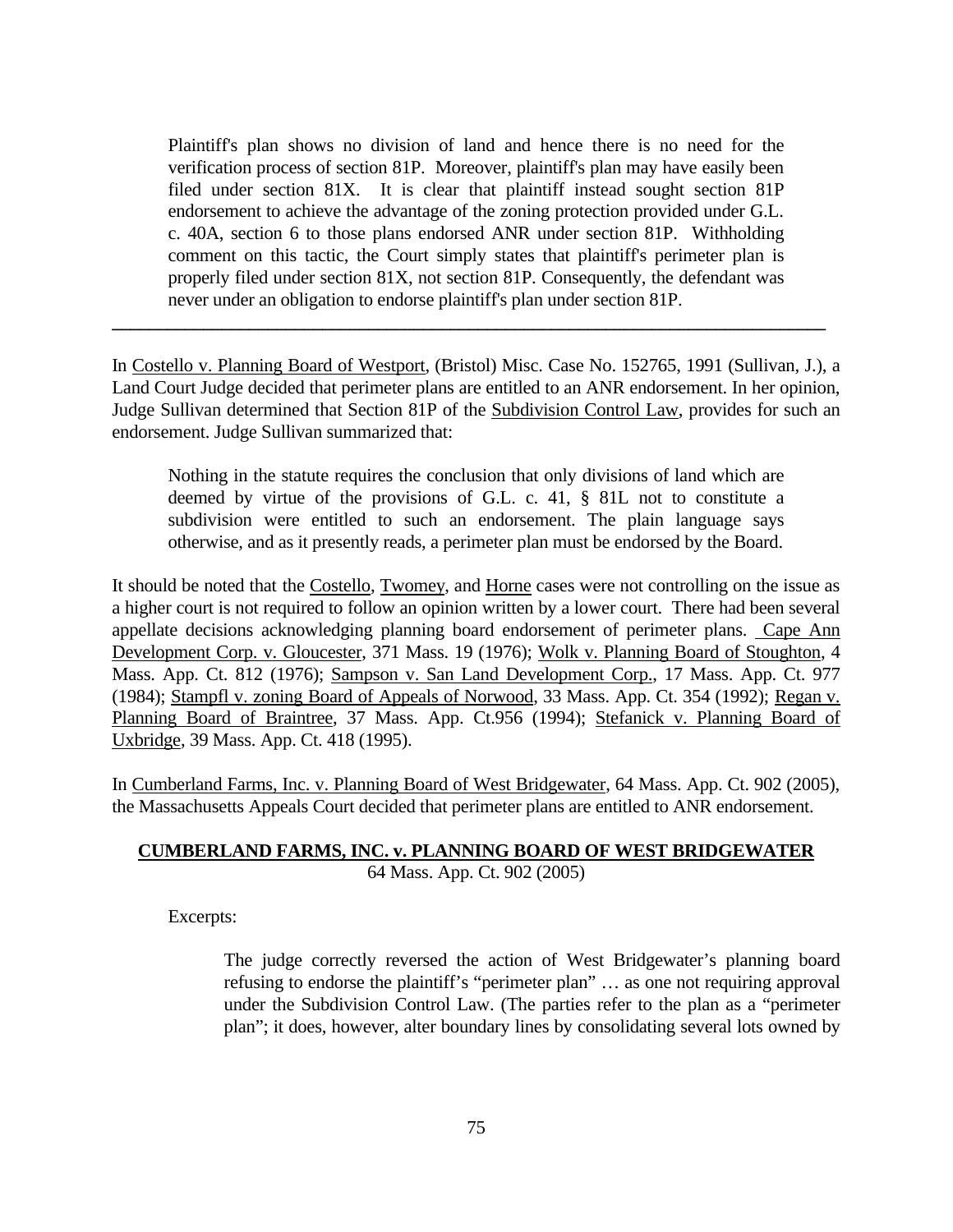> Plaintiff's plan shows no division of land and hence there is no need for the verification process of section 81P. Moreover, plaintiff's plan may have easily been filed under section 81X. It is clear that plaintiff instead sought section 81P endorsement to achieve the advantage of the zoning protection provided under G.L. c. 40A, section 6 to those plans endorsed ANR under section 81P. Withholding comment on this tactic, the Court simply states that plaintiff's perimeter plan is properly filed under section 81X, not section 81P. Consequently, the defendant was never under an obligation to endorse plaintiff's plan under section 81P.

---

In Costello v. Planning Board of Westport, (Bristol) Misc. Case No. 152765, 1991 (Sullivan, J.), a Land Court Judge decided that perimeter plans are entitled to an ANR endorsement. In her opinion, Judge Sullivan determined that Section 81P of the Subdivision Control Law, provides for such an endorsement. Judge Sullivan summarized that:

> Nothing in the statute requires the conclusion that only divisions of land which are deemed by virtue of the provisions of G.L. c. 41, § 81L not to constitute a subdivision were entitled to such an endorsement. The plain language says otherwise, and as it presently reads, a perimeter plan must be endorsed by the Board.

It should be noted that the Costello, Twomey, and Horne cases were not controlling on the issue as a higher court is not required to follow an opinion written by a lower court. There had been several appellate decisions acknowledging planning board endorsement of perimeter plans. Cape Ann Development Corp. v. Gloucester, 371 Mass. 19 (1976); Wolk v. Planning Board of Stoughton, 4 Mass. App. Ct. 812 (1976); Sampson v. San Land Development Corp., 17 Mass. App. Ct. 977 (1984); Stampfl v. zoning Board of Appeals of Norwood, 33 Mass. App. Ct. 354 (1992); Regan v. Planning Board of Braintree, 37 Mass. App. Ct.956 (1994); Stefanick v. Planning Board of Uxbridge, 39 Mass. App. Ct. 418 (1995).

In Cumberland Farms, Inc. v. Planning Board of West Bridgewater, 64 Mass. App. Ct. 902 (2005), the Massachusetts Appeals Court decided that perimeter plans are entitled to ANR endorsement.

**CUMBERLAND FARMS, INC. v. PLANNING BOARD OF WEST BRIDGEWATER**
64 Mass. App. Ct. 902 (2005)

Excerpts:

> The judge correctly reversed the action of West Bridgewater's planning board refusing to endorse the plaintiff's "perimeter plan" … as one not requiring approval under the Subdivision Control Law. (The parties refer to the plan as a "perimeter plan"; it does, however, alter boundary lines by consolidating several lots owned by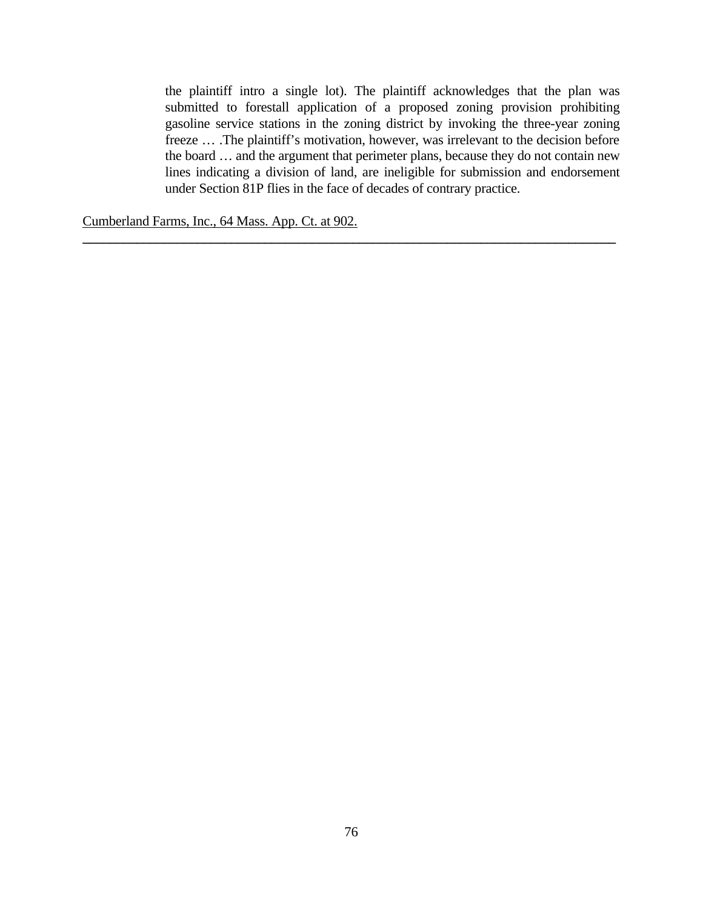> the plaintiff intro a single lot). The plaintiff acknowledges that the plan was submitted to forestall application of a proposed zoning provision prohibiting gasoline service stations in the zoning district by invoking the three-year zoning freeze … .The plaintiff's motivation, however, was irrelevant to the decision before the board … and the argument that perimeter plans, because they do not contain new lines indicating a division of land, are ineligible for submission and endorsement under Section 81P flies in the face of decades of contrary practice.

Cumberland Farms, Inc., 64 Mass. App. Ct. at 902.

---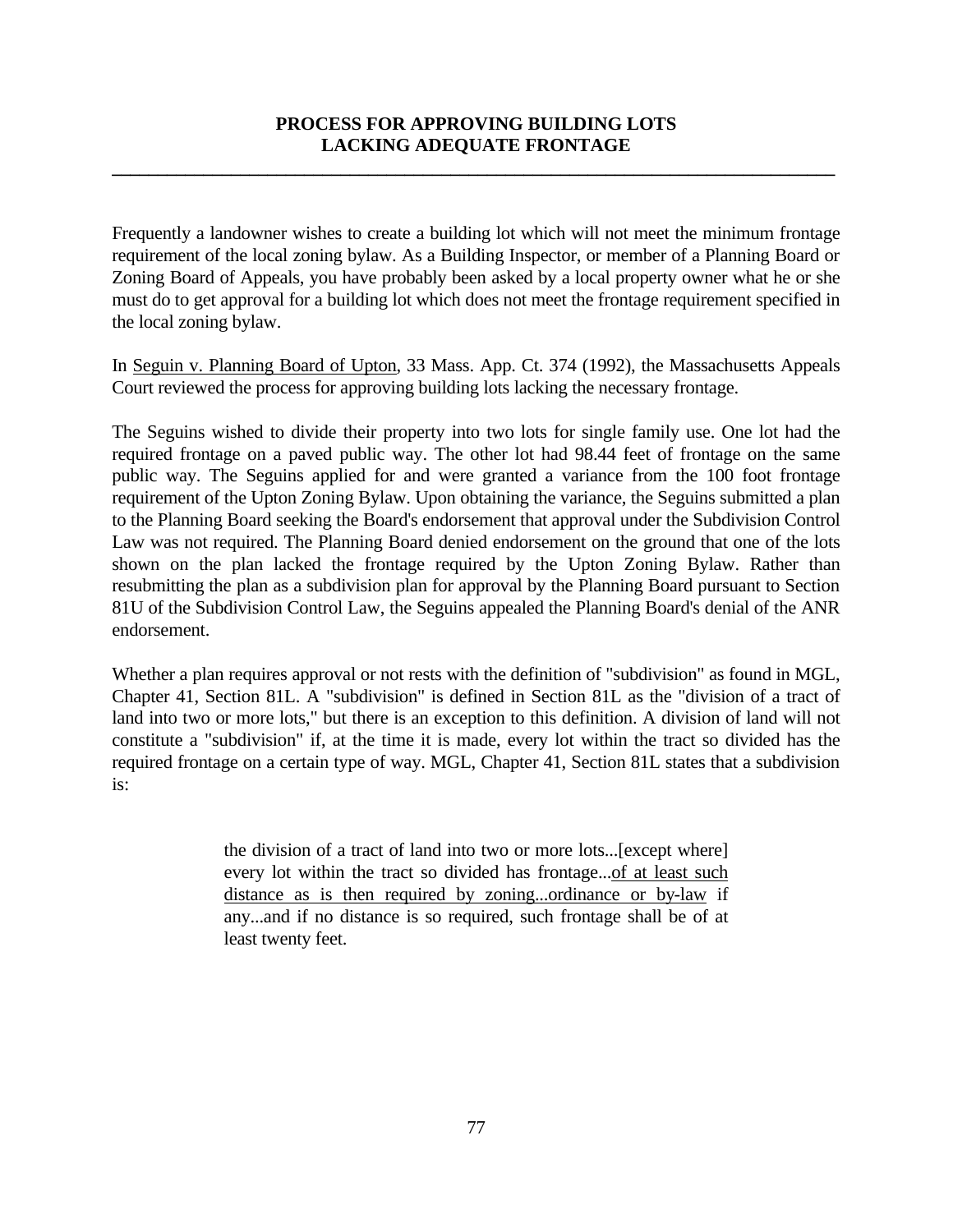## PROCESS FOR APPROVING BUILDING LOTS LACKING ADEQUATE FRONTAGE

---

Frequently a landowner wishes to create a building lot which will not meet the minimum frontage requirement of the local zoning bylaw. As a Building Inspector, or member of a Planning Board or Zoning Board of Appeals, you have probably been asked by a local property owner what he or she must do to get approval for a building lot which does not meet the frontage requirement specified in the local zoning bylaw.

In Seguin v. Planning Board of Upton, 33 Mass. App. Ct. 374 (1992), the Massachusetts Appeals Court reviewed the process for approving building lots lacking the necessary frontage.

The Seguins wished to divide their property into two lots for single family use. One lot had the required frontage on a paved public way. The other lot had 98.44 feet of frontage on the same public way. The Seguins applied for and were granted a variance from the 100 foot frontage requirement of the Upton Zoning Bylaw. Upon obtaining the variance, the Seguins submitted a plan to the Planning Board seeking the Board's endorsement that approval under the Subdivision Control Law was not required. The Planning Board denied endorsement on the ground that one of the lots shown on the plan lacked the frontage required by the Upton Zoning Bylaw. Rather than resubmitting the plan as a subdivision plan for approval by the Planning Board pursuant to Section 81U of the Subdivision Control Law, the Seguins appealed the Planning Board's denial of the ANR endorsement.

Whether a plan requires approval or not rests with the definition of "subdivision" as found in MGL, Chapter 41, Section 81L. A "subdivision" is defined in Section 81L as the "division of a tract of land into two or more lots," but there is an exception to this definition. A division of land will not constitute a "subdivision" if, at the time it is made, every lot within the tract so divided has the required frontage on a certain type of way. MGL, Chapter 41, Section 81L states that a subdivision is:

> the division of a tract of land into two or more lots...[except where] every lot within the tract so divided has frontage...<u>of at least such distance as is then required by zoning...ordinance or by-law</u> if any...and if no distance is so required, such frontage shall be of at least twenty feet.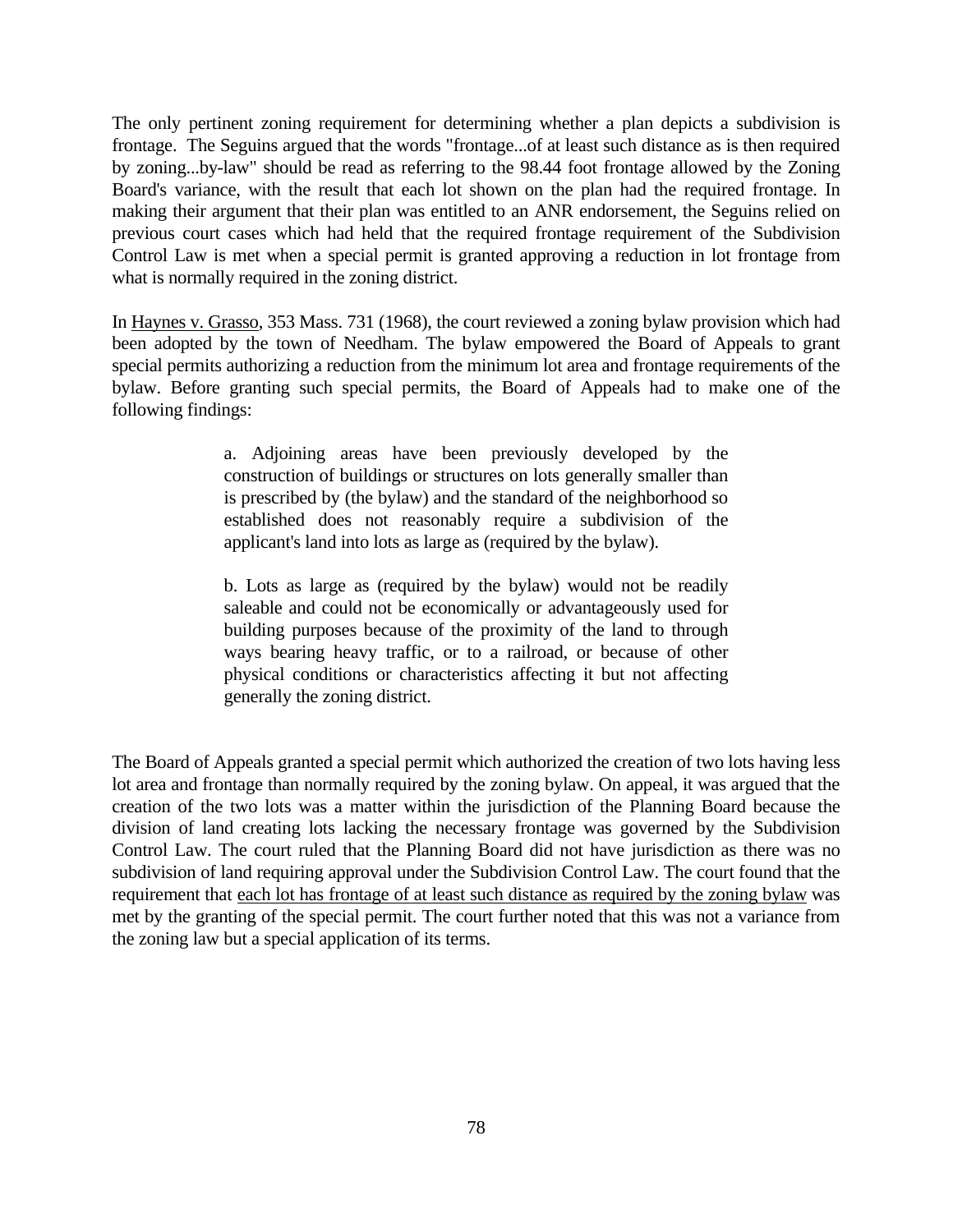The only pertinent zoning requirement for determining whether a plan depicts a subdivision is frontage. The Seguins argued that the words "frontage...of at least such distance as is then required by zoning...by-law" should be read as referring to the 98.44 foot frontage allowed by the Zoning Board's variance, with the result that each lot shown on the plan had the required frontage. In making their argument that their plan was entitled to an ANR endorsement, the Seguins relied on previous court cases which had held that the required frontage requirement of the Subdivision Control Law is met when a special permit is granted approving a reduction in lot frontage from what is normally required in the zoning district.

In Haynes v. Grasso, 353 Mass. 731 (1968), the court reviewed a zoning bylaw provision which had been adopted by the town of Needham. The bylaw empowered the Board of Appeals to grant special permits authorizing a reduction from the minimum lot area and frontage requirements of the bylaw. Before granting such special permits, the Board of Appeals had to make one of the following findings:

> a. Adjoining areas have been previously developed by the construction of buildings or structures on lots generally smaller than is prescribed by (the bylaw) and the standard of the neighborhood so established does not reasonably require a subdivision of the applicant's land into lots as large as (required by the bylaw).
>
> b. Lots as large as (required by the bylaw) would not be readily saleable and could not be economically or advantageously used for building purposes because of the proximity of the land to through ways bearing heavy traffic, or to a railroad, or because of other physical conditions or characteristics affecting it but not affecting generally the zoning district.

The Board of Appeals granted a special permit which authorized the creation of two lots having less lot area and frontage than normally required by the zoning bylaw. On appeal, it was argued that the creation of the two lots was a matter within the jurisdiction of the Planning Board because the division of land creating lots lacking the necessary frontage was governed by the Subdivision Control Law. The court ruled that the Planning Board did not have jurisdiction as there was no subdivision of land requiring approval under the Subdivision Control Law. The court found that the requirement that each lot has frontage of at least such distance as required by the zoning bylaw was met by the granting of the special permit. The court further noted that this was not a variance from the zoning law but a special application of its terms.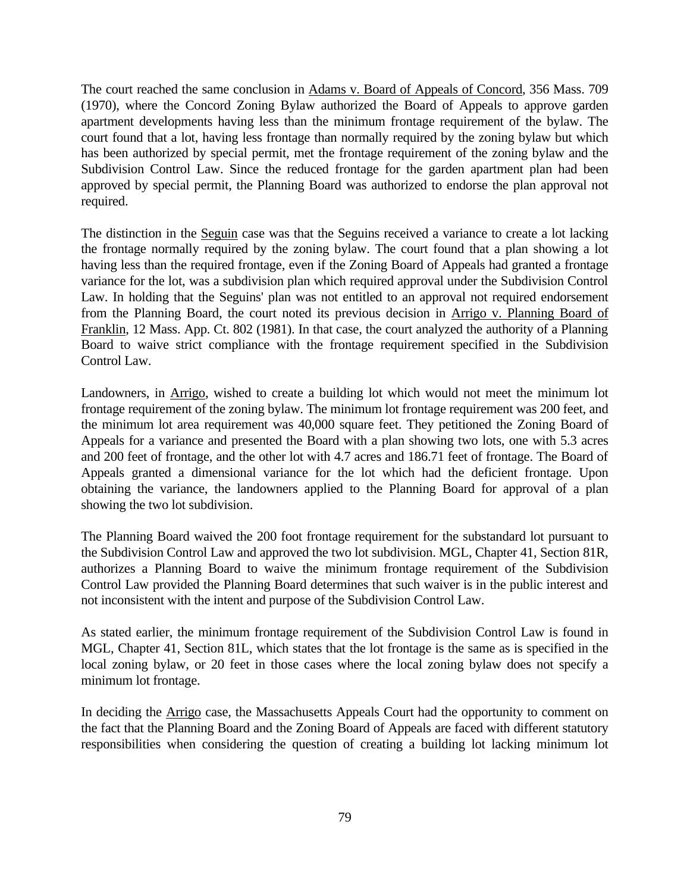The court reached the same conclusion in <u>Adams v. Board of Appeals of Concord</u>, 356 Mass. 709 (1970), where the Concord Zoning Bylaw authorized the Board of Appeals to approve garden apartment developments having less than the minimum frontage requirement of the bylaw. The court found that a lot, having less frontage than normally required by the zoning bylaw but which has been authorized by special permit, met the frontage requirement of the zoning bylaw and the Subdivision Control Law. Since the reduced frontage for the garden apartment plan had been approved by special permit, the Planning Board was authorized to endorse the plan approval not required.

The distinction in the <u>Seguin</u> case was that the Seguins received a variance to create a lot lacking the frontage normally required by the zoning bylaw. The court found that a plan showing a lot having less than the required frontage, even if the Zoning Board of Appeals had granted a frontage variance for the lot, was a subdivision plan which required approval under the Subdivision Control Law. In holding that the Seguins' plan was not entitled to an approval not required endorsement from the Planning Board, the court noted its previous decision in <u>Arrigo v. Planning Board of Franklin</u>, 12 Mass. App. Ct. 802 (1981). In that case, the court analyzed the authority of a Planning Board to waive strict compliance with the frontage requirement specified in the Subdivision Control Law.

Landowners, in <u>Arrigo</u>, wished to create a building lot which would not meet the minimum lot frontage requirement of the zoning bylaw. The minimum lot frontage requirement was 200 feet, and the minimum lot area requirement was 40,000 square feet. They petitioned the Zoning Board of Appeals for a variance and presented the Board with a plan showing two lots, one with 5.3 acres and 200 feet of frontage, and the other lot with 4.7 acres and 186.71 feet of frontage. The Board of Appeals granted a dimensional variance for the lot which had the deficient frontage. Upon obtaining the variance, the landowners applied to the Planning Board for approval of a plan showing the two lot subdivision.

The Planning Board waived the 200 foot frontage requirement for the substandard lot pursuant to the Subdivision Control Law and approved the two lot subdivision. MGL, Chapter 41, Section 81R, authorizes a Planning Board to waive the minimum frontage requirement of the Subdivision Control Law provided the Planning Board determines that such waiver is in the public interest and not inconsistent with the intent and purpose of the Subdivision Control Law.

As stated earlier, the minimum frontage requirement of the Subdivision Control Law is found in MGL, Chapter 41, Section 81L, which states that the lot frontage is the same as is specified in the local zoning bylaw, or 20 feet in those cases where the local zoning bylaw does not specify a minimum lot frontage.

In deciding the <u>Arrigo</u> case, the Massachusetts Appeals Court had the opportunity to comment on the fact that the Planning Board and the Zoning Board of Appeals are faced with different statutory responsibilities when considering the question of creating a building lot lacking minimum lot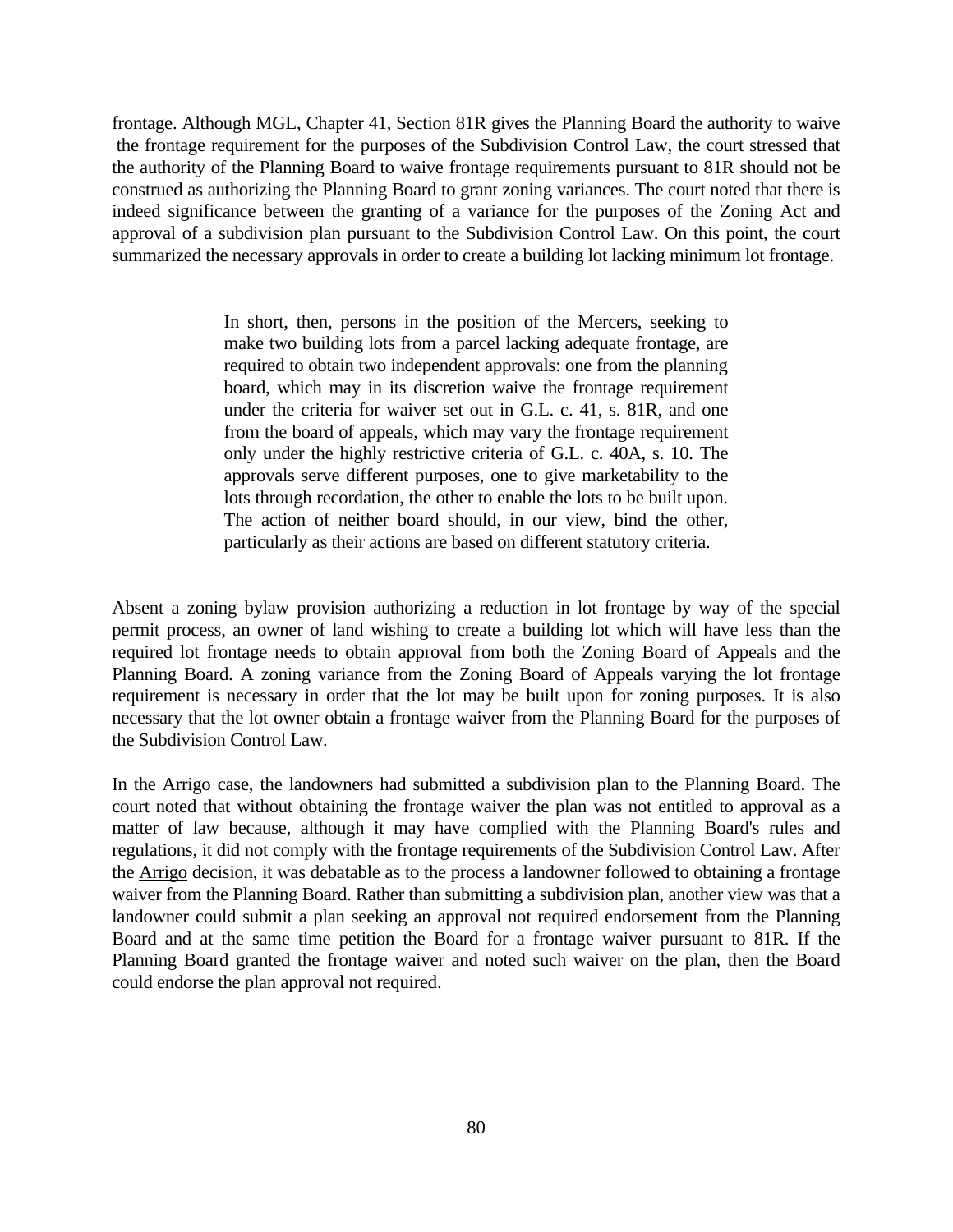frontage. Although MGL, Chapter 41, Section 81R gives the Planning Board the authority to waive the frontage requirement for the purposes of the Subdivision Control Law, the court stressed that the authority of the Planning Board to waive frontage requirements pursuant to 81R should not be construed as authorizing the Planning Board to grant zoning variances. The court noted that there is indeed significance between the granting of a variance for the purposes of the Zoning Act and approval of a subdivision plan pursuant to the Subdivision Control Law. On this point, the court summarized the necessary approvals in order to create a building lot lacking minimum lot frontage.

> In short, then, persons in the position of the Mercers, seeking to make two building lots from a parcel lacking adequate frontage, are required to obtain two independent approvals: one from the planning board, which may in its discretion waive the frontage requirement under the criteria for waiver set out in G.L. c. 41, s. 81R, and one from the board of appeals, which may vary the frontage requirement only under the highly restrictive criteria of G.L. c. 40A, s. 10. The approvals serve different purposes, one to give marketability to the lots through recordation, the other to enable the lots to be built upon. The action of neither board should, in our view, bind the other, particularly as their actions are based on different statutory criteria.

Absent a zoning bylaw provision authorizing a reduction in lot frontage by way of the special permit process, an owner of land wishing to create a building lot which will have less than the required lot frontage needs to obtain approval from both the Zoning Board of Appeals and the Planning Board. A zoning variance from the Zoning Board of Appeals varying the lot frontage requirement is necessary in order that the lot may be built upon for zoning purposes. It is also necessary that the lot owner obtain a frontage waiver from the Planning Board for the purposes of the Subdivision Control Law.

In the Arrigo case, the landowners had submitted a subdivision plan to the Planning Board. The court noted that without obtaining the frontage waiver the plan was not entitled to approval as a matter of law because, although it may have complied with the Planning Board's rules and regulations, it did not comply with the frontage requirements of the Subdivision Control Law. After the Arrigo decision, it was debatable as to the process a landowner followed to obtaining a frontage waiver from the Planning Board. Rather than submitting a subdivision plan, another view was that a landowner could submit a plan seeking an approval not required endorsement from the Planning Board and at the same time petition the Board for a frontage waiver pursuant to 81R. If the Planning Board granted the frontage waiver and noted such waiver on the plan, then the Board could endorse the plan approval not required.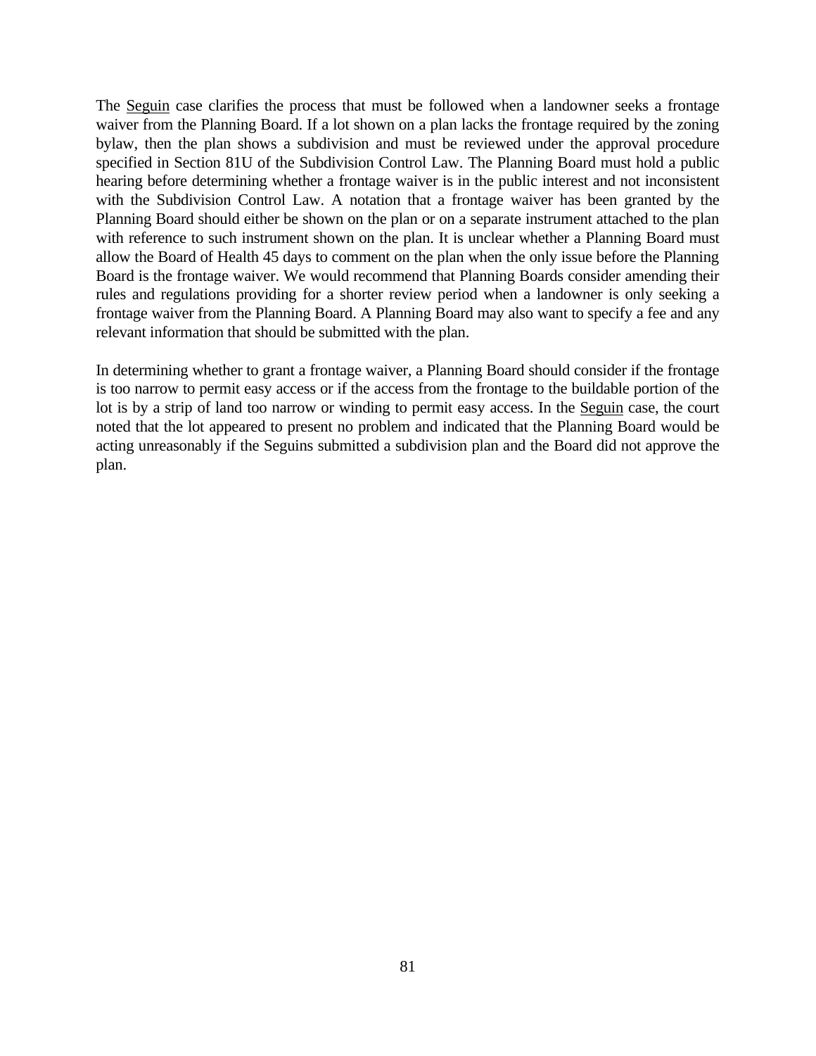The Seguin case clarifies the process that must be followed when a landowner seeks a frontage waiver from the Planning Board. If a lot shown on a plan lacks the frontage required by the zoning bylaw, then the plan shows a subdivision and must be reviewed under the approval procedure specified in Section 81U of the Subdivision Control Law. The Planning Board must hold a public hearing before determining whether a frontage waiver is in the public interest and not inconsistent with the Subdivision Control Law. A notation that a frontage waiver has been granted by the Planning Board should either be shown on the plan or on a separate instrument attached to the plan with reference to such instrument shown on the plan. It is unclear whether a Planning Board must allow the Board of Health 45 days to comment on the plan when the only issue before the Planning Board is the frontage waiver. We would recommend that Planning Boards consider amending their rules and regulations providing for a shorter review period when a landowner is only seeking a frontage waiver from the Planning Board. A Planning Board may also want to specify a fee and any relevant information that should be submitted with the plan.

In determining whether to grant a frontage waiver, a Planning Board should consider if the frontage is too narrow to permit easy access or if the access from the frontage to the buildable portion of the lot is by a strip of land too narrow or winding to permit easy access. In the Seguin case, the court noted that the lot appeared to present no problem and indicated that the Planning Board would be acting unreasonably if the Seguins submitted a subdivision plan and the Board did not approve the plan.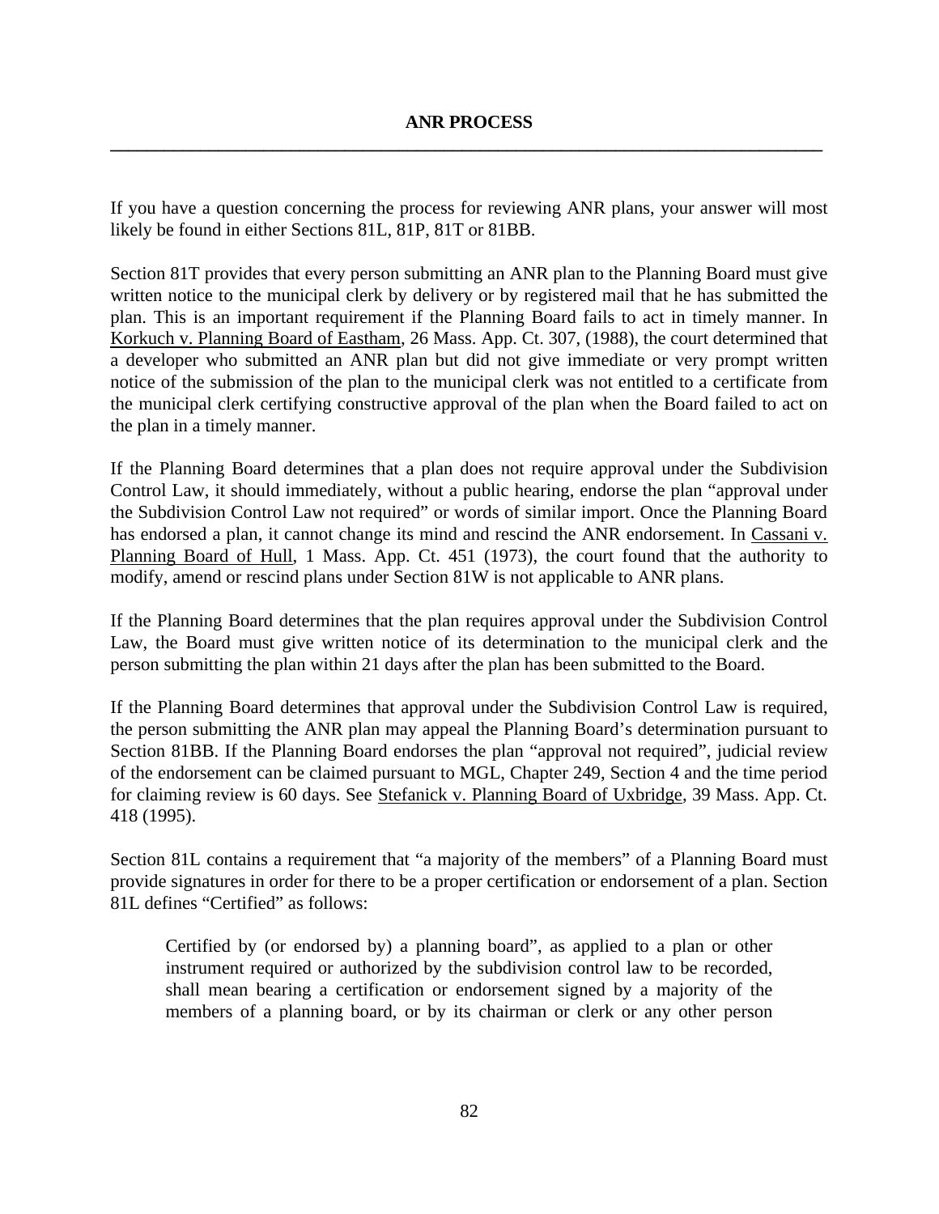## ANR PROCESS

If you have a question concerning the process for reviewing ANR plans, your answer will most likely be found in either Sections 81L, 81P, 81T or 81BB.

Section 81T provides that every person submitting an ANR plan to the Planning Board must give written notice to the municipal clerk by delivery or by registered mail that he has submitted the plan. This is an important requirement if the Planning Board fails to act in timely manner. In Korkuch v. Planning Board of Eastham, 26 Mass. App. Ct. 307, (1988), the court determined that a developer who submitted an ANR plan but did not give immediate or very prompt written notice of the submission of the plan to the municipal clerk was not entitled to a certificate from the municipal clerk certifying constructive approval of the plan when the Board failed to act on the plan in a timely manner.

If the Planning Board determines that a plan does not require approval under the Subdivision Control Law, it should immediately, without a public hearing, endorse the plan "approval under the Subdivision Control Law not required" or words of similar import. Once the Planning Board has endorsed a plan, it cannot change its mind and rescind the ANR endorsement. In Cassani v. Planning Board of Hull, 1 Mass. App. Ct. 451 (1973), the court found that the authority to modify, amend or rescind plans under Section 81W is not applicable to ANR plans.

If the Planning Board determines that the plan requires approval under the Subdivision Control Law, the Board must give written notice of its determination to the municipal clerk and the person submitting the plan within 21 days after the plan has been submitted to the Board.

If the Planning Board determines that approval under the Subdivision Control Law is required, the person submitting the ANR plan may appeal the Planning Board's determination pursuant to Section 81BB. If the Planning Board endorses the plan "approval not required", judicial review of the endorsement can be claimed pursuant to MGL, Chapter 249, Section 4 and the time period for claiming review is 60 days. See Stefanick v. Planning Board of Uxbridge, 39 Mass. App. Ct. 418 (1995).

Section 81L contains a requirement that "a majority of the members" of a Planning Board must provide signatures in order for there to be a proper certification or endorsement of a plan. Section 81L defines "Certified" as follows:

> Certified by (or endorsed by) a planning board", as applied to a plan or other instrument required or authorized by the subdivision control law to be recorded, shall mean bearing a certification or endorsement signed by a majority of the members of a planning board, or by its chairman or clerk or any other person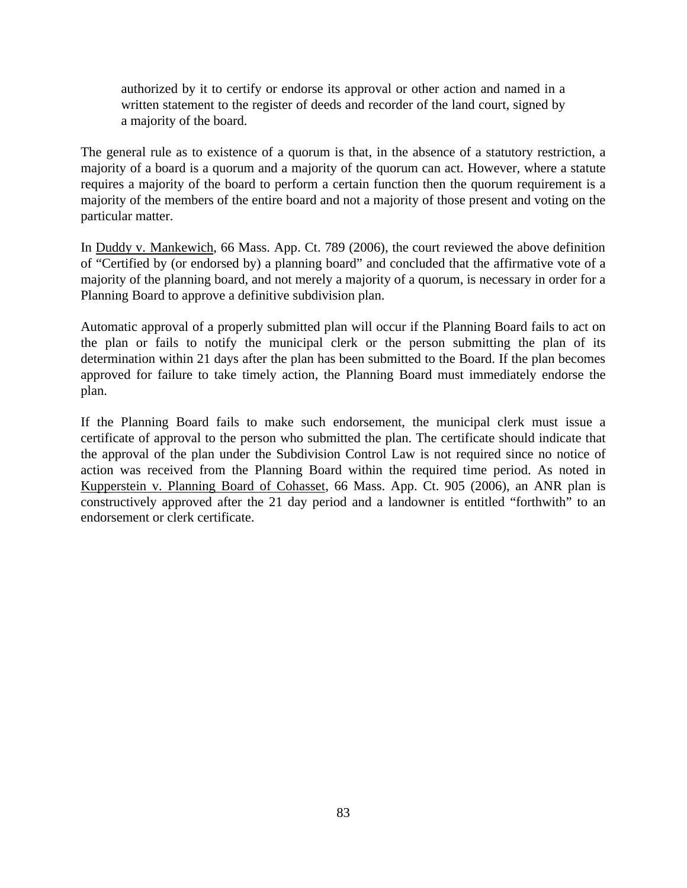> authorized by it to certify or endorse its approval or other action and named in a written statement to the register of deeds and recorder of the land court, signed by a majority of the board.

The general rule as to existence of a quorum is that, in the absence of a statutory restriction, a majority of a board is a quorum and a majority of the quorum can act. However, where a statute requires a majority of the board to perform a certain function then the quorum requirement is a majority of the members of the entire board and not a majority of those present and voting on the particular matter.

In <u>Duddy v. Mankewich</u>, 66 Mass. App. Ct. 789 (2006), the court reviewed the above definition of "Certified by (or endorsed by) a planning board" and concluded that the affirmative vote of a majority of the planning board, and not merely a majority of a quorum, is necessary in order for a Planning Board to approve a definitive subdivision plan.

Automatic approval of a properly submitted plan will occur if the Planning Board fails to act on the plan or fails to notify the municipal clerk or the person submitting the plan of its determination within 21 days after the plan has been submitted to the Board. If the plan becomes approved for failure to take timely action, the Planning Board must immediately endorse the plan.

If the Planning Board fails to make such endorsement, the municipal clerk must issue a certificate of approval to the person who submitted the plan. The certificate should indicate that the approval of the plan under the Subdivision Control Law is not required since no notice of action was received from the Planning Board within the required time period. As noted in <u>Kupperstein v. Planning Board of Cohasset</u>, 66 Mass. App. Ct. 905 (2006), an ANR plan is constructively approved after the 21 day period and a landowner is entitled "forthwith" to an endorsement or clerk certificate.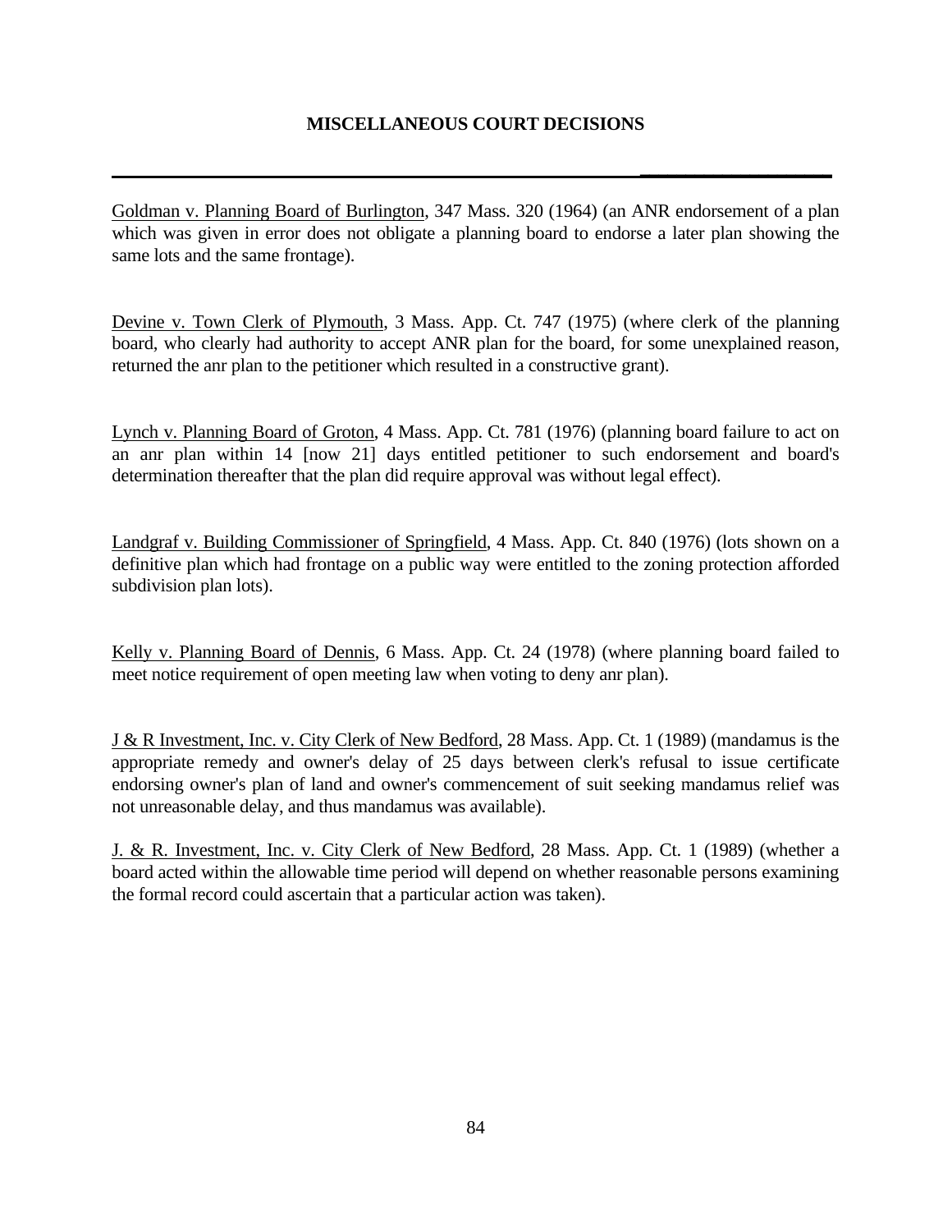## MISCELLANEOUS COURT DECISIONS

---

Goldman v. Planning Board of Burlington, 347 Mass. 320 (1964) (an ANR endorsement of a plan which was given in error does not obligate a planning board to endorse a later plan showing the same lots and the same frontage).

Devine v. Town Clerk of Plymouth, 3 Mass. App. Ct. 747 (1975) (where clerk of the planning board, who clearly had authority to accept ANR plan for the board, for some unexplained reason, returned the anr plan to the petitioner which resulted in a constructive grant).

Lynch v. Planning Board of Groton, 4 Mass. App. Ct. 781 (1976) (planning board failure to act on an anr plan within 14 [now 21] days entitled petitioner to such endorsement and board's determination thereafter that the plan did require approval was without legal effect).

Landgraf v. Building Commissioner of Springfield, 4 Mass. App. Ct. 840 (1976) (lots shown on a definitive plan which had frontage on a public way were entitled to the zoning protection afforded subdivision plan lots).

Kelly v. Planning Board of Dennis, 6 Mass. App. Ct. 24 (1978) (where planning board failed to meet notice requirement of open meeting law when voting to deny anr plan).

J & R Investment, Inc. v. City Clerk of New Bedford, 28 Mass. App. Ct. 1 (1989) (mandamus is the appropriate remedy and owner's delay of 25 days between clerk's refusal to issue certificate endorsing owner's plan of land and owner's commencement of suit seeking mandamus relief was not unreasonable delay, and thus mandamus was available).

J. & R. Investment, Inc. v. City Clerk of New Bedford, 28 Mass. App. Ct. 1 (1989) (whether a board acted within the allowable time period will depend on whether reasonable persons examining the formal record could ascertain that a particular action was taken).